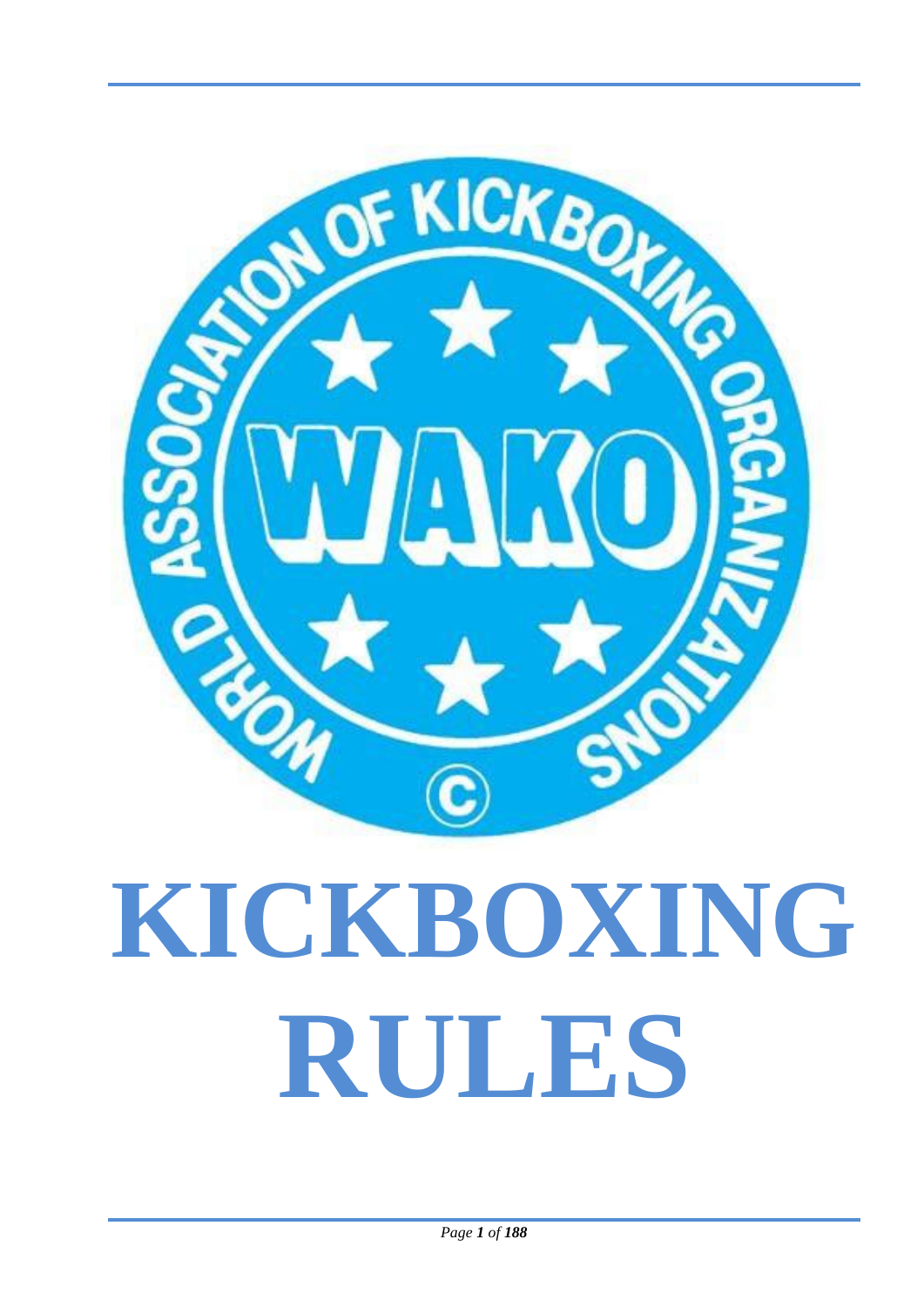WORLD ASSOCIATION OF KICKBOXING ORGANIZATIONS

WAKO

©

# KICKBOXING RULES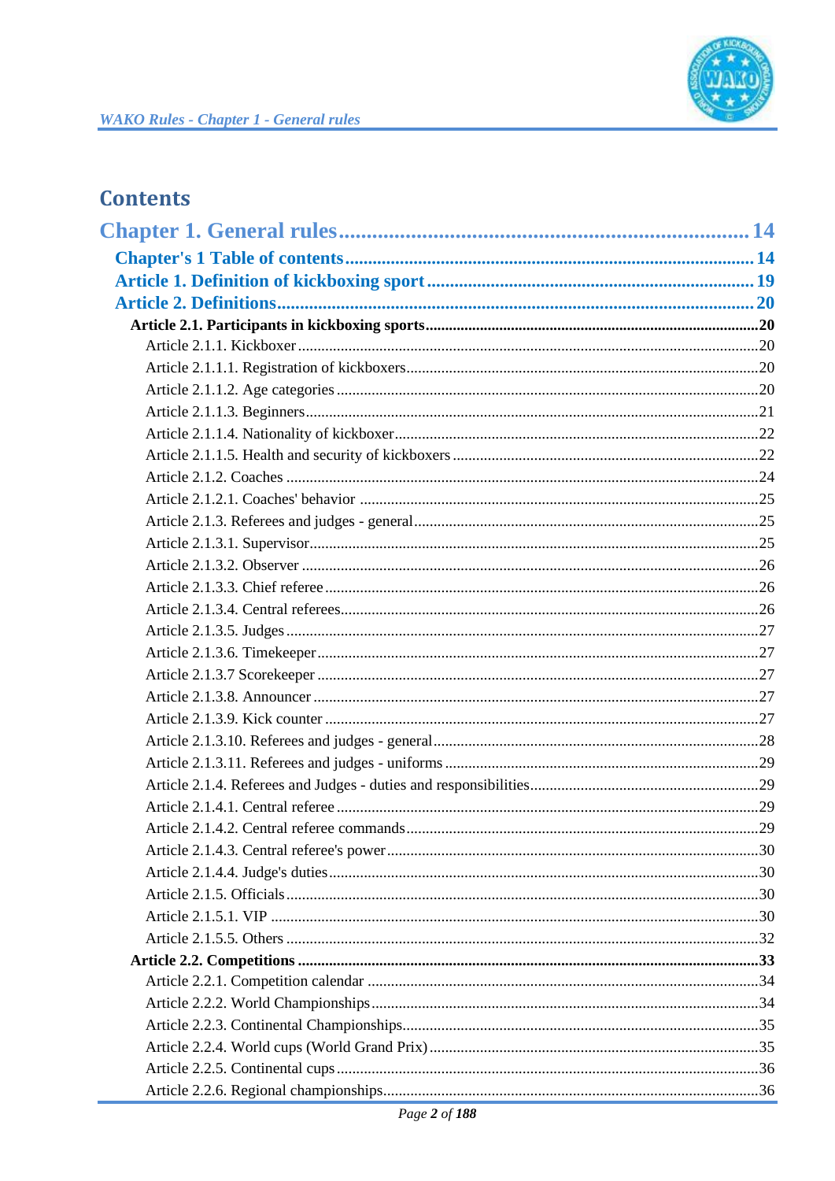# Contents

**Chapter 1. General rules .......... 14**

**Chapter's 1 Table of contents .......... 14**

**Article 1. Definition of kickboxing sport .......... 19**

**Article 2. Definitions .......... 20**

**Article 2.1. Participants in kickboxing sports .......... 20**

Article 2.1.1. Kickboxer .......... 20

Article 2.1.1.1. Registration of kickboxers .......... 20

Article 2.1.1.2. Age categories .......... 20

Article 2.1.1.3. Beginners .......... 21

Article 2.1.1.4. Nationality of kickboxer .......... 22

Article 2.1.1.5. Health and security of kickboxers .......... 22

Article 2.1.2. Coaches .......... 24

Article 2.1.2.1. Coaches' behavior .......... 25

Article 2.1.3. Referees and judges - general .......... 25

Article 2.1.3.1. Supervisor .......... 25

Article 2.1.3.2. Observer .......... 26

Article 2.1.3.3. Chief referee .......... 26

Article 2.1.3.4. Central referees .......... 26

Article 2.1.3.5. Judges .......... 27

Article 2.1.3.6. Timekeeper .......... 27

Article 2.1.3.7 Scorekeeper .......... 27

Article 2.1.3.8. Announcer .......... 27

Article 2.1.3.9. Kick counter .......... 27

Article 2.1.3.10. Referees and judges - general .......... 28

Article 2.1.3.11. Referees and judges - uniforms .......... 29

Article 2.1.4. Referees and Judges - duties and responsibilities .......... 29

Article 2.1.4.1. Central referee .......... 29

Article 2.1.4.2. Central referee commands .......... 29

Article 2.1.4.3. Central referee's power .......... 30

Article 2.1.4.4. Judge's duties .......... 30

Article 2.1.5. Officials .......... 30

Article 2.1.5.1. VIP .......... 30

Article 2.1.5.5. Others .......... 32

**Article 2.2. Competitions .......... 33**

Article 2.2.1. Competition calendar .......... 34

Article 2.2.2. World Championships .......... 34

Article 2.2.3. Continental Championships .......... 35

Article 2.2.4. World cups (World Grand Prix) .......... 35

Article 2.2.5. Continental cups .......... 36

Article 2.2.6. Regional championships .......... 36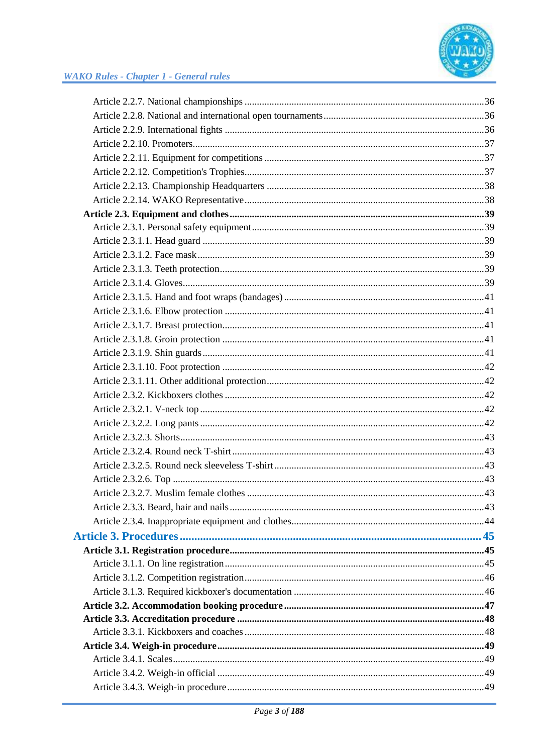Article 2.2.7. National championships ...36
Article 2.2.8. National and international open tournaments ...36
Article 2.2.9. International fights ...36
Article 2.2.10. Promoters ...37
Article 2.2.11. Equipment for competitions ...37
Article 2.2.12. Competition's Trophies ...37
Article 2.2.13. Championship Headquarters ...38
Article 2.2.14. WAKO Representative ...38

**Article 2.3. Equipment and clothes ...39**

Article 2.3.1. Personal safety equipment ...39
Article 2.3.1.1. Head guard ...39
Article 2.3.1.2. Face mask ...39
Article 2.3.1.3. Teeth protection ...39
Article 2.3.1.4. Gloves ...39
Article 2.3.1.5. Hand and foot wraps (bandages) ...41
Article 2.3.1.6. Elbow protection ...41
Article 2.3.1.7. Breast protection ...41
Article 2.3.1.8. Groin protection ...41
Article 2.3.1.9. Shin guards ...41
Article 2.3.1.10. Foot protection ...42
Article 2.3.1.11. Other additional protection ...42
Article 2.3.2. Kickboxers clothes ...42
Article 2.3.2.1. V-neck top ...42
Article 2.3.2.2. Long pants ...42
Article 2.3.2.3. Shorts ...43
Article 2.3.2.4. Round neck T-shirt ...43
Article 2.3.2.5. Round neck sleeveless T-shirt ...43
Article 2.3.2.6. Top ...43
Article 2.3.2.7. Muslim female clothes ...43
Article 2.3.3. Beard, hair and nails ...43
Article 2.3.4. Inappropriate equipment and clothes ...44

## Article 3. Procedures ...45

**Article 3.1. Registration procedure ...45**

Article 3.1.1. On line registration ...45
Article 3.1.2. Competition registration ...46
Article 3.1.3. Required kickboxer's documentation ...46

**Article 3.2. Accommodation booking procedure ...47**

**Article 3.3. Accreditation procedure ...48**

Article 3.3.1. Kickboxers and coaches ...48

**Article 3.4. Weigh-in procedure ...49**

Article 3.4.1. Scales ...49
Article 3.4.2. Weigh-in official ...49
Article 3.4.3. Weigh-in procedure ...49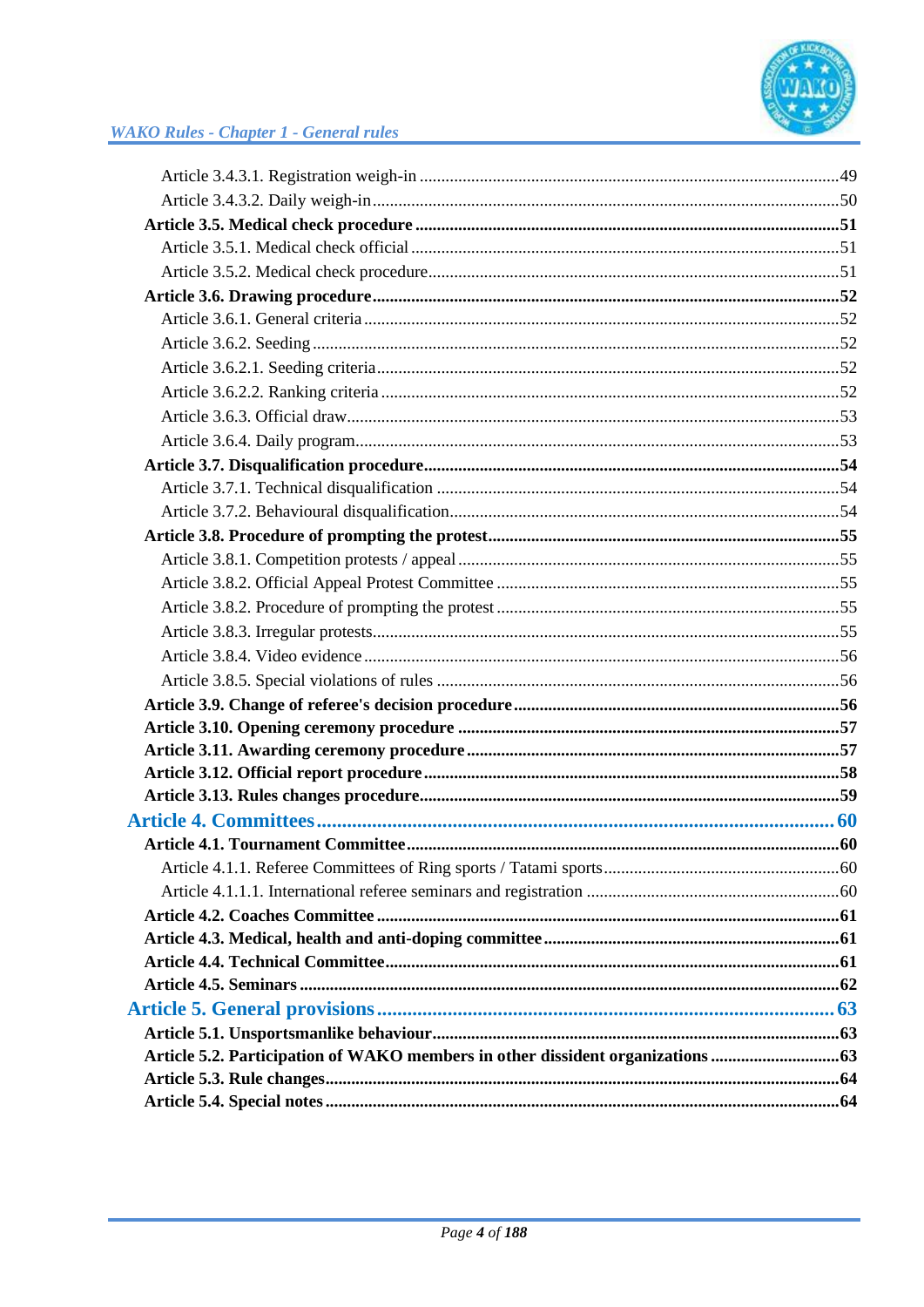Article 3.4.3.1. Registration weigh-in ........................................................................................49
Article 3.4.3.2. Daily weigh-in......................................................................................................50
**Article 3.5. Medical check procedure ........................................................................................51**
Article 3.5.1. Medical check official ............................................................................................51
Article 3.5.2. Medical check procedure.........................................................................................51
**Article 3.6. Drawing procedure.....................................................................................................52**
Article 3.6.1. General criteria .......................................................................................................52
Article 3.6.2. Seeding ...................................................................................................................52
Article 3.6.2.1. Seeding criteria......................................................................................................52
Article 3.6.2.2. Ranking criteria ....................................................................................................52
Article 3.6.3. Official draw............................................................................................................53
Article 3.6.4. Daily program..........................................................................................................53
**Article 3.7. Disqualification procedure.........................................................................................54**
Article 3.7.1. Technical disqualification .......................................................................................54
Article 3.7.2. Behavioural disqualification....................................................................................54
**Article 3.8. Procedure of prompting the protest...........................................................................55**
Article 3.8.1. Competition protests / appeal ..................................................................................55
Article 3.8.2. Official Appeal Protest Committee .........................................................................55
Article 3.8.2. Procedure of prompting the protest .........................................................................55
Article 3.8.3. Irregular protests......................................................................................................55
Article 3.8.4. Video evidence ........................................................................................................56
Article 3.8.5. Special violations of rules ........................................................................................56
**Article 3.9. Change of referee's decision procedure .....................................................................56**
**Article 3.10. Opening ceremony procedure ..................................................................................57**
**Article 3.11. Awarding ceremony procedure ................................................................................57**
**Article 3.12. Official report procedure .........................................................................................58**
**Article 3.13. Rules changes procedure..........................................................................................59**

## Article 4. Committees ................................................................................................ 60

**Article 4.1. Tournament Committee.............................................................................................60**
Article 4.1.1. Referee Committees of Ring sports / Tatami sports..................................................60
Article 4.1.1.1. International referee seminars and registration .....................................................60
**Article 4.2. Coaches Committee ...................................................................................................61**
**Article 4.3. Medical, health and anti-doping committee ..............................................................61**
**Article 4.4. Technical Committee..................................................................................................61**
**Article 4.5. Seminars .....................................................................................................................62**

## Article 5. General provisions ...................................................................................... 63

**Article 5.1. Unsportsmanlike behaviour........................................................................................63**
**Article 5.2. Participation of WAKO members in other dissident organizations ..........................63**
**Article 5.3. Rule changes...............................................................................................................64**
**Article 5.4. Special notes ...............................................................................................................64**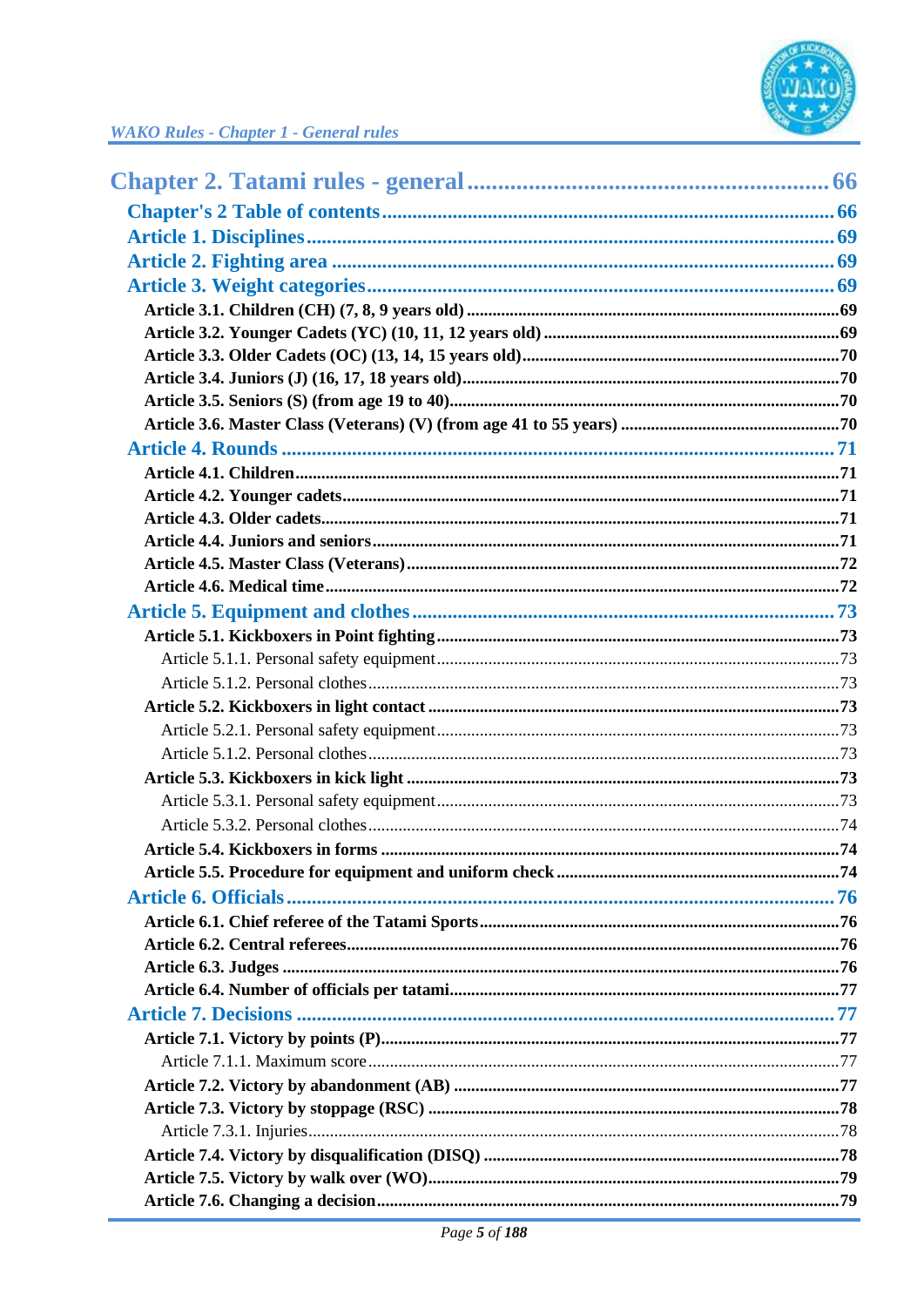# Chapter 2. Tatami rules - general ........................................................ 66

Chapter's 2 Table of contents ........................................................................ 66

Article 1. Disciplines ........................................................................................ 69

Article 2. Fighting area .................................................................................... 69

Article 3. Weight categories ............................................................................ 69

**Article 3.1. Children (CH) (7, 8, 9 years old)** ..................................................................69

**Article 3.2. Younger Cadets (YC) (10, 11, 12 years old)** ...................................................69

**Article 3.3. Older Cadets (OC) (13, 14, 15 years old)**.......................................................70

**Article 3.4. Juniors (J) (16, 17, 18 years old)**.....................................................................70

**Article 3.5. Seniors (S) (from age 19 to 40)**.......................................................................70

**Article 3.6. Master Class (Veterans) (V) (from age 41 to 55 years)** .................................70

Article 4. Rounds ............................................................................................. 71

**Article 4.1. Children**...........................................................................................................71

**Article 4.2. Younger cadets**................................................................................................71

**Article 4.3. Older cadets**.....................................................................................................71

**Article 4.4. Juniors and seniors**..........................................................................................71

**Article 4.5. Master Class (Veterans)**..................................................................................72

**Article 4.6. Medical time**....................................................................................................72

Article 5. Equipment and clothes ..................................................................... 73

**Article 5.1. Kickboxers in Point fighting**...........................................................................73

Article 5.1.1. Personal safety equipment...........................................................................73

Article 5.1.2. Personal clothes ...........................................................................................73

**Article 5.2. Kickboxers in light contact** .............................................................................73

Article 5.2.1. Personal safety equipment...........................................................................73

Article 5.1.2. Personal clothes ...........................................................................................73

**Article 5.3. Kickboxers in kick light** ..................................................................................73

Article 5.3.1. Personal safety equipment...........................................................................73

Article 5.3.2. Personal clothes ...........................................................................................74

**Article 5.4. Kickboxers in forms** ........................................................................................74

**Article 5.5. Procedure for equipment and uniform check** ................................................74

Article 6. Officials ............................................................................................. 76

**Article 6.1. Chief referee of the Tatami Sports**..................................................................76

**Article 6.2. Central referees**................................................................................................76

**Article 6.3. Judges** ..............................................................................................................76

**Article 6.4. Number of officials per tatami**.........................................................................77

Article 7. Decisions ........................................................................................... 77

**Article 7.1. Victory by points (P)**........................................................................................77

Article 7.1.1. Maximum score ...........................................................................................77

**Article 7.2. Victory by abandonment (AB)** ........................................................................77

**Article 7.3. Victory by stoppage (RSC)** .............................................................................78

Article 7.3.1. Injuries.........................................................................................................78

**Article 7.4. Victory by disqualification (DISQ)** .................................................................78

**Article 7.5. Victory by walk over (WO)**..............................................................................79

**Article 7.6. Changing a decision**.........................................................................................79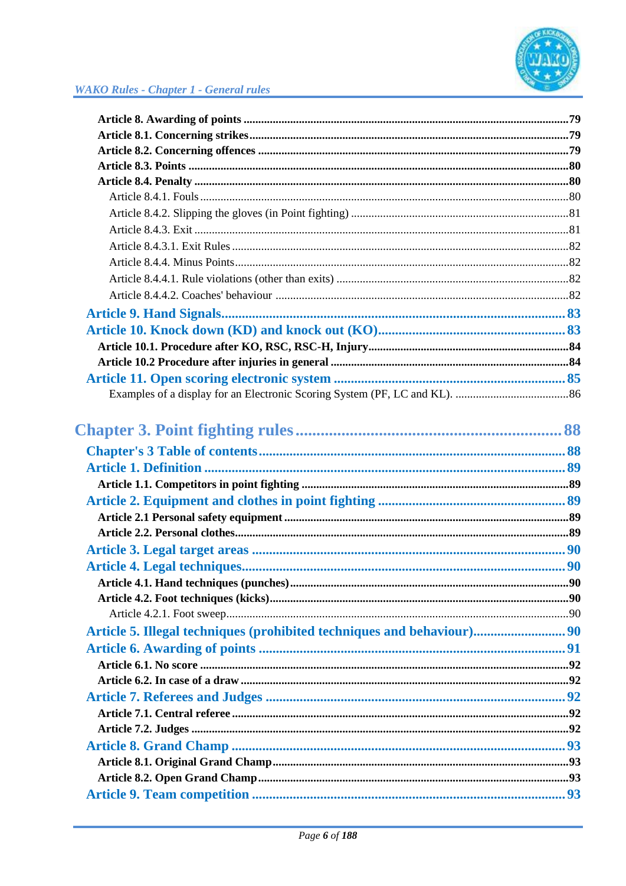**Article 8. Awarding of points** ..........79
**Article 8.1. Concerning strikes** ..........79
**Article 8.2. Concerning offences** ..........79
**Article 8.3. Points** ..........80
**Article 8.4. Penalty** ..........80
Article 8.4.1. Fouls ..........80
Article 8.4.2. Slipping the gloves (in Point fighting) ..........81
Article 8.4.3. Exit ..........81
Article 8.4.3.1. Exit Rules ..........82
Article 8.4.4. Minus Points ..........82
Article 8.4.4.1. Rule violations (other than exits) ..........82
Article 8.4.4.2. Coaches' behaviour ..........82
**Article 9. Hand Signals** ..........83
**Article 10. Knock down (KD) and knock out (KO)** ..........83
**Article 10.1. Procedure after KO, RSC, RSC-H, Injury** ..........84
**Article 10.2 Procedure after injuries in general** ..........84
**Article 11. Open scoring electronic system** ..........85
Examples of a display for an Electronic Scoring System (PF, LC and KL). ..........86

**Chapter 3. Point fighting rules** ..........88
**Chapter's 3 Table of contents** ..........88
**Article 1. Definition** ..........89
**Article 1.1. Competitors in point fighting** ..........89
**Article 2. Equipment and clothes in point fighting** ..........89
**Article 2.1 Personal safety equipment** ..........89
**Article 2.2. Personal clothes** ..........89
**Article 3. Legal target areas** ..........90
**Article 4. Legal techniques** ..........90
**Article 4.1. Hand techniques (punches)** ..........90
**Article 4.2. Foot techniques (kicks)** ..........90
Article 4.2.1. Foot sweep ..........90
**Article 5. Illegal techniques (prohibited techniques and behaviour)** ..........90
**Article 6. Awarding of points** ..........91
**Article 6.1. No score** ..........92
**Article 6.2. In case of a draw** ..........92
**Article 7. Referees and Judges** ..........92
**Article 7.1. Central referee** ..........92
**Article 7.2. Judges** ..........92
**Article 8. Grand Champ** ..........93
**Article 8.1. Original Grand Champ** ..........93
**Article 8.2. Open Grand Champ** ..........93
**Article 9. Team competition** ..........93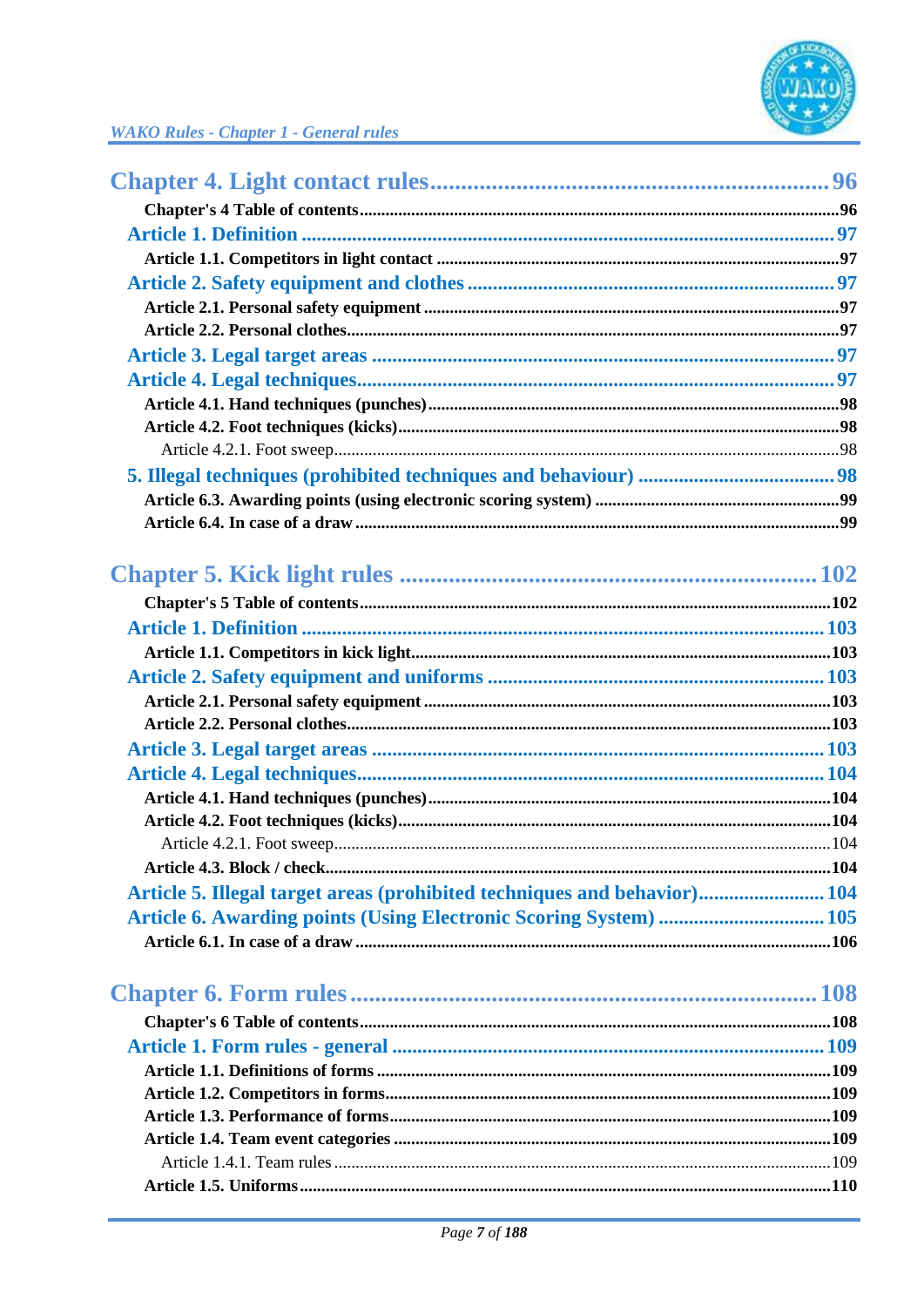Chapter 4. Light contact rules ..................................................................... 96

Chapter's 4 Table of contents .............................................................................................96

Article 1. Definition ........................................................................................................ 97

Article 1.1. Competitors in light contact ............................................................................97

Article 2. Safety equipment and clothes ......................................................................... 97

Article 2.1. Personal safety equipment ..............................................................................97

Article 2.2. Personal clothes.................................................................................................97

Article 3. Legal target areas ............................................................................................. 97

Article 4. Legal techniques................................................................................................. 97

Article 4.1. Hand techniques (punches).............................................................................98

Article 4.2. Foot techniques (kicks).....................................................................................98

Article 4.2.1. Foot sweep........................................................................................................98

5. Illegal techniques (prohibited techniques and behaviour) ....................................... 98

Article 6.3. Awarding points (using electronic scoring system) ......................................99

Article 6.4. In case of a draw ................................................................................................99

Chapter 5. Kick light rules ...................................................................... 102

Chapter's 5 Table of contents .............................................................................................102

Article 1. Definition ........................................................................................................ 103

Article 1.1. Competitors in kick light...................................................................................103

Article 2. Safety equipment and uniforms .................................................................... 103

Article 2.1. Personal safety equipment ...............................................................................103

Article 2.2. Personal clothes...................................................................................................103

Article 3. Legal target areas ........................................................................................... 103

Article 4. Legal techniques............................................................................................... 104

Article 4.1. Hand techniques (punches)...............................................................................104

Article 4.2. Foot techniques (kicks).......................................................................................104

Article 4.2.1. Foot sweep...........................................................................................................104

Article 4.3. Block / check.........................................................................................................104

Article 5. Illegal target areas (prohibited techniques and behavior)......................... 104

Article 6. Awarding points (Using Electronic Scoring System) .................................. 105

Article 6.1. In case of a draw ..................................................................................................106

Chapter 6. Form rules ............................................................................... 108

Chapter's 6 Table of contents ..................................................................................................108

Article 1. Form rules - general ........................................................................................ 109

Article 1.1. Definitions of forms ..............................................................................................109

Article 1.2. Competitors in forms.............................................................................................109

Article 1.3. Performance of forms............................................................................................109

Article 1.4. Team event categories ..........................................................................................109

Article 1.4.1. Team rules .............................................................................................................109

Article 1.5. Uniforms...................................................................................................................110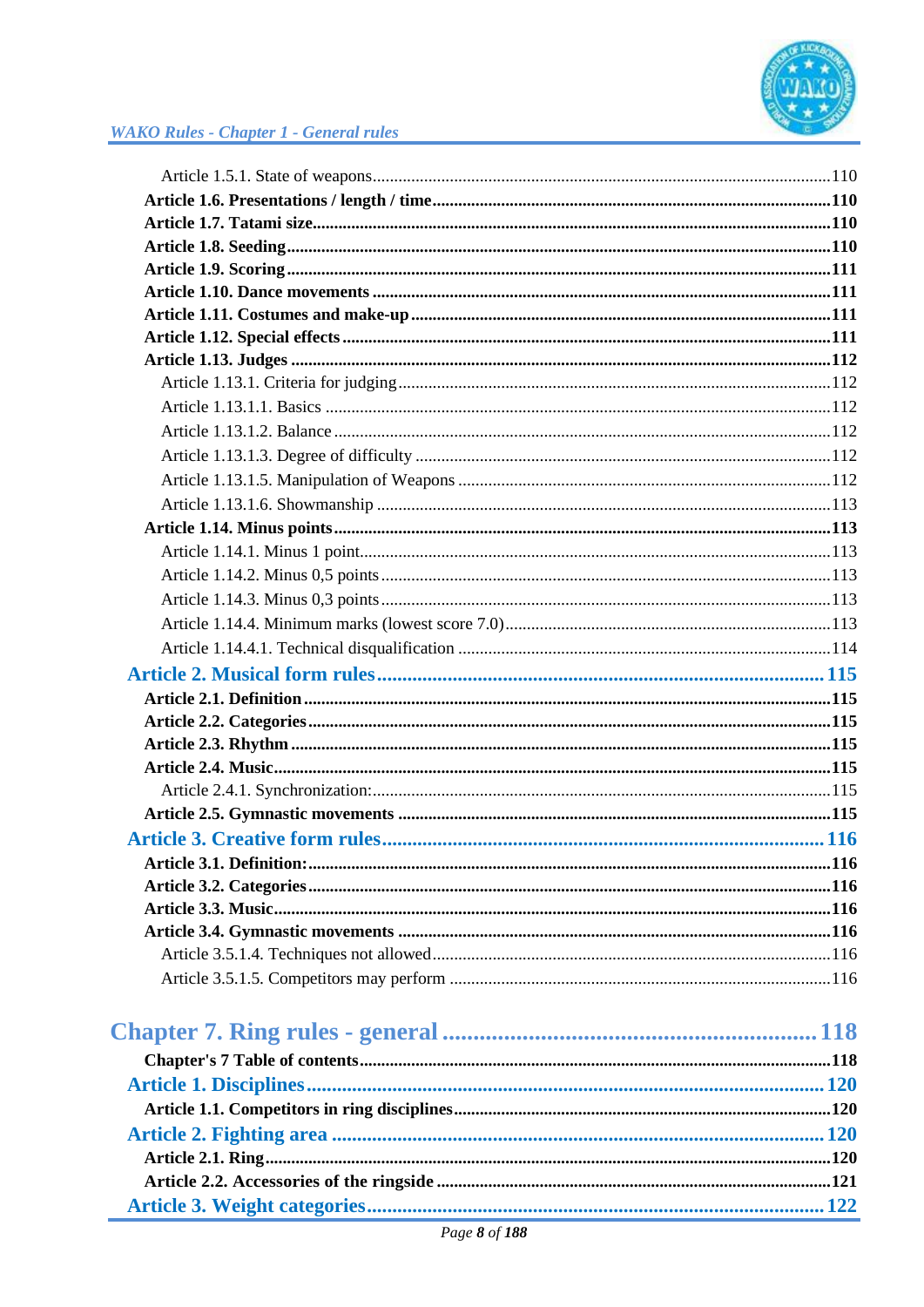Article 1.5.1. State of weapons ........................................................................................110

**Article 1.6. Presentations / length / time ..........................................................................110**

**Article 1.7. Tatami size ......................................................................................................110**

**Article 1.8. Seeding ............................................................................................................110**

**Article 1.9. Scoring ............................................................................................................111**

**Article 1.10. Dance movements .........................................................................................111**

**Article 1.11. Costumes and make-up ................................................................................111**

**Article 1.12. Special effects ...............................................................................................111**

**Article 1.13. Judges ............................................................................................................112**

Article 1.13.1. Criteria for judging ....................................................................................112

Article 1.13.1.1. Basics .....................................................................................................112

Article 1.13.1.2. Balance ...................................................................................................112

Article 1.13.1.3. Degree of difficulty ................................................................................112

Article 1.13.1.5. Manipulation of Weapons ......................................................................112

Article 1.13.1.6. Showmanship .........................................................................................113

**Article 1.14. Minus points .................................................................................................113**

Article 1.14.1. Minus 1 point.............................................................................................113

Article 1.14.2. Minus 0,5 points........................................................................................113

Article 1.14.3. Minus 0,3 points........................................................................................113

Article 1.14.4. Minimum marks (lowest score 7.0)...........................................................113

Article 1.14.4.1. Technical disqualification .....................................................................114

**Article 2. Musical form rules ........................................................................................ 115**

**Article 2.1. Definition ........................................................................................................115**

**Article 2.2. Categories .......................................................................................................115**

**Article 2.3. Rhythm ...........................................................................................................115**

**Article 2.4. Music ...............................................................................................................115**

Article 2.4.1. Synchronization: .........................................................................................115

**Article 2.5. Gymnastic movements ...................................................................................115**

**Article 3. Creative form rules ....................................................................................... 116**

**Article 3.1. Definition: .......................................................................................................116**

**Article 3.2. Categories .......................................................................................................116**

**Article 3.3. Music ...............................................................................................................116**

**Article 3.4. Gymnastic movements ...................................................................................116**

Article 3.5.1.4. Techniques not allowed ............................................................................116

Article 3.5.1.5. Competitors may perform .......................................................................116

## Chapter 7. Ring rules - general ............................................................ 118

**Chapter's 7 Table of contents ............................................................................................118**

**Article 1. Disciplines ...................................................................................................... 120**

**Article 1.1. Competitors in ring disciplines ......................................................................120**

**Article 2. Fighting area ................................................................................................. 120**

**Article 2.1. Ring .................................................................................................................120**

**Article 2.2. Accessories of the ringside ..........................................................................121**

**Article 3. Weight categories ......................................................................................... 122**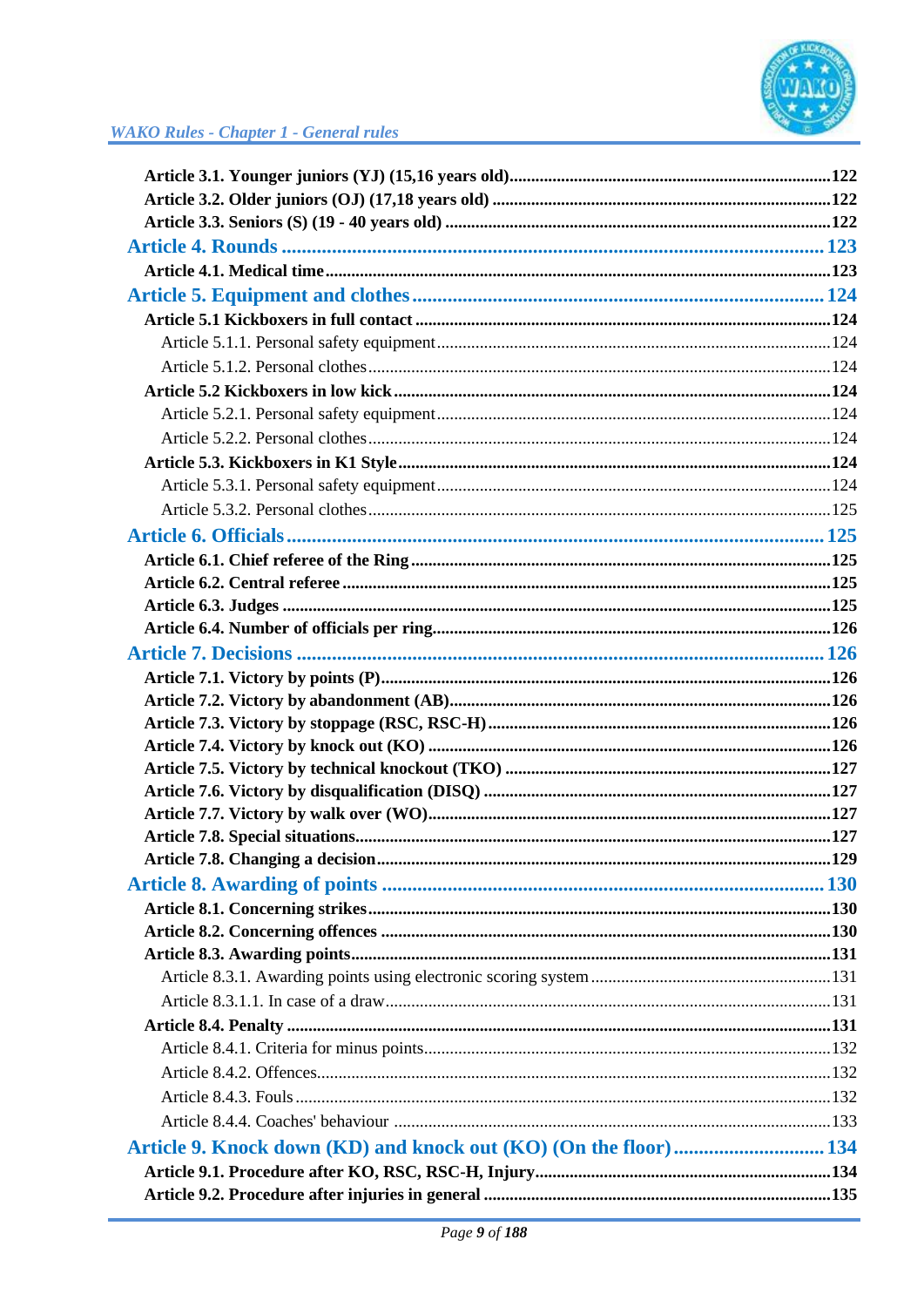**Article 3.1. Younger juniors (YJ) (15,16 years old)......122**
**Article 3.2. Older juniors (OJ) (17,18 years old) ......122**
**Article 3.3. Seniors (S) (19 - 40 years old) ......122**

Article 4. Rounds ......123

**Article 4.1. Medical time......123**

Article 5. Equipment and clothes......124

**Article 5.1 Kickboxers in full contact ......124**

Article 5.1.1. Personal safety equipment......124
Article 5.1.2. Personal clothes......124

**Article 5.2 Kickboxers in low kick......124**

Article 5.2.1. Personal safety equipment......124
Article 5.2.2. Personal clothes......124

**Article 5.3. Kickboxers in K1 Style......124**

Article 5.3.1. Personal safety equipment......124
Article 5.3.2. Personal clothes......125

Article 6. Officials......125

**Article 6.1. Chief referee of the Ring......125**
**Article 6.2. Central referee......125**
**Article 6.3. Judges ......125**
**Article 6.4. Number of officials per ring......126**

Article 7. Decisions ......126

**Article 7.1. Victory by points (P)......126**
**Article 7.2. Victory by abandonment (AB)......126**
**Article 7.3. Victory by stoppage (RSC, RSC-H)......126**
**Article 7.4. Victory by knock out (KO) ......126**
**Article 7.5. Victory by technical knockout (TKO) ......127**
**Article 7.6. Victory by disqualification (DISQ) ......127**
**Article 7.7. Victory by walk over (WO)......127**
**Article 7.8. Special situations......127**
**Article 7.8. Changing a decision......129**

Article 8. Awarding of points ......130

**Article 8.1. Concerning strikes......130**
**Article 8.2. Concerning offences ......130**
**Article 8.3. Awarding points......131**

Article 8.3.1. Awarding points using electronic scoring system......131
Article 8.3.1.1. In case of a draw......131

**Article 8.4. Penalty ......131**

Article 8.4.1. Criteria for minus points......132
Article 8.4.2. Offences......132
Article 8.4.3. Fouls......132
Article 8.4.4. Coaches' behaviour ......133

Article 9. Knock down (KD) and knock out (KO) (On the floor)......134

**Article 9.1. Procedure after KO, RSC, RSC-H, Injury......134**
**Article 9.2. Procedure after injuries in general ......135**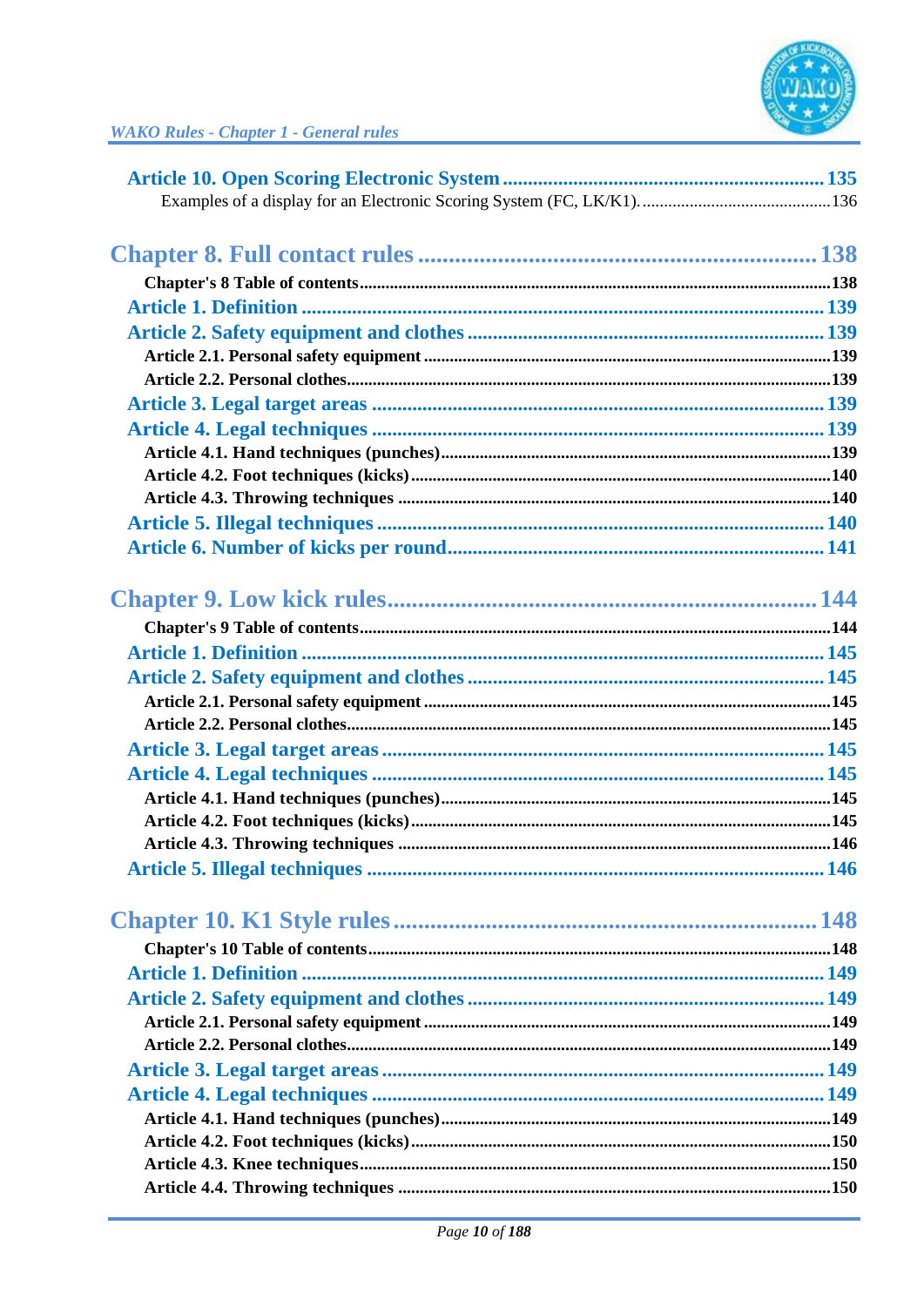Article 10. Open Scoring Electronic System ....................................................... 135

Examples of a display for an Electronic Scoring System (FC, LK/K1). ........................................136

Chapter 8. Full contact rules ..................................................................... 138

**Chapter's 8 Table of contents**.............................................................................................138

Article 1. Definition ...................................................................................... 139

Article 2. Safety equipment and clothes ...................................................... 139

**Article 2.1. Personal safety equipment** ..............................................................................139

**Article 2.2. Personal clothes**.................................................................................................139

Article 3. Legal target areas ........................................................................ 139

Article 4. Legal techniques ........................................................................... 139

**Article 4.1. Hand techniques (punches)**..............................................................................139

**Article 4.2. Foot techniques (kicks)**.....................................................................................140

**Article 4.3. Throwing techniques** ........................................................................................140

Article 5. Illegal techniques .......................................................................... 140

Article 6. Number of kicks per round.......................................................... 141

Chapter 9. Low kick rules........................................................................... 144

**Chapter's 9 Table of contents**.............................................................................................144

Article 1. Definition ...................................................................................... 145

Article 2. Safety equipment and clothes ...................................................... 145

**Article 2.1. Personal safety equipment** ..............................................................................145

**Article 2.2. Personal clothes**.................................................................................................145

Article 3. Legal target areas ........................................................................ 145

Article 4. Legal techniques ........................................................................... 145

**Article 4.1. Hand techniques (punches)**..............................................................................145

**Article 4.2. Foot techniques (kicks)**.....................................................................................145

**Article 4.3. Throwing techniques** ........................................................................................146

Article 5. Illegal techniques .......................................................................... 146

Chapter 10. K1 Style rules.......................................................................... 148

**Chapter's 10 Table of contents**...........................................................................................148

Article 1. Definition ...................................................................................... 149

Article 2. Safety equipment and clothes ...................................................... 149

**Article 2.1. Personal safety equipment** ..............................................................................149

**Article 2.2. Personal clothes**.................................................................................................149

Article 3. Legal target areas ........................................................................ 149

Article 4. Legal techniques ........................................................................... 149

**Article 4.1. Hand techniques (punches)**..............................................................................149

**Article 4.2. Foot techniques (kicks)**.....................................................................................150

**Article 4.3. Knee techniques**................................................................................................150

**Article 4.4. Throwing techniques** ........................................................................................150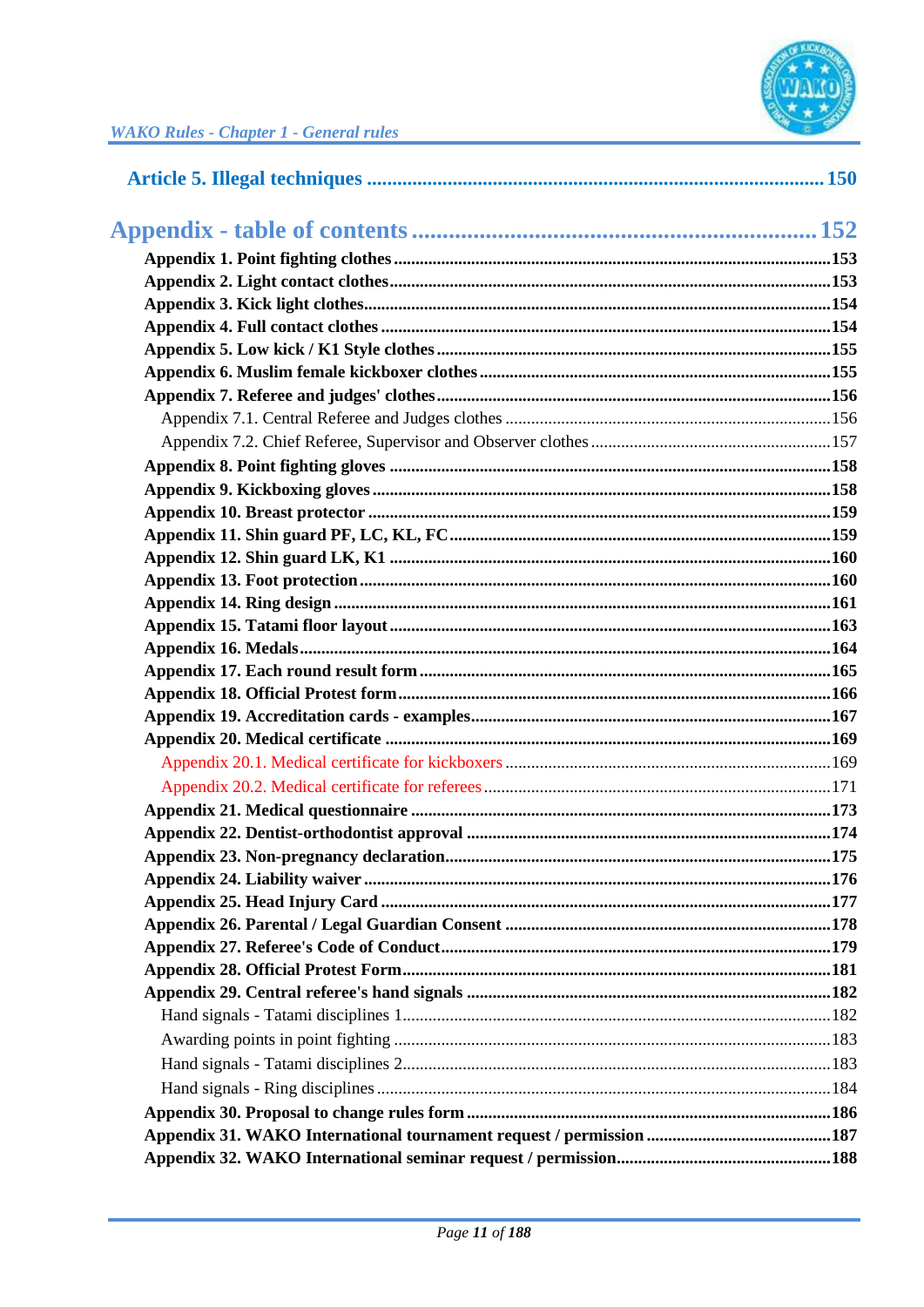**Article 5. Illegal techniques ............................................................ 150**

## Appendix - table of contents ........................................................ 152

**Appendix 1. Point fighting clothes ......................................................... 153**
**Appendix 2. Light contact clothes ......................................................... 153**
**Appendix 3. Kick light clothes ............................................................... 154**
**Appendix 4. Full contact clothes ........................................................... 154**
**Appendix 5. Low kick / K1 Style clothes ................................................ 155**
**Appendix 6. Muslim female kickboxer clothes ........................................ 155**
**Appendix 7. Referee and judges' clothes ................................................ 156**
Appendix 7.1. Central Referee and Judges clothes ........................................ 156
Appendix 7.2. Chief Referee, Supervisor and Observer clothes ....................... 157
**Appendix 8. Point fighting gloves ........................................................... 158**
**Appendix 9. Kickboxing gloves ............................................................... 158**
**Appendix 10. Breast protector ................................................................ 159**
**Appendix 11. Shin guard PF, LC, KL, FC .............................................. 159**
**Appendix 12. Shin guard LK, K1 ............................................................ 160**
**Appendix 13. Foot protection .................................................................. 160**
**Appendix 14. Ring design ........................................................................ 161**
**Appendix 15. Tatami floor layout ............................................................ 163**
**Appendix 16. Medals ............................................................................... 164**
**Appendix 17. Each round result form ...................................................... 165**
**Appendix 18. Official Protest form .......................................................... 166**
**Appendix 19. Accreditation cards - examples .......................................... 167**
**Appendix 20. Medical certificate ............................................................ 169**
Appendix 20.1. Medical certificate for kickboxers ......................................... 169
Appendix 20.2. Medical certificate for referees .............................................. 171
**Appendix 21. Medical questionnaire ....................................................... 173**
**Appendix 22. Dentist-orthodontist approval ........................................... 174**
**Appendix 23. Non-pregnancy declaration ................................................ 175**
**Appendix 24. Liability waiver .................................................................. 176**
**Appendix 25. Head Injury Card .............................................................. 177**
**Appendix 26. Parental / Legal Guardian Consent ................................... 178**
**Appendix 27. Referee's Code of Conduct ................................................ 179**
**Appendix 28. Official Protest Form ......................................................... 181**
**Appendix 29. Central referee's hand signals ........................................... 182**
Hand signals - Tatami disciplines 1 ................................................................ 182
Awarding points in point fighting .................................................................. 183
Hand signals - Tatami disciplines 2 ................................................................ 183
Hand signals - Ring disciplines ....................................................................... 184
**Appendix 30. Proposal to change rules form .......................................... 186**
**Appendix 31. WAKO International tournament request / permission .... 187**
**Appendix 32. WAKO International seminar request / permission ........... 188**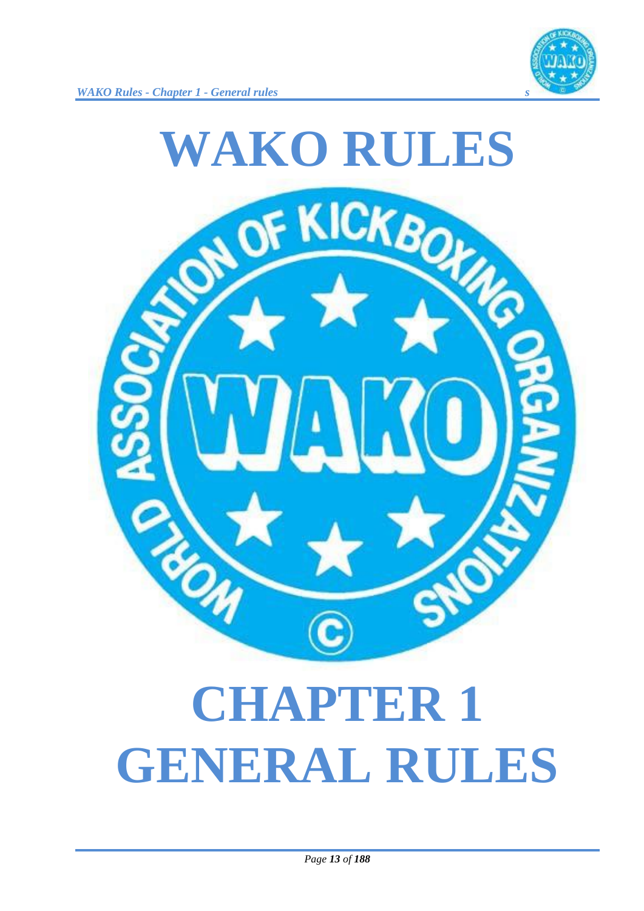# WAKO RULES

# CHAPTER 1
# GENERAL RULES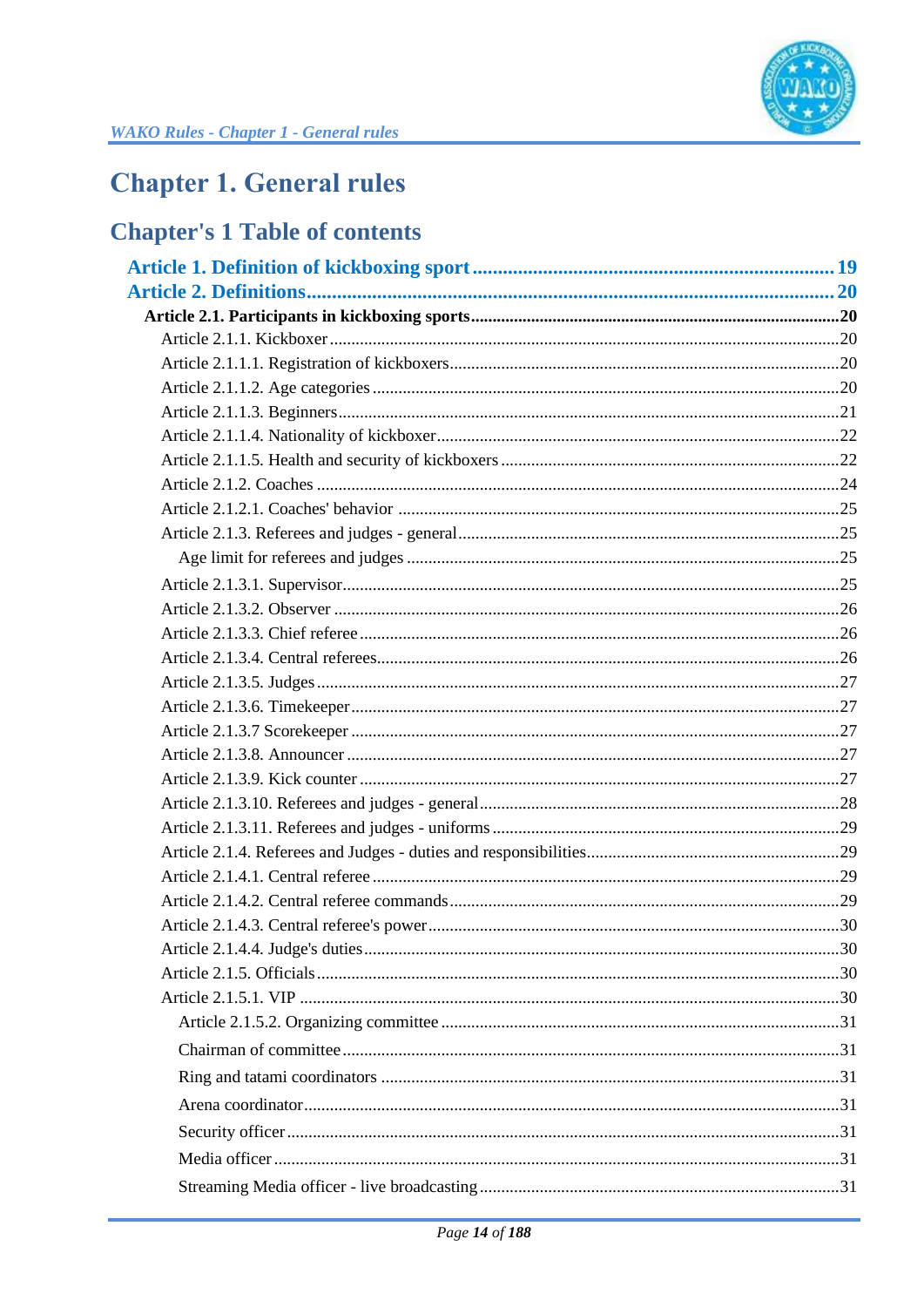# Chapter 1. General rules

## Chapter's 1 Table of contents

**Article 1. Definition of kickboxing sport ........ 19**
**Article 2. Definitions ........ 20**
**Article 2.1. Participants in kickboxing sports ........ 20**
Article 2.1.1. Kickboxer ........ 20
Article 2.1.1.1. Registration of kickboxers ........ 20
Article 2.1.1.2. Age categories ........ 20
Article 2.1.1.3. Beginners ........ 21
Article 2.1.1.4. Nationality of kickboxer ........ 22
Article 2.1.1.5. Health and security of kickboxers ........ 22
Article 2.1.2. Coaches ........ 24
Article 2.1.2.1. Coaches' behavior ........ 25
Article 2.1.3. Referees and judges - general ........ 25
Age limit for referees and judges ........ 25
Article 2.1.3.1. Supervisor ........ 25
Article 2.1.3.2. Observer ........ 26
Article 2.1.3.3. Chief referee ........ 26
Article 2.1.3.4. Central referees ........ 26
Article 2.1.3.5. Judges ........ 27
Article 2.1.3.6. Timekeeper ........ 27
Article 2.1.3.7 Scorekeeper ........ 27
Article 2.1.3.8. Announcer ........ 27
Article 2.1.3.9. Kick counter ........ 27
Article 2.1.3.10. Referees and judges - general ........ 28
Article 2.1.3.11. Referees and judges - uniforms ........ 29
Article 2.1.4. Referees and Judges - duties and responsibilities ........ 29
Article 2.1.4.1. Central referee ........ 29
Article 2.1.4.2. Central referee commands ........ 29
Article 2.1.4.3. Central referee's power ........ 30
Article 2.1.4.4. Judge's duties ........ 30
Article 2.1.5. Officials ........ 30
Article 2.1.5.1. VIP ........ 30
Article 2.1.5.2. Organizing committee ........ 31
Chairman of committee ........ 31
Ring and tatami coordinators ........ 31
Arena coordinator ........ 31
Security officer ........ 31
Media officer ........ 31
Streaming Media officer - live broadcasting ........ 31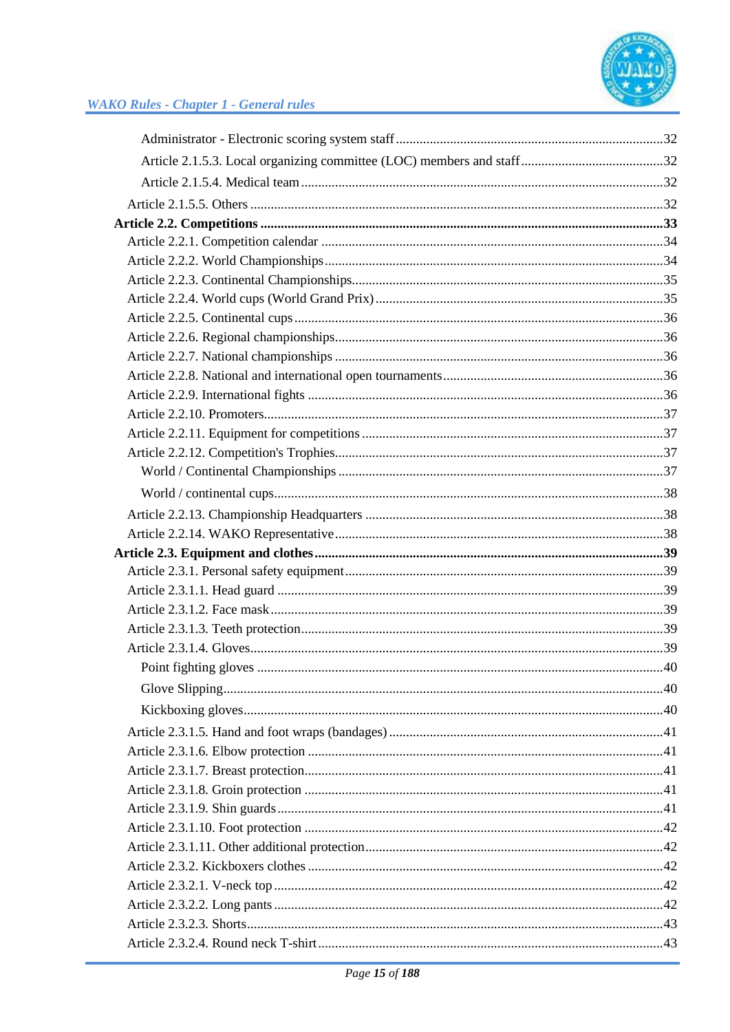Administrator - Electronic scoring system staff ............................................................................32

Article 2.1.5.3. Local organizing committee (LOC) members and staff.........................................32

Article 2.1.5.4. Medical team ........................................................................................................32

Article 2.1.5.5. Others ........................................................................................................................32

**Article 2.2. Competitions .....................................................................................................................33**

Article 2.2.1. Competition calendar ...................................................................................................34

Article 2.2.2. World Championships..................................................................................................34

Article 2.2.3. Continental Championships..........................................................................................35

Article 2.2.4. World cups (World Grand Prix)....................................................................................35

Article 2.2.5. Continental cups...........................................................................................................36

Article 2.2.6. Regional championships...............................................................................................36

Article 2.2.7. National championships ...............................................................................................36

Article 2.2.8. National and international open tournaments................................................................36

Article 2.2.9. International fights .......................................................................................................36

Article 2.2.10. Promoters....................................................................................................................37

Article 2.2.11. Equipment for competitions .......................................................................................37

Article 2.2.12. Competition's Trophies...............................................................................................37

World / Continental Championships ..............................................................................................37

World / continental cups.................................................................................................................38

Article 2.2.13. Championship Headquarters ......................................................................................38

Article 2.2.14. WAKO Representative...............................................................................................38

**Article 2.3. Equipment and clothes......................................................................................................39**

Article 2.3.1. Personal safety equipment............................................................................................39

Article 2.3.1.1. Head guard ................................................................................................................39

Article 2.3.1.2. Face mask..................................................................................................................39

Article 2.3.1.3. Teeth protection.........................................................................................................39

Article 2.3.1.4. Gloves........................................................................................................................39

Point fighting gloves ......................................................................................................................40

Glove Slipping................................................................................................................................40

Kickboxing gloves..........................................................................................................................40

Article 2.3.1.5. Hand and foot wraps (bandages)...............................................................................41

Article 2.3.1.6. Elbow protection .......................................................................................................41

Article 2.3.1.7. Breast protection........................................................................................................41

Article 2.3.1.8. Groin protection ........................................................................................................41

Article 2.3.1.9. Shin guards................................................................................................................41

Article 2.3.1.10. Foot protection ........................................................................................................42

Article 2.3.1.11. Other additional protection......................................................................................42

Article 2.3.2. Kickboxers clothes .......................................................................................................42

Article 2.3.2.1. V-neck top.................................................................................................................42

Article 2.3.2.2. Long pants.................................................................................................................42

Article 2.3.2.3. Shorts.........................................................................................................................43

Article 2.3.2.4. Round neck T-shirt....................................................................................................43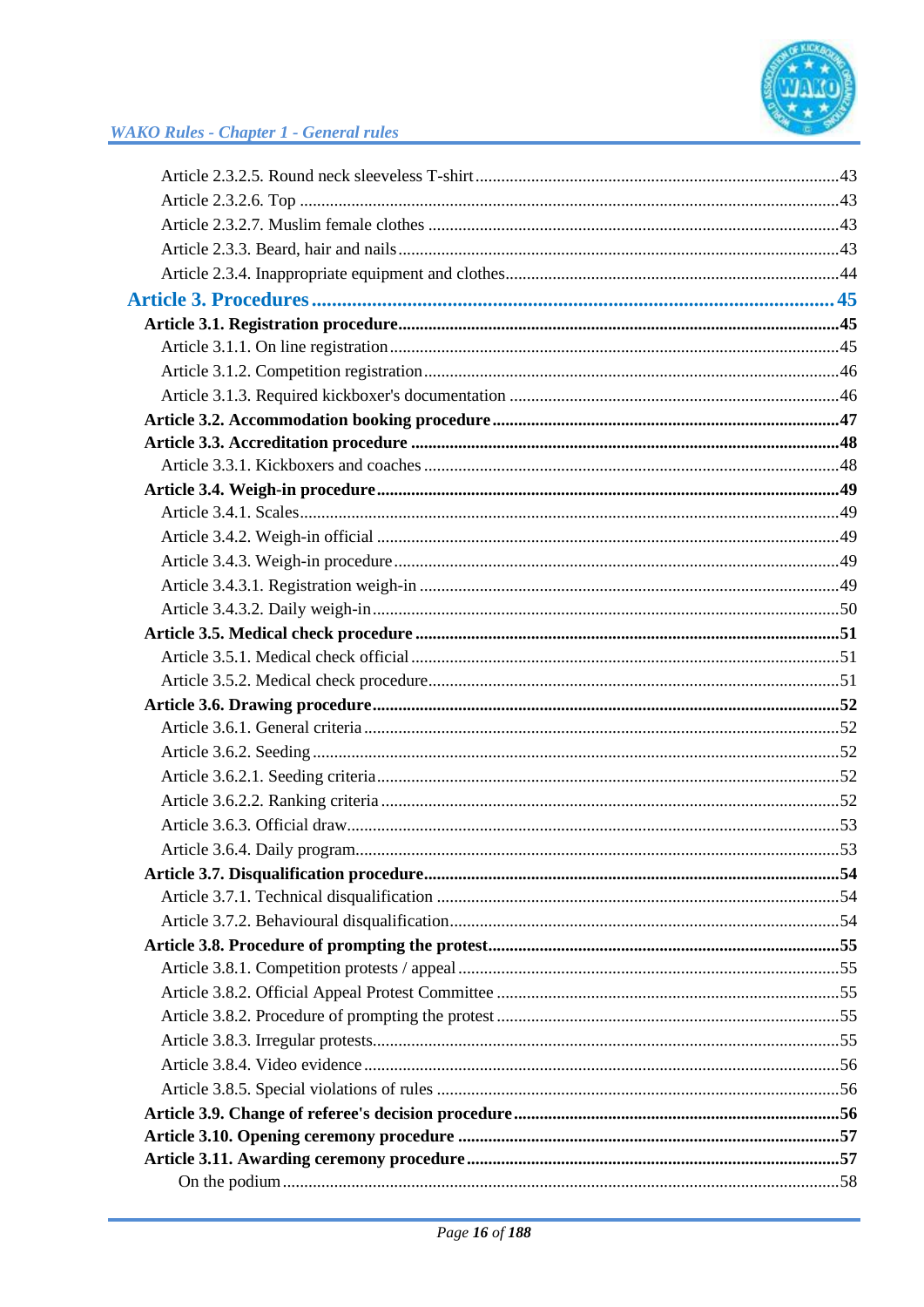Article 2.3.2.5. Round neck sleeveless T-shirt ....................................................................................43
Article 2.3.2.6. Top ...........................................................................................................................43
Article 2.3.2.7. Muslim female clothes ...............................................................................................43
Article 2.3.3. Beard, hair and nails.....................................................................................................43
Article 2.3.4. Inappropriate equipment and clothes............................................................................44

**Article 3. Procedures ........................................................................................................ 45**

**Article 3.1. Registration procedure.....................................................................................45**

Article 3.1.1. On line registration.......................................................................................................45
Article 3.1.2. Competition registration ...............................................................................................46
Article 3.1.3. Required kickboxer's documentation ...........................................................................46

**Article 3.2. Accommodation booking procedure ...............................................................47**

**Article 3.3. Accreditation procedure .................................................................................48**

Article 3.3.1. Kickboxers and coaches ...............................................................................................48

**Article 3.4. Weigh-in procedure ........................................................................................49**

Article 3.4.1. Scales............................................................................................................................49
Article 3.4.2. Weigh-in official ..........................................................................................................49
Article 3.4.3. Weigh-in procedure ......................................................................................................49
Article 3.4.3.1. Registration weigh-in ................................................................................................49
Article 3.4.3.2. Daily weigh-in...........................................................................................................50

**Article 3.5. Medical check procedure ................................................................................51**

Article 3.5.1. Medical check official ..................................................................................................51
Article 3.5.2. Medical check procedure..............................................................................................51

**Article 3.6. Drawing procedure..........................................................................................52**

Article 3.6.1. General criteria .............................................................................................................52
Article 3.6.2. Seeding .........................................................................................................................52
Article 3.6.2.1. Seeding criteria..........................................................................................................52
Article 3.6.2.2. Ranking criteria .........................................................................................................52
Article 3.6.3. Official draw.................................................................................................................53
Article 3.6.4. Daily program...............................................................................................................53

**Article 3.7. Disqualification procedure...............................................................................54**

Article 3.7.1. Technical disqualification .............................................................................................54
Article 3.7.2. Behavioural disqualification.........................................................................................54

**Article 3.8. Procedure of prompting the protest................................................................55**

Article 3.8.1. Competition protests / appeal .......................................................................................55
Article 3.8.2. Official Appeal Protest Committee ..............................................................................55
Article 3.8.2. Procedure of prompting the protest ..............................................................................55
Article 3.8.3. Irregular protests...........................................................................................................55
Article 3.8.4. Video evidence .............................................................................................................56
Article 3.8.5. Special violations of rules ............................................................................................56

**Article 3.9. Change of referee's decision procedure..........................................................56**

**Article 3.10. Opening ceremony procedure .......................................................................57**

**Article 3.11. Awarding ceremony procedure .....................................................................57**

On the podium...............................................................................................................................58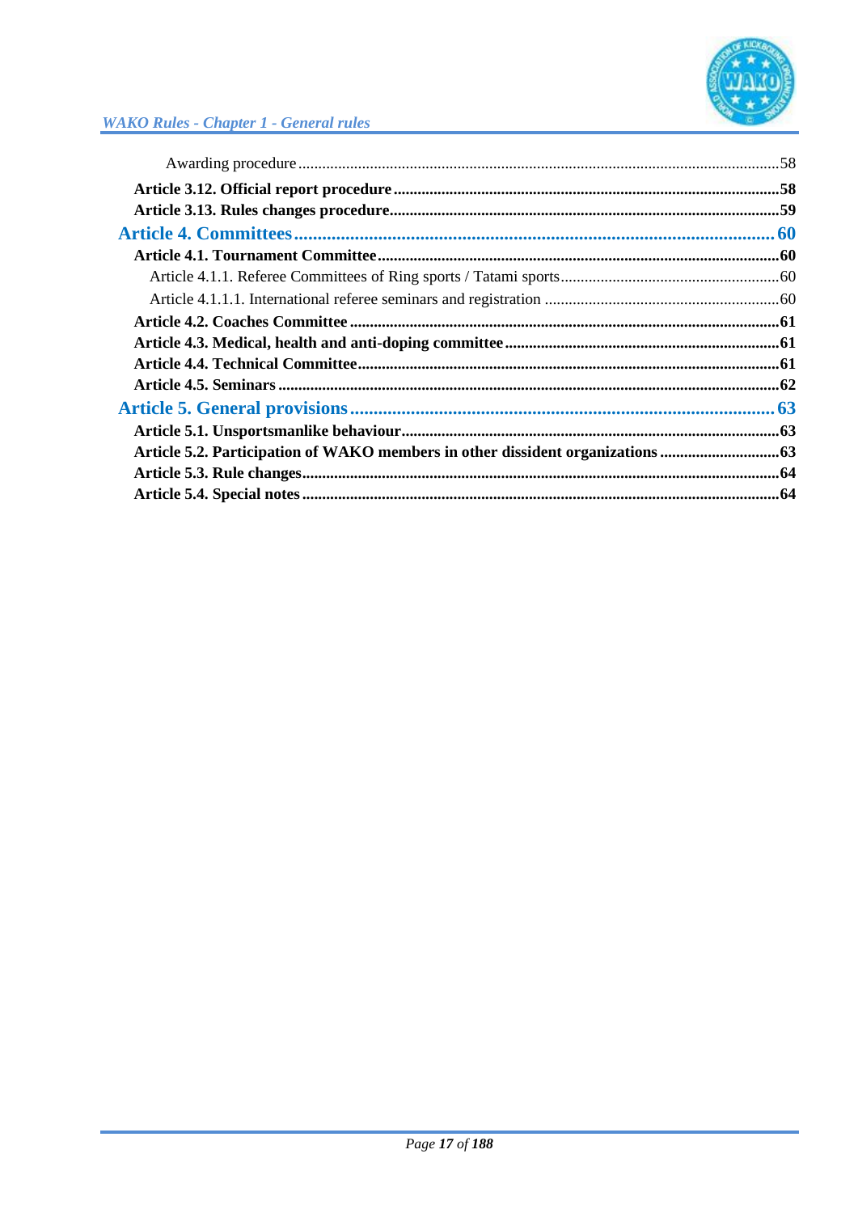Awarding procedure ........................................................................................................................ 58

**Article 3.12. Official report procedure** ................................................................................................ **58**

**Article 3.13. Rules changes procedure** ................................................................................................ **59**

**Article 4. Committees** ...................................................................................................... **60**

**Article 4.1. Tournament Committee** ................................................................................................ **60**

Article 4.1.1. Referee Committees of Ring sports / Tatami sports ...................................................... 60

Article 4.1.1.1. International referee seminars and registration .......................................................... 60

**Article 4.2. Coaches Committee** ................................................................................................ **61**

**Article 4.3. Medical, health and anti-doping committee** .................................................................... **61**

**Article 4.4. Technical Committee** ................................................................................................ **61**

**Article 4.5. Seminars** ................................................................................................ **62**

**Article 5. General provisions** ...................................................................................................... **63**

**Article 5.1. Unsportsmanlike behaviour** ................................................................................................ **63**

**Article 5.2. Participation of WAKO members in other dissident organizations** ............................. **63**

**Article 5.3. Rule changes** ................................................................................................ **64**

**Article 5.4. Special notes** ................................................................................................ **64**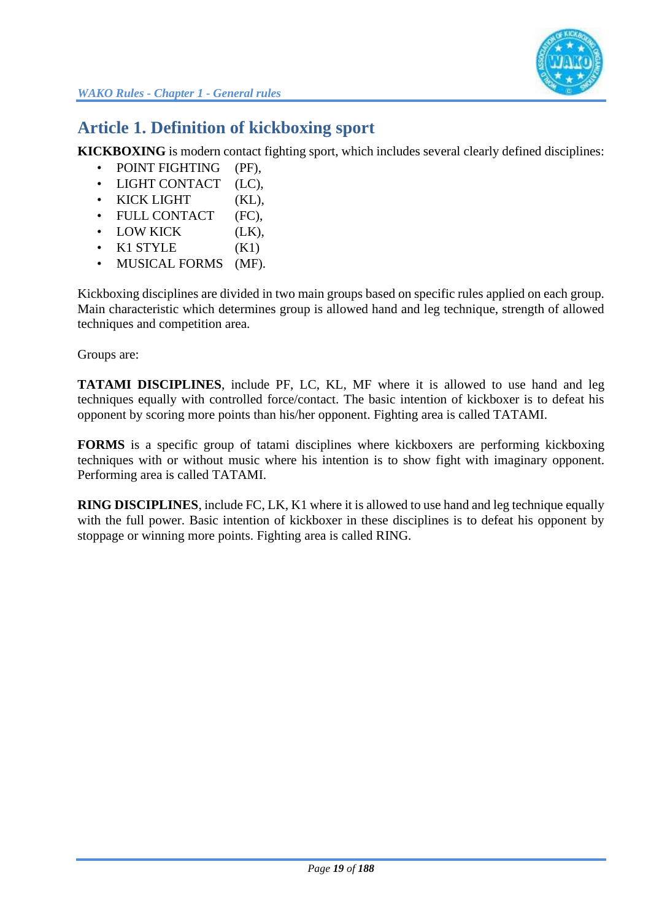## Article 1. Definition of kickboxing sport

**KICKBOXING** is modern contact fighting sport, which includes several clearly defined disciplines:

- POINT FIGHTING (PF),
- LIGHT CONTACT (LC),
- KICK LIGHT (KL),
- FULL CONTACT (FC),
- LOW KICK (LK),
- K1 STYLE (K1)
- MUSICAL FORMS (MF).

Kickboxing disciplines are divided in two main groups based on specific rules applied on each group. Main characteristic which determines group is allowed hand and leg technique, strength of allowed techniques and competition area.

Groups are:

**TATAMI DISCIPLINES**, include PF, LC, KL, MF where it is allowed to use hand and leg techniques equally with controlled force/contact. The basic intention of kickboxer is to defeat his opponent by scoring more points than his/her opponent. Fighting area is called TATAMI.

**FORMS** is a specific group of tatami disciplines where kickboxers are performing kickboxing techniques with or without music where his intention is to show fight with imaginary opponent. Performing area is called TATAMI.

**RING DISCIPLINES**, include FC, LK, K1 where it is allowed to use hand and leg technique equally with the full power. Basic intention of kickboxer in these disciplines is to defeat his opponent by stoppage or winning more points. Fighting area is called RING.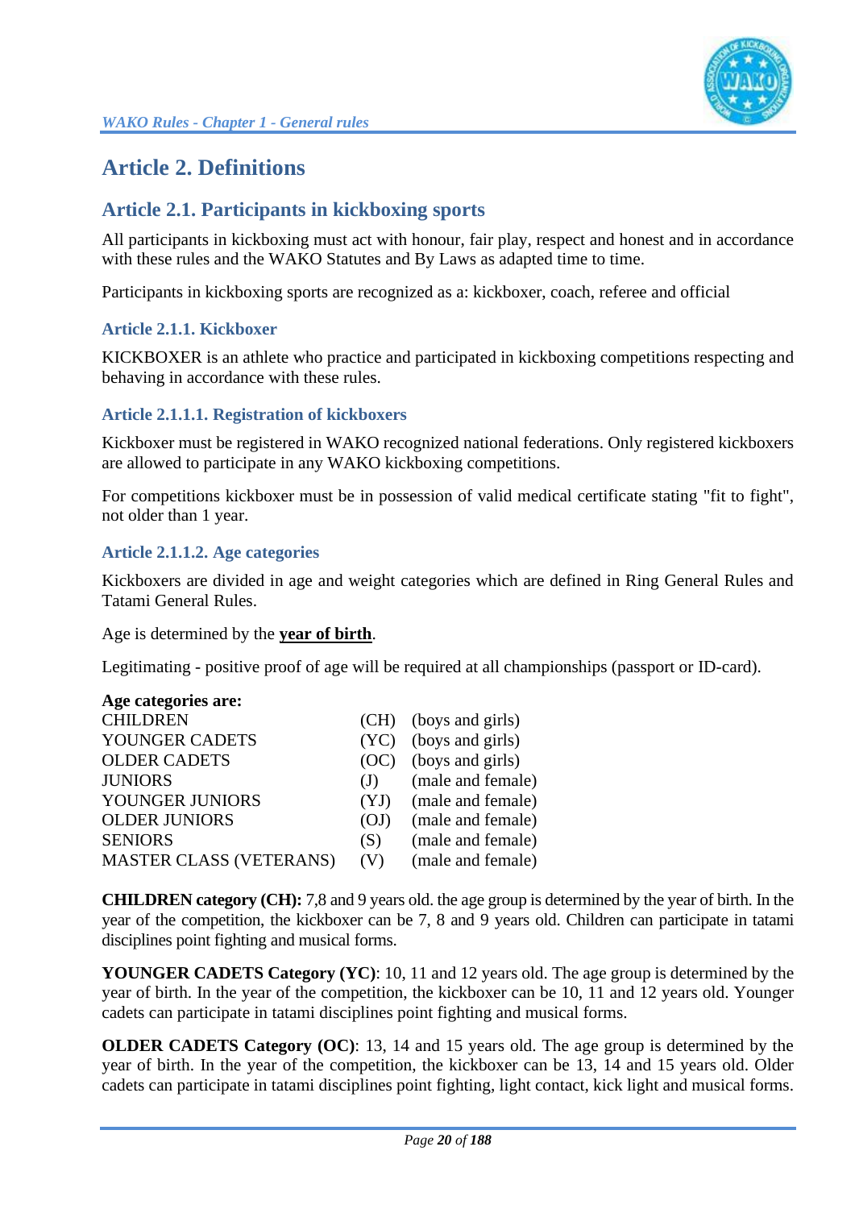# Article 2. Definitions

## Article 2.1. Participants in kickboxing sports

All participants in kickboxing must act with honour, fair play, respect and honest and in accordance with these rules and the WAKO Statutes and By Laws as adapted time to time.

Participants in kickboxing sports are recognized as a: kickboxer, coach, referee and official

### Article 2.1.1. Kickboxer

KICKBOXER is an athlete who practice and participated in kickboxing competitions respecting and behaving in accordance with these rules.

#### Article 2.1.1.1. Registration of kickboxers

Kickboxer must be registered in WAKO recognized national federations. Only registered kickboxers are allowed to participate in any WAKO kickboxing competitions.

For competitions kickboxer must be in possession of valid medical certificate stating "fit to fight", not older than 1 year.

#### Article 2.1.1.2. Age categories

Kickboxers are divided in age and weight categories which are defined in Ring General Rules and Tatami General Rules.

Age is determined by the **year of birth**.

Legitimating - positive proof of age will be required at all championships (passport or ID-card).

**Age categories are:**

| | | |
|---|---|---|
| CHILDREN | (CH) | (boys and girls) |
| YOUNGER CADETS | (YC) | (boys and girls) |
| OLDER CADETS | (OC) | (boys and girls) |
| JUNIORS | (J) | (male and female) |
| YOUNGER JUNIORS | (YJ) | (male and female) |
| OLDER JUNIORS | (OJ) | (male and female) |
| SENIORS | (S) | (male and female) |
| MASTER CLASS (VETERANS) | (V) | (male and female) |

**CHILDREN category (CH):** 7,8 and 9 years old. the age group is determined by the year of birth. In the year of the competition, the kickboxer can be 7, 8 and 9 years old. Children can participate in tatami disciplines point fighting and musical forms.

**YOUNGER CADETS Category (YC)**: 10, 11 and 12 years old. The age group is determined by the year of birth. In the year of the competition, the kickboxer can be 10, 11 and 12 years old. Younger cadets can participate in tatami disciplines point fighting and musical forms.

**OLDER CADETS Category (OC)**: 13, 14 and 15 years old. The age group is determined by the year of birth. In the year of the competition, the kickboxer can be 13, 14 and 15 years old. Older cadets can participate in tatami disciplines point fighting, light contact, kick light and musical forms.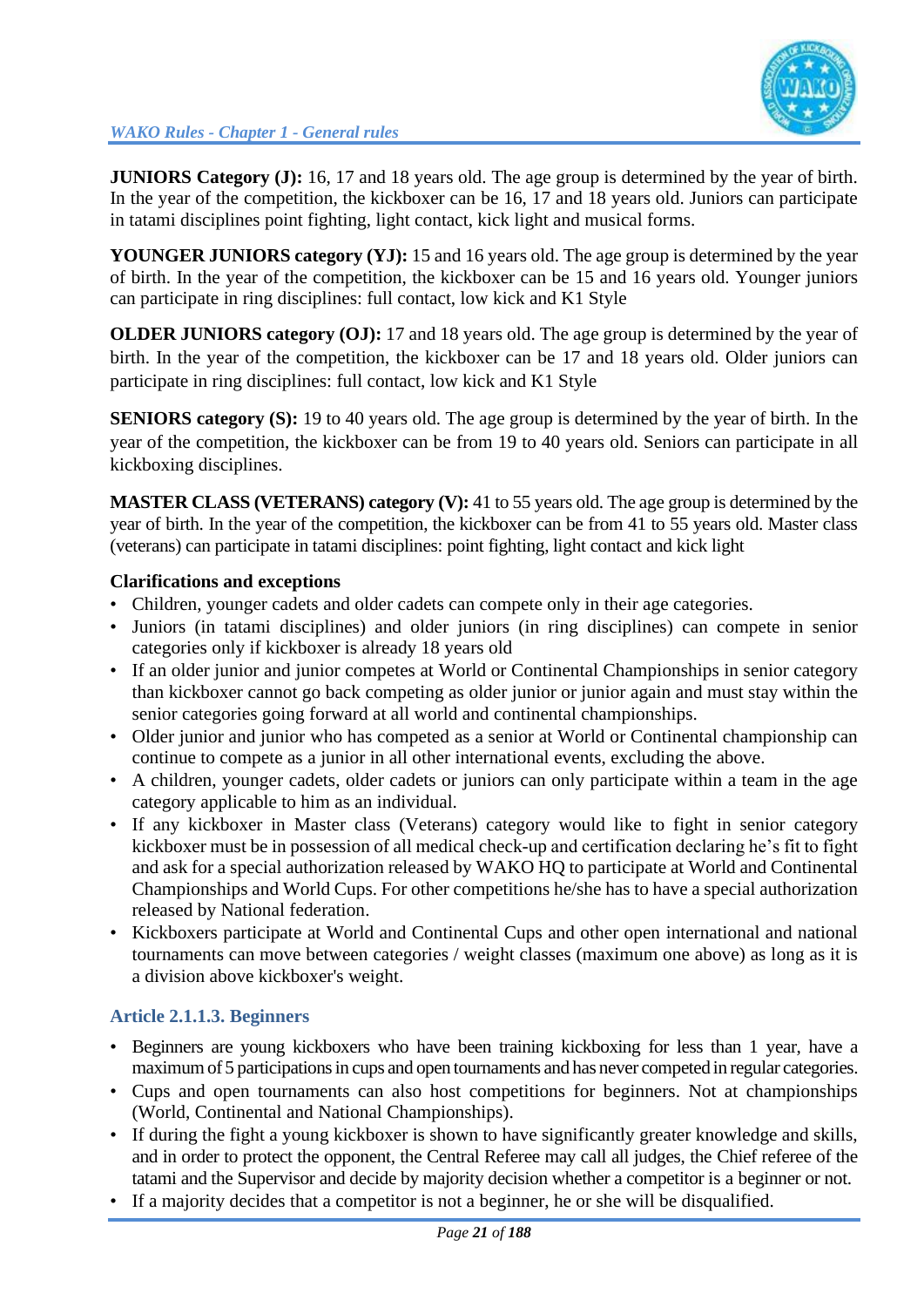**JUNIORS Category (J):** 16, 17 and 18 years old. The age group is determined by the year of birth. In the year of the competition, the kickboxer can be 16, 17 and 18 years old. Juniors can participate in tatami disciplines point fighting, light contact, kick light and musical forms.

**YOUNGER JUNIORS category (YJ):** 15 and 16 years old. The age group is determined by the year of birth. In the year of the competition, the kickboxer can be 15 and 16 years old. Younger juniors can participate in ring disciplines: full contact, low kick and K1 Style

**OLDER JUNIORS category (OJ):** 17 and 18 years old. The age group is determined by the year of birth. In the year of the competition, the kickboxer can be 17 and 18 years old. Older juniors can participate in ring disciplines: full contact, low kick and K1 Style

**SENIORS category (S):** 19 to 40 years old. The age group is determined by the year of birth. In the year of the competition, the kickboxer can be from 19 to 40 years old. Seniors can participate in all kickboxing disciplines.

**MASTER CLASS (VETERANS) category (V):** 41 to 55 years old. The age group is determined by the year of birth. In the year of the competition, the kickboxer can be from 41 to 55 years old. Master class (veterans) can participate in tatami disciplines: point fighting, light contact and kick light

**Clarifications and exceptions**

- Children, younger cadets and older cadets can compete only in their age categories.
- Juniors (in tatami disciplines) and older juniors (in ring disciplines) can compete in senior categories only if kickboxer is already 18 years old
- If an older junior and junior competes at World or Continental Championships in senior category than kickboxer cannot go back competing as older junior or junior again and must stay within the senior categories going forward at all world and continental championships.
- Older junior and junior who has competed as a senior at World or Continental championship can continue to compete as a junior in all other international events, excluding the above.
- A children, younger cadets, older cadets or juniors can only participate within a team in the age category applicable to him as an individual.
- If any kickboxer in Master class (Veterans) category would like to fight in senior category kickboxer must be in possession of all medical check-up and certification declaring he's fit to fight and ask for a special authorization released by WAKO HQ to participate at World and Continental Championships and World Cups. For other competitions he/she has to have a special authorization released by National federation.
- Kickboxers participate at World and Continental Cups and other open international and national tournaments can move between categories / weight classes (maximum one above) as long as it is a division above kickboxer's weight.

### Article 2.1.1.3. Beginners

- Beginners are young kickboxers who have been training kickboxing for less than 1 year, have a maximum of 5 participations in cups and open tournaments and has never competed in regular categories.
- Cups and open tournaments can also host competitions for beginners. Not at championships (World, Continental and National Championships).
- If during the fight a young kickboxer is shown to have significantly greater knowledge and skills, and in order to protect the opponent, the Central Referee may call all judges, the Chief referee of the tatami and the Supervisor and decide by majority decision whether a competitor is a beginner or not.
- If a majority decides that a competitor is not a beginner, he or she will be disqualified.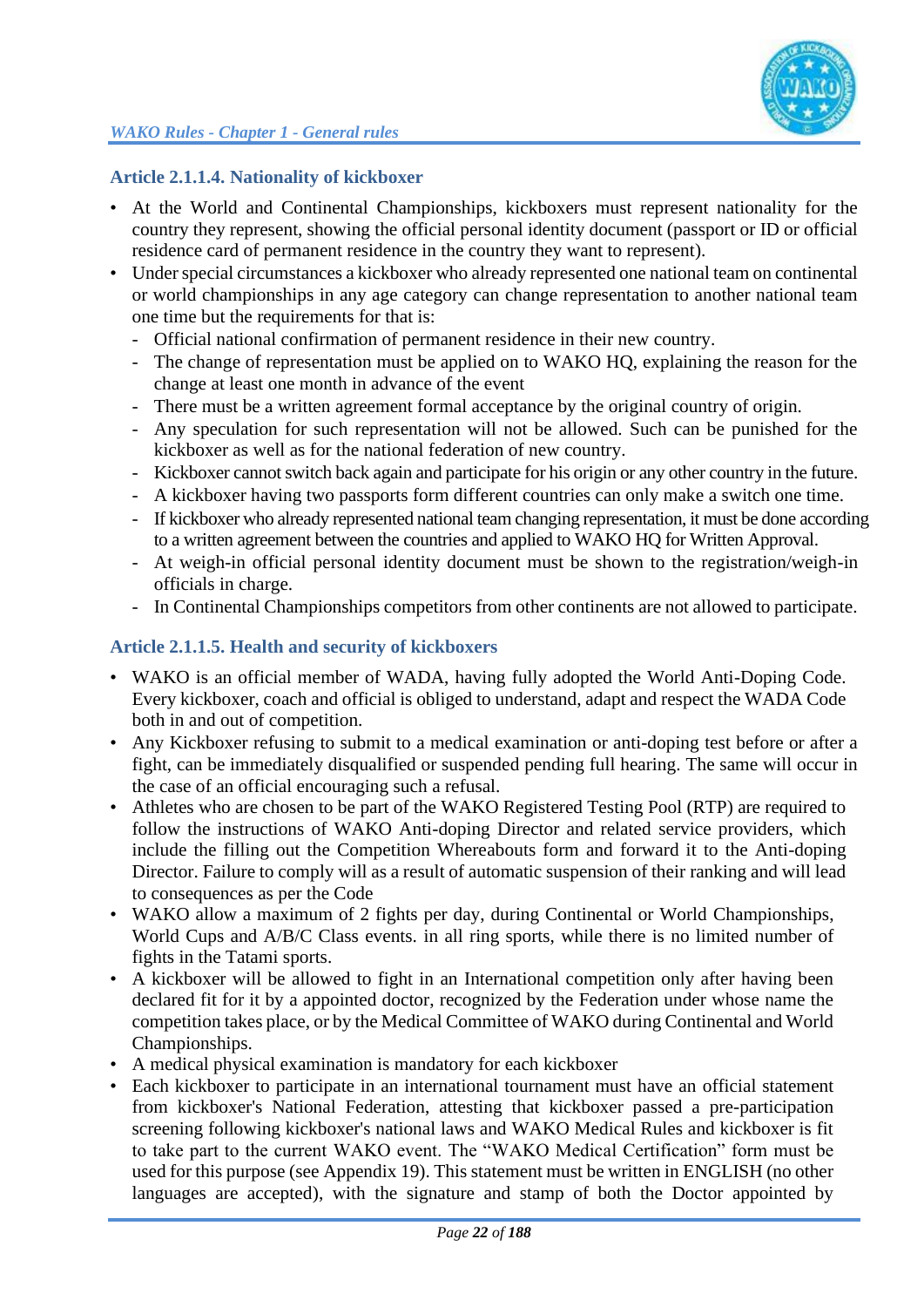### Article 2.1.1.4. Nationality of kickboxer

- At the World and Continental Championships, kickboxers must represent nationality for the country they represent, showing the official personal identity document (passport or ID or official residence card of permanent residence in the country they want to represent).
- Under special circumstances a kickboxer who already represented one national team on continental or world championships in any age category can change representation to another national team one time but the requirements for that is:
  - Official national confirmation of permanent residence in their new country.
  - The change of representation must be applied on to WAKO HQ, explaining the reason for the change at least one month in advance of the event
  - There must be a written agreement formal acceptance by the original country of origin.
  - Any speculation for such representation will not be allowed. Such can be punished for the kickboxer as well as for the national federation of new country.
  - Kickboxer cannot switch back again and participate for his origin or any other country in the future.
  - A kickboxer having two passports form different countries can only make a switch one time.
  - If kickboxer who already represented national team changing representation, it must be done according to a written agreement between the countries and applied to WAKO HQ for Written Approval.
  - At weigh-in official personal identity document must be shown to the registration/weigh-in officials in charge.
  - In Continental Championships competitors from other continents are not allowed to participate.

### Article 2.1.1.5. Health and security of kickboxers

- WAKO is an official member of WADA, having fully adopted the World Anti-Doping Code. Every kickboxer, coach and official is obliged to understand, adapt and respect the WADA Code both in and out of competition.
- Any Kickboxer refusing to submit to a medical examination or anti-doping test before or after a fight, can be immediately disqualified or suspended pending full hearing. The same will occur in the case of an official encouraging such a refusal.
- Athletes who are chosen to be part of the WAKO Registered Testing Pool (RTP) are required to follow the instructions of WAKO Anti-doping Director and related service providers, which include the filling out the Competition Whereabouts form and forward it to the Anti-doping Director. Failure to comply will as a result of automatic suspension of their ranking and will lead to consequences as per the Code
- WAKO allow a maximum of 2 fights per day, during Continental or World Championships, World Cups and A/B/C Class events. in all ring sports, while there is no limited number of fights in the Tatami sports.
- A kickboxer will be allowed to fight in an International competition only after having been declared fit for it by a appointed doctor, recognized by the Federation under whose name the competition takes place, or by the Medical Committee of WAKO during Continental and World Championships.
- A medical physical examination is mandatory for each kickboxer
- Each kickboxer to participate in an international tournament must have an official statement from kickboxer's National Federation, attesting that kickboxer passed a pre-participation screening following kickboxer's national laws and WAKO Medical Rules and kickboxer is fit to take part to the current WAKO event. The "WAKO Medical Certification" form must be used for this purpose (see Appendix 19). This statement must be written in ENGLISH (no other languages are accepted), with the signature and stamp of both the Doctor appointed by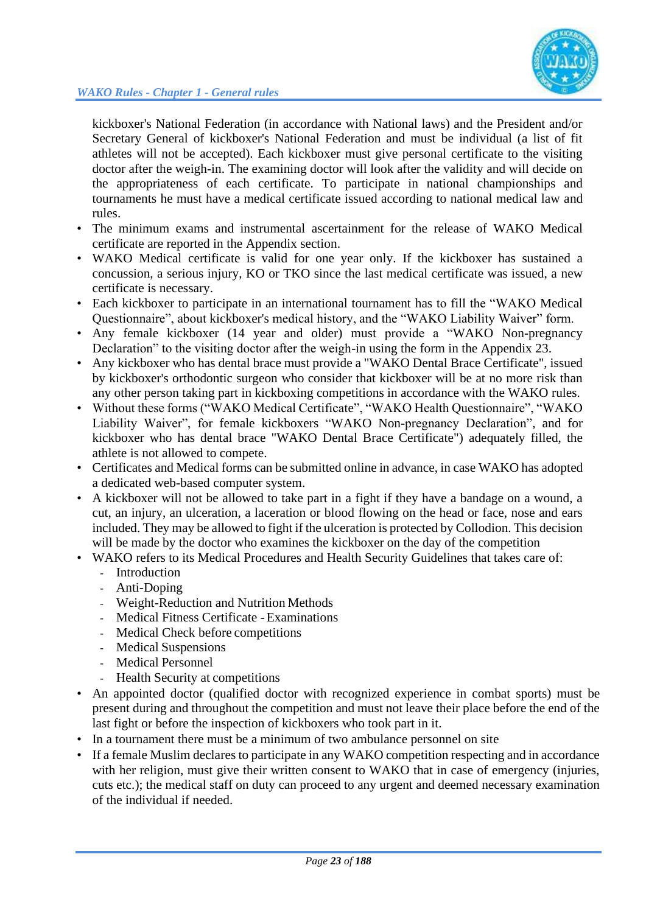kickboxer's National Federation (in accordance with National laws) and the President and/or Secretary General of kickboxer's National Federation and must be individual (a list of fit athletes will not be accepted). Each kickboxer must give personal certificate to the visiting doctor after the weigh-in. The examining doctor will look after the validity and will decide on the appropriateness of each certificate. To participate in national championships and tournaments he must have a medical certificate issued according to national medical law and rules.

- The minimum exams and instrumental ascertainment for the release of WAKO Medical certificate are reported in the Appendix section.
- WAKO Medical certificate is valid for one year only. If the kickboxer has sustained a concussion, a serious injury, KO or TKO since the last medical certificate was issued, a new certificate is necessary.
- Each kickboxer to participate in an international tournament has to fill the "WAKO Medical Questionnaire", about kickboxer's medical history, and the "WAKO Liability Waiver" form.
- Any female kickboxer (14 year and older) must provide a "WAKO Non-pregnancy Declaration" to the visiting doctor after the weigh-in using the form in the Appendix 23.
- Any kickboxer who has dental brace must provide a "WAKO Dental Brace Certificate", issued by kickboxer's orthodontic surgeon who consider that kickboxer will be at no more risk than any other person taking part in kickboxing competitions in accordance with the WAKO rules.
- Without these forms ("WAKO Medical Certificate", "WAKO Health Questionnaire", "WAKO Liability Waiver", for female kickboxers "WAKO Non-pregnancy Declaration", and for kickboxer who has dental brace "WAKO Dental Brace Certificate") adequately filled, the athlete is not allowed to compete.
- Certificates and Medical forms can be submitted online in advance, in case WAKO has adopted a dedicated web-based computer system.
- A kickboxer will not be allowed to take part in a fight if they have a bandage on a wound, a cut, an injury, an ulceration, a laceration or blood flowing on the head or face, nose and ears included. They may be allowed to fight if the ulceration is protected by Collodion. This decision will be made by the doctor who examines the kickboxer on the day of the competition
- WAKO refers to its Medical Procedures and Health Security Guidelines that takes care of:
  - Introduction
  - Anti-Doping
  - Weight-Reduction and Nutrition Methods
  - Medical Fitness Certificate - Examinations
  - Medical Check before competitions
  - Medical Suspensions
  - Medical Personnel
  - Health Security at competitions
- An appointed doctor (qualified doctor with recognized experience in combat sports) must be present during and throughout the competition and must not leave their place before the end of the last fight or before the inspection of kickboxers who took part in it.
- In a tournament there must be a minimum of two ambulance personnel on site
- If a female Muslim declares to participate in any WAKO competition respecting and in accordance with her religion, must give their written consent to WAKO that in case of emergency (injuries, cuts etc.); the medical staff on duty can proceed to any urgent and deemed necessary examination of the individual if needed.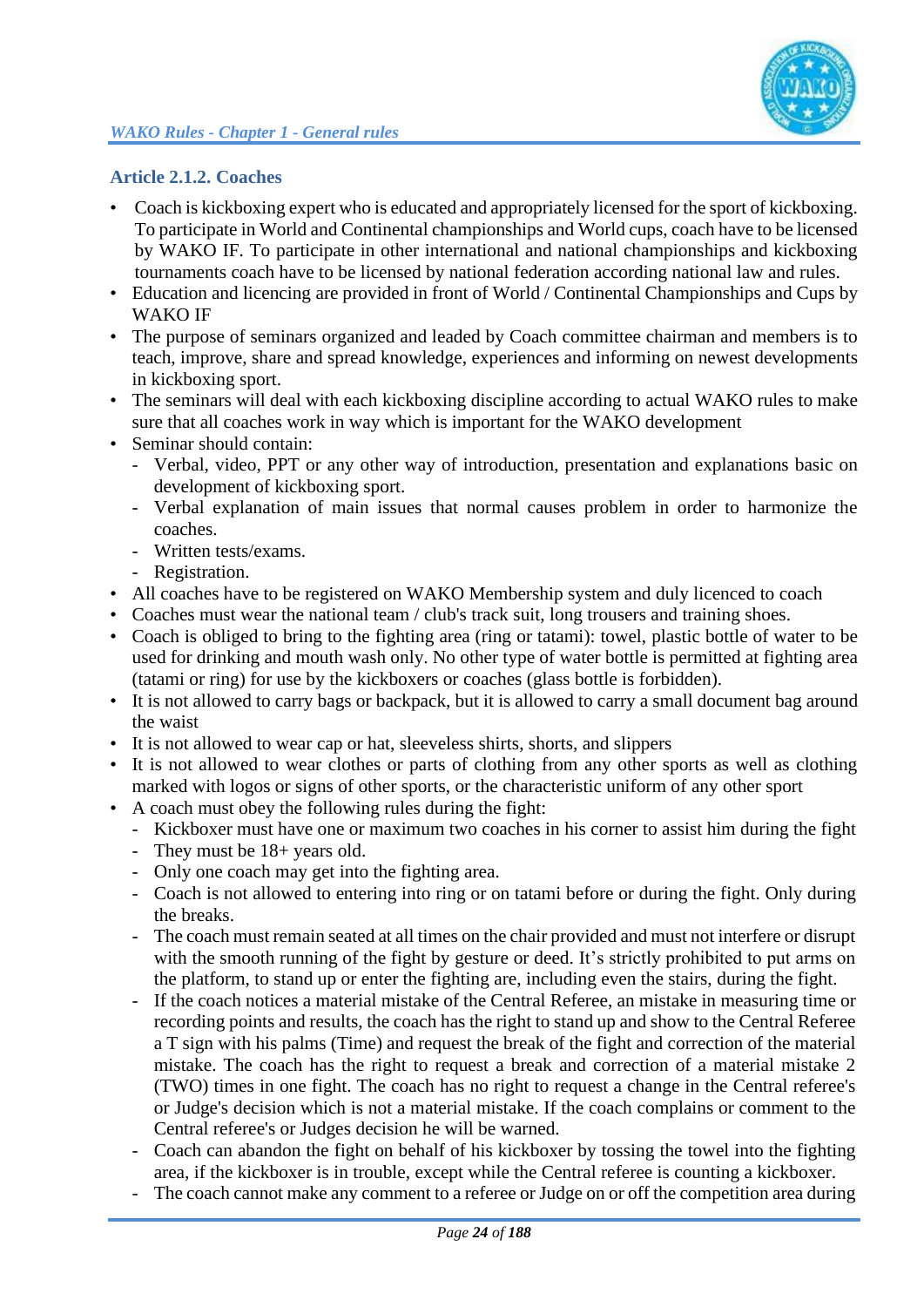### Article 2.1.2. Coaches

- Coach is kickboxing expert who is educated and appropriately licensed for the sport of kickboxing. To participate in World and Continental championships and World cups, coach have to be licensed by WAKO IF. To participate in other international and national championships and kickboxing tournaments coach have to be licensed by national federation according national law and rules.
- Education and licencing are provided in front of World / Continental Championships and Cups by WAKO IF
- The purpose of seminars organized and leaded by Coach committee chairman and members is to teach, improve, share and spread knowledge, experiences and informing on newest developments in kickboxing sport.
- The seminars will deal with each kickboxing discipline according to actual WAKO rules to make sure that all coaches work in way which is important for the WAKO development
- Seminar should contain:
  - Verbal, video, PPT or any other way of introduction, presentation and explanations basic on development of kickboxing sport.
  - Verbal explanation of main issues that normal causes problem in order to harmonize the coaches.
  - Written tests/exams.
  - Registration.
- All coaches have to be registered on WAKO Membership system and duly licenced to coach
- Coaches must wear the national team / club's track suit, long trousers and training shoes.
- Coach is obliged to bring to the fighting area (ring or tatami): towel, plastic bottle of water to be used for drinking and mouth wash only. No other type of water bottle is permitted at fighting area (tatami or ring) for use by the kickboxers or coaches (glass bottle is forbidden).
- It is not allowed to carry bags or backpack, but it is allowed to carry a small document bag around the waist
- It is not allowed to wear cap or hat, sleeveless shirts, shorts, and slippers
- It is not allowed to wear clothes or parts of clothing from any other sports as well as clothing marked with logos or signs of other sports, or the characteristic uniform of any other sport
- A coach must obey the following rules during the fight:
  - Kickboxer must have one or maximum two coaches in his corner to assist him during the fight
  - They must be 18+ years old.
  - Only one coach may get into the fighting area.
  - Coach is not allowed to entering into ring or on tatami before or during the fight. Only during the breaks.
  - The coach must remain seated at all times on the chair provided and must not interfere or disrupt with the smooth running of the fight by gesture or deed. It's strictly prohibited to put arms on the platform, to stand up or enter the fighting are, including even the stairs, during the fight.
  - If the coach notices a material mistake of the Central Referee, an mistake in measuring time or recording points and results, the coach has the right to stand up and show to the Central Referee a T sign with his palms (Time) and request the break of the fight and correction of the material mistake. The coach has the right to request a break and correction of a material mistake 2 (TWO) times in one fight. The coach has no right to request a change in the Central referee's or Judge's decision which is not a material mistake. If the coach complains or comment to the Central referee's or Judges decision he will be warned.
  - Coach can abandon the fight on behalf of his kickboxer by tossing the towel into the fighting area, if the kickboxer is in trouble, except while the Central referee is counting a kickboxer.
  - The coach cannot make any comment to a referee or Judge on or off the competition area during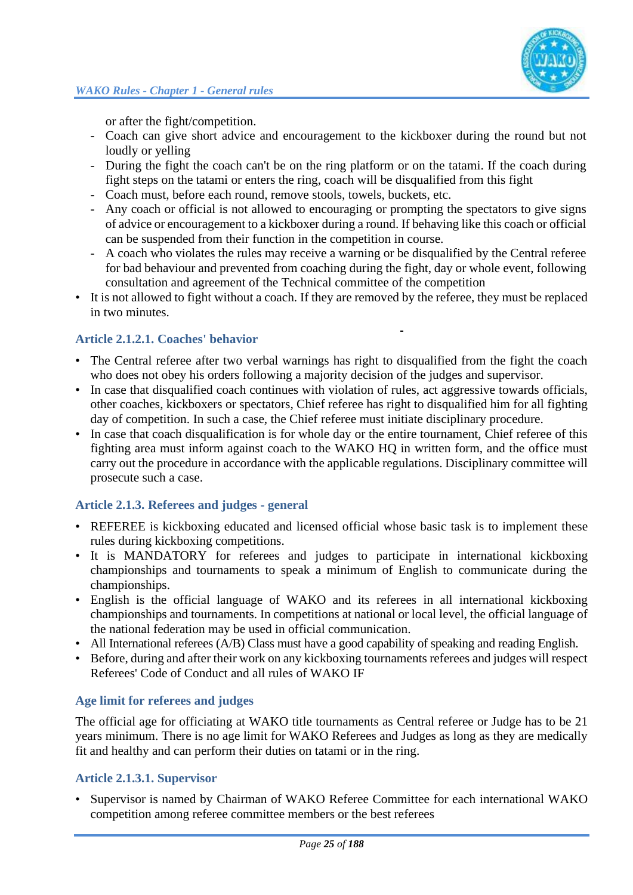or after the fight/competition.
- Coach can give short advice and encouragement to the kickboxer during the round but not loudly or yelling
- During the fight the coach can't be on the ring platform or on the tatami. If the coach during fight steps on the tatami or enters the ring, coach will be disqualified from this fight
- Coach must, before each round, remove stools, towels, buckets, etc.
- Any coach or official is not allowed to encouraging or prompting the spectators to give signs of advice or encouragement to a kickboxer during a round. If behaving like this coach or official can be suspended from their function in the competition in course.
- A coach who violates the rules may receive a warning or be disqualified by the Central referee for bad behaviour and prevented from coaching during the fight, day or whole event, following consultation and agreement of the Technical committee of the competition

- It is not allowed to fight without a coach. If they are removed by the referee, they must be replaced in two minutes.

### Article 2.1.2.1. Coaches' behavior

- The Central referee after two verbal warnings has right to disqualified from the fight the coach who does not obey his orders following a majority decision of the judges and supervisor.
- In case that disqualified coach continues with violation of rules, act aggressive towards officials, other coaches, kickboxers or spectators, Chief referee has right to disqualified him for all fighting day of competition. In such a case, the Chief referee must initiate disciplinary procedure.
- In case that coach disqualification is for whole day or the entire tournament, Chief referee of this fighting area must inform against coach to the WAKO HQ in written form, and the office must carry out the procedure in accordance with the applicable regulations. Disciplinary committee will prosecute such a case.

### Article 2.1.3. Referees and judges - general

- REFEREE is kickboxing educated and licensed official whose basic task is to implement these rules during kickboxing competitions.
- It is MANDATORY for referees and judges to participate in international kickboxing championships and tournaments to speak a minimum of English to communicate during the championships.
- English is the official language of WAKO and its referees in all international kickboxing championships and tournaments. In competitions at national or local level, the official language of the national federation may be used in official communication.
- All International referees (A/B) Class must have a good capability of speaking and reading English.
- Before, during and after their work on any kickboxing tournaments referees and judges will respect Referees' Code of Conduct and all rules of WAKO IF

### Age limit for referees and judges

The official age for officiating at WAKO title tournaments as Central referee or Judge has to be 21 years minimum. There is no age limit for WAKO Referees and Judges as long as they are medically fit and healthy and can perform their duties on tatami or in the ring.

### Article 2.1.3.1. Supervisor

- Supervisor is named by Chairman of WAKO Referee Committee for each international WAKO competition among referee committee members or the best referees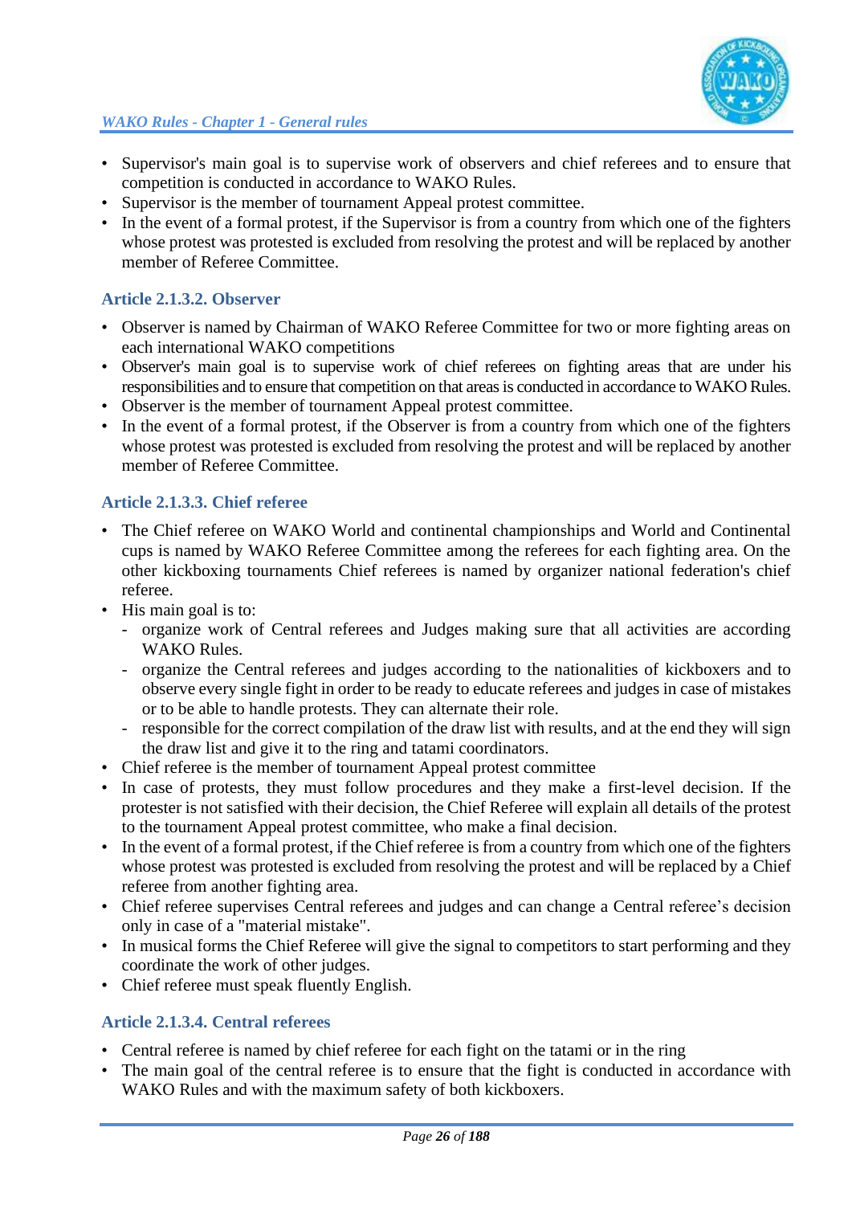- Supervisor's main goal is to supervise work of observers and chief referees and to ensure that competition is conducted in accordance to WAKO Rules.
- Supervisor is the member of tournament Appeal protest committee.
- In the event of a formal protest, if the Supervisor is from a country from which one of the fighters whose protest was protested is excluded from resolving the protest and will be replaced by another member of Referee Committee.

### Article 2.1.3.2. Observer

- Observer is named by Chairman of WAKO Referee Committee for two or more fighting areas on each international WAKO competitions
- Observer's main goal is to supervise work of chief referees on fighting areas that are under his responsibilities and to ensure that competition on that areas is conducted in accordance to WAKO Rules.
- Observer is the member of tournament Appeal protest committee.
- In the event of a formal protest, if the Observer is from a country from which one of the fighters whose protest was protested is excluded from resolving the protest and will be replaced by another member of Referee Committee.

### Article 2.1.3.3. Chief referee

- The Chief referee on WAKO World and continental championships and World and Continental cups is named by WAKO Referee Committee among the referees for each fighting area. On the other kickboxing tournaments Chief referees is named by organizer national federation's chief referee.
- His main goal is to:
  - organize work of Central referees and Judges making sure that all activities are according WAKO Rules.
  - organize the Central referees and judges according to the nationalities of kickboxers and to observe every single fight in order to be ready to educate referees and judges in case of mistakes or to be able to handle protests. They can alternate their role.
  - responsible for the correct compilation of the draw list with results, and at the end they will sign the draw list and give it to the ring and tatami coordinators.
- Chief referee is the member of tournament Appeal protest committee
- In case of protests, they must follow procedures and they make a first-level decision. If the protester is not satisfied with their decision, the Chief Referee will explain all details of the protest to the tournament Appeal protest committee, who make a final decision.
- In the event of a formal protest, if the Chief referee is from a country from which one of the fighters whose protest was protested is excluded from resolving the protest and will be replaced by a Chief referee from another fighting area.
- Chief referee supervises Central referees and judges and can change a Central referee's decision only in case of a "material mistake".
- In musical forms the Chief Referee will give the signal to competitors to start performing and they coordinate the work of other judges.
- Chief referee must speak fluently English.

### Article 2.1.3.4. Central referees

- Central referee is named by chief referee for each fight on the tatami or in the ring
- The main goal of the central referee is to ensure that the fight is conducted in accordance with WAKO Rules and with the maximum safety of both kickboxers.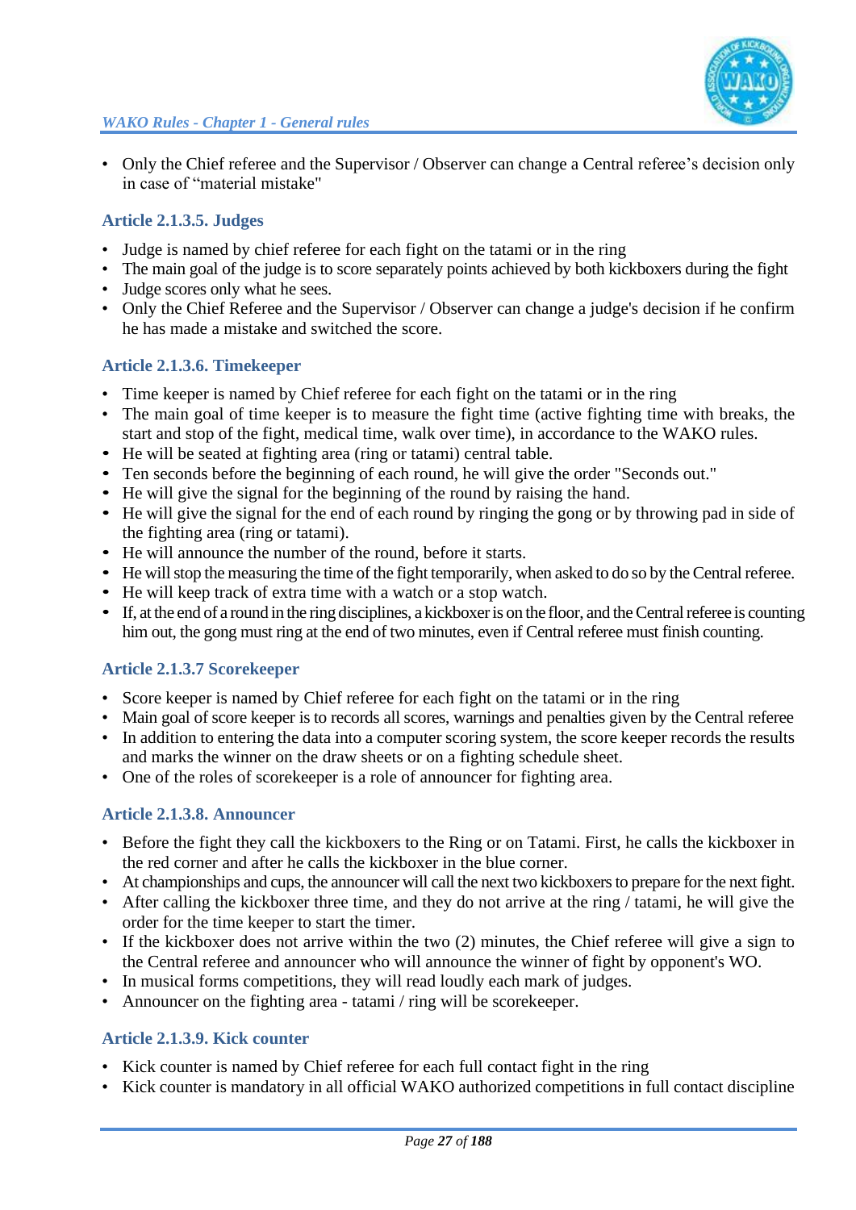- Only the Chief referee and the Supervisor / Observer can change a Central referee's decision only in case of "material mistake"

### Article 2.1.3.5. Judges

- Judge is named by chief referee for each fight on the tatami or in the ring
- The main goal of the judge is to score separately points achieved by both kickboxers during the fight
- Judge scores only what he sees.
- Only the Chief Referee and the Supervisor / Observer can change a judge's decision if he confirm he has made a mistake and switched the score.

### Article 2.1.3.6. Timekeeper

- Time keeper is named by Chief referee for each fight on the tatami or in the ring
- The main goal of time keeper is to measure the fight time (active fighting time with breaks, the start and stop of the fight, medical time, walk over time), in accordance to the WAKO rules.
- He will be seated at fighting area (ring or tatami) central table.
- Ten seconds before the beginning of each round, he will give the order "Seconds out."
- He will give the signal for the beginning of the round by raising the hand.
- He will give the signal for the end of each round by ringing the gong or by throwing pad in side of the fighting area (ring or tatami).
- He will announce the number of the round, before it starts.
- He will stop the measuring the time of the fight temporarily, when asked to do so by the Central referee.
- He will keep track of extra time with a watch or a stop watch.
- If, at the end of a round in the ring disciplines, a kickboxer is on the floor, and the Central referee is counting him out, the gong must ring at the end of two minutes, even if Central referee must finish counting.

### Article 2.1.3.7 Scorekeeper

- Score keeper is named by Chief referee for each fight on the tatami or in the ring
- Main goal of score keeper is to records all scores, warnings and penalties given by the Central referee
- In addition to entering the data into a computer scoring system, the score keeper records the results and marks the winner on the draw sheets or on a fighting schedule sheet.
- One of the roles of scorekeeper is a role of announcer for fighting area.

### Article 2.1.3.8. Announcer

- Before the fight they call the kickboxers to the Ring or on Tatami. First, he calls the kickboxer in the red corner and after he calls the kickboxer in the blue corner.
- At championships and cups, the announcer will call the next two kickboxers to prepare for the next fight.
- After calling the kickboxer three time, and they do not arrive at the ring / tatami, he will give the order for the time keeper to start the timer.
- If the kickboxer does not arrive within the two (2) minutes, the Chief referee will give a sign to the Central referee and announcer who will announce the winner of fight by opponent's WO.
- In musical forms competitions, they will read loudly each mark of judges.
- Announcer on the fighting area - tatami / ring will be scorekeeper.

### Article 2.1.3.9. Kick counter

- Kick counter is named by Chief referee for each full contact fight in the ring
- Kick counter is mandatory in all official WAKO authorized competitions in full contact discipline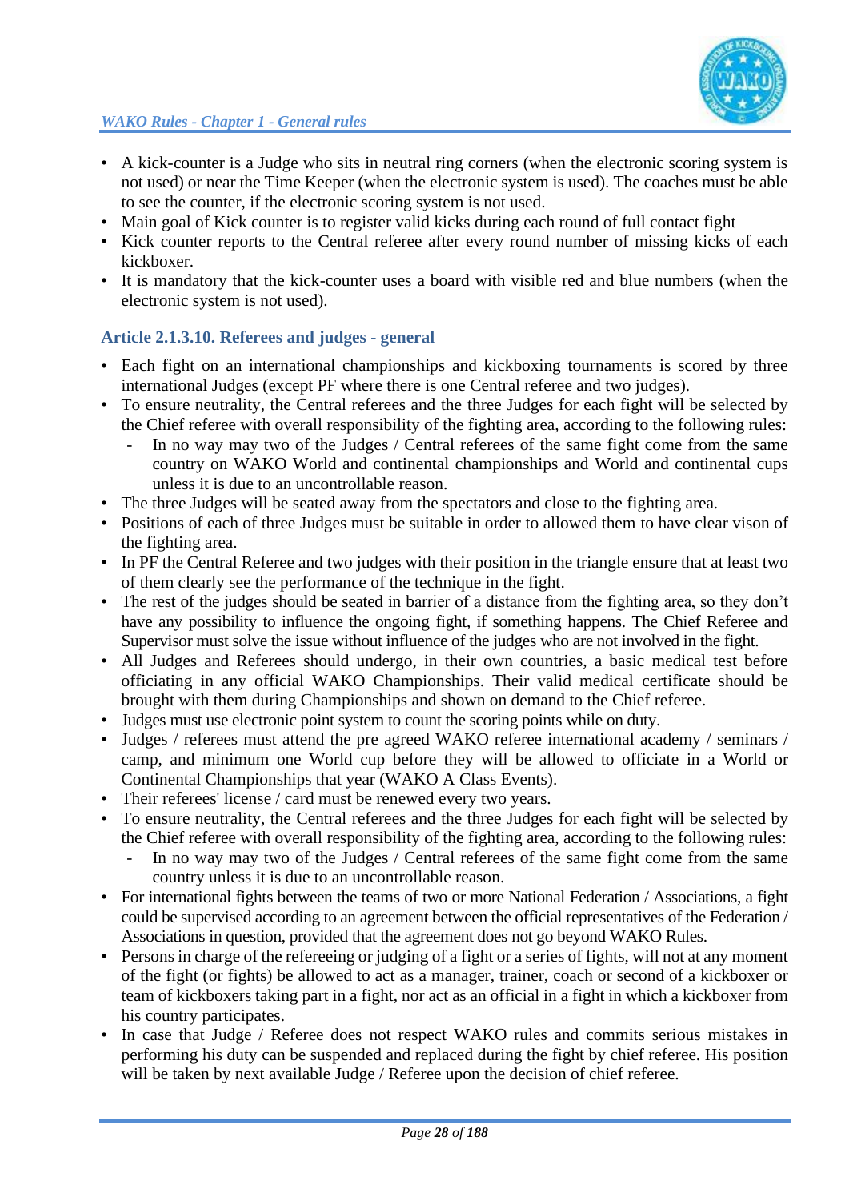- A kick-counter is a Judge who sits in neutral ring corners (when the electronic scoring system is not used) or near the Time Keeper (when the electronic system is used). The coaches must be able to see the counter, if the electronic scoring system is not used.
- Main goal of Kick counter is to register valid kicks during each round of full contact fight
- Kick counter reports to the Central referee after every round number of missing kicks of each kickboxer.
- It is mandatory that the kick-counter uses a board with visible red and blue numbers (when the electronic system is not used).

### Article 2.1.3.10. Referees and judges - general

- Each fight on an international championships and kickboxing tournaments is scored by three international Judges (except PF where there is one Central referee and two judges).
- To ensure neutrality, the Central referees and the three Judges for each fight will be selected by the Chief referee with overall responsibility of the fighting area, according to the following rules:
  - In no way may two of the Judges / Central referees of the same fight come from the same country on WAKO World and continental championships and World and continental cups unless it is due to an uncontrollable reason.
- The three Judges will be seated away from the spectators and close to the fighting area.
- Positions of each of three Judges must be suitable in order to allowed them to have clear vison of the fighting area.
- In PF the Central Referee and two judges with their position in the triangle ensure that at least two of them clearly see the performance of the technique in the fight.
- The rest of the judges should be seated in barrier of a distance from the fighting area, so they don't have any possibility to influence the ongoing fight, if something happens. The Chief Referee and Supervisor must solve the issue without influence of the judges who are not involved in the fight.
- All Judges and Referees should undergo, in their own countries, a basic medical test before officiating in any official WAKO Championships. Their valid medical certificate should be brought with them during Championships and shown on demand to the Chief referee.
- Judges must use electronic point system to count the scoring points while on duty.
- Judges / referees must attend the pre agreed WAKO referee international academy / seminars / camp, and minimum one World cup before they will be allowed to officiate in a World or Continental Championships that year (WAKO A Class Events).
- Their referees' license / card must be renewed every two years.
- To ensure neutrality, the Central referees and the three Judges for each fight will be selected by the Chief referee with overall responsibility of the fighting area, according to the following rules:
  - In no way may two of the Judges / Central referees of the same fight come from the same country unless it is due to an uncontrollable reason.
- For international fights between the teams of two or more National Federation / Associations, a fight could be supervised according to an agreement between the official representatives of the Federation / Associations in question, provided that the agreement does not go beyond WAKO Rules.
- Persons in charge of the refereeing or judging of a fight or a series of fights, will not at any moment of the fight (or fights) be allowed to act as a manager, trainer, coach or second of a kickboxer or team of kickboxers taking part in a fight, nor act as an official in a fight in which a kickboxer from his country participates.
- In case that Judge / Referee does not respect WAKO rules and commits serious mistakes in performing his duty can be suspended and replaced during the fight by chief referee. His position will be taken by next available Judge / Referee upon the decision of chief referee.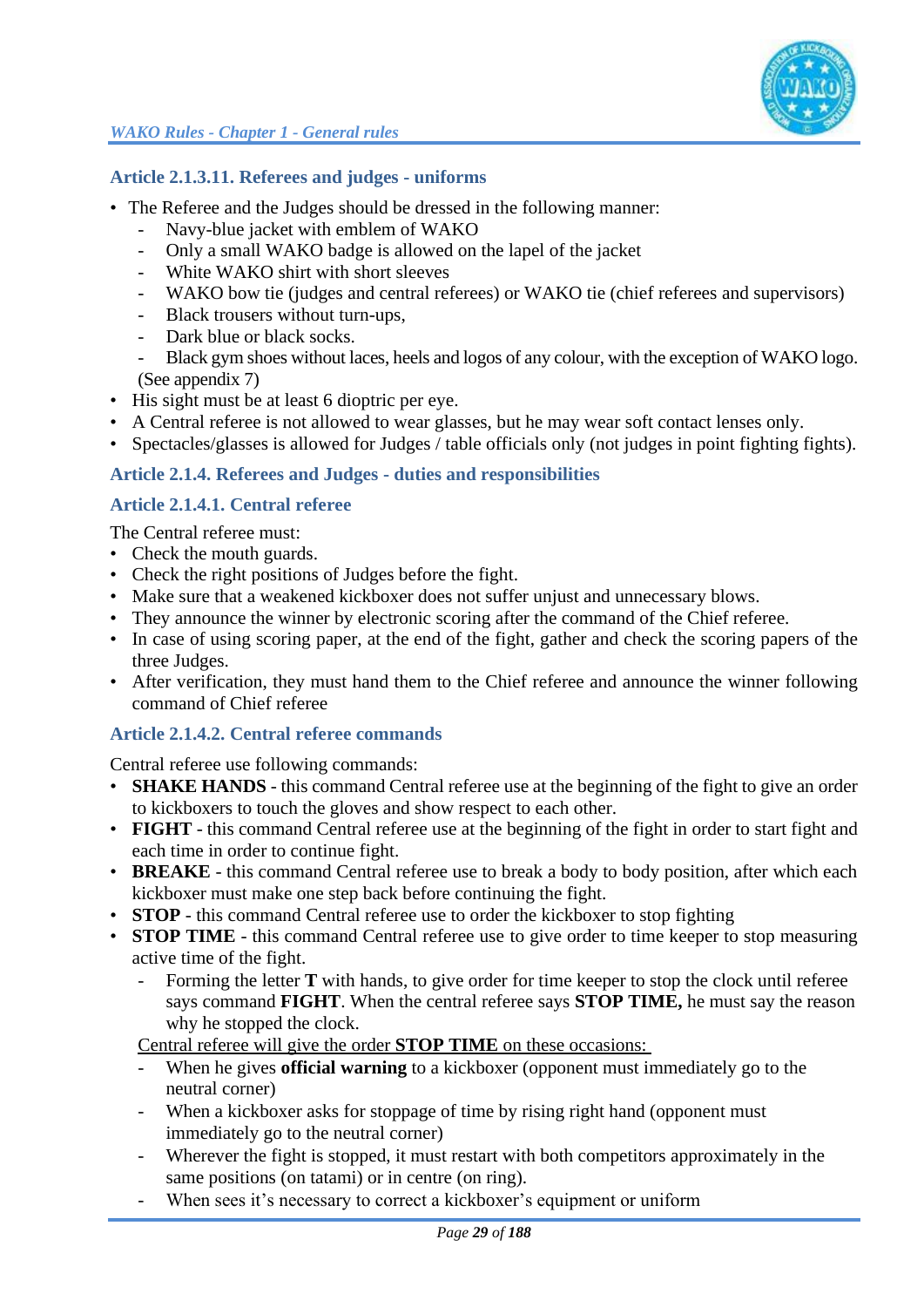### Article 2.1.3.11. Referees and judges - uniforms

- The Referee and the Judges should be dressed in the following manner:
  - Navy-blue jacket with emblem of WAKO
  - Only a small WAKO badge is allowed on the lapel of the jacket
  - White WAKO shirt with short sleeves
  - WAKO bow tie (judges and central referees) or WAKO tie (chief referees and supervisors)
  - Black trousers without turn-ups,
  - Dark blue or black socks.
  - Black gym shoes without laces, heels and logos of any colour, with the exception of WAKO logo.

  (See appendix 7)
- His sight must be at least 6 dioptric per eye.
- A Central referee is not allowed to wear glasses, but he may wear soft contact lenses only.
- Spectacles/glasses is allowed for Judges / table officials only (not judges in point fighting fights).

### Article 2.1.4. Referees and Judges - duties and responsibilities

### Article 2.1.4.1. Central referee

The Central referee must:

- Check the mouth guards.
- Check the right positions of Judges before the fight.
- Make sure that a weakened kickboxer does not suffer unjust and unnecessary blows.
- They announce the winner by electronic scoring after the command of the Chief referee.
- In case of using scoring paper, at the end of the fight, gather and check the scoring papers of the three Judges.
- After verification, they must hand them to the Chief referee and announce the winner following command of Chief referee

### Article 2.1.4.2. Central referee commands

Central referee use following commands:

- **SHAKE HANDS** - this command Central referee use at the beginning of the fight to give an order to kickboxers to touch the gloves and show respect to each other.
- **FIGHT** - this command Central referee use at the beginning of the fight in order to start fight and each time in order to continue fight.
- **BREAKE** - this command Central referee use to break a body to body position, after which each kickboxer must make one step back before continuing the fight.
- **STOP** - this command Central referee use to order the kickboxer to stop fighting
- **STOP TIME** - this command Central referee use to give order to time keeper to stop measuring active time of the fight.
  - Forming the letter **T** with hands, to give order for time keeper to stop the clock until referee says command **FIGHT**. When the central referee says **STOP TIME,** he must say the reason why he stopped the clock.

  <u>Central referee will give the order **STOP TIME** on these occasions:</u>
  - When he gives **official warning** to a kickboxer (opponent must immediately go to the neutral corner)
  - When a kickboxer asks for stoppage of time by rising right hand (opponent must immediately go to the neutral corner)
  - Wherever the fight is stopped, it must restart with both competitors approximately in the same positions (on tatami) or in centre (on ring).
  - When sees it's necessary to correct a kickboxer's equipment or uniform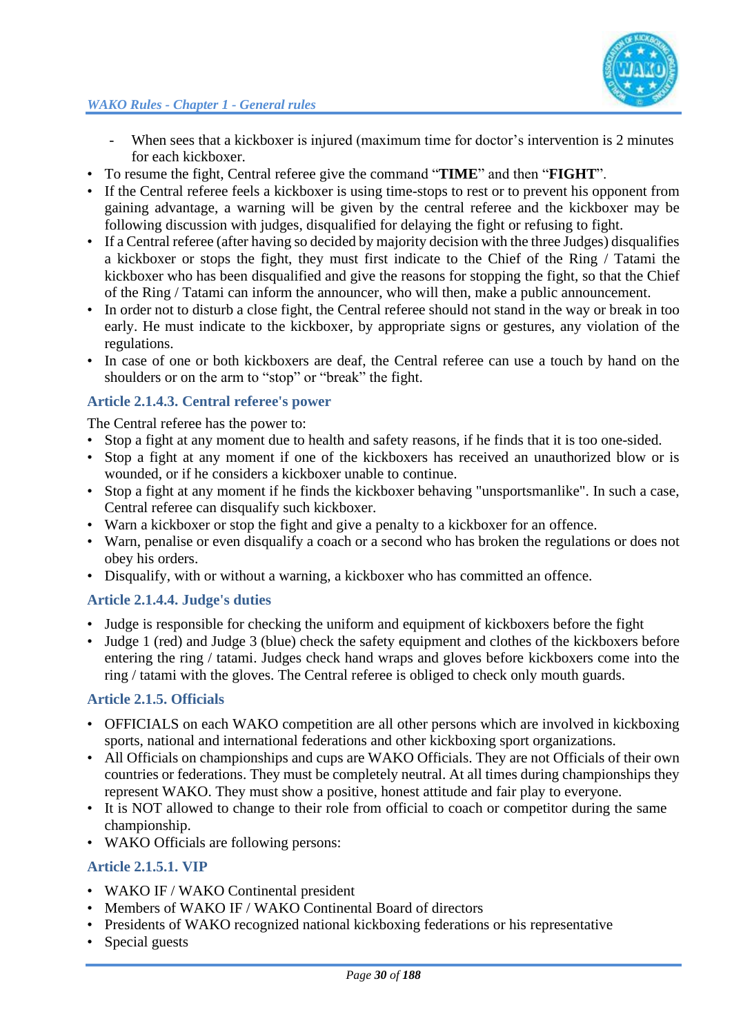- When sees that a kickboxer is injured (maximum time for doctor's intervention is 2 minutes for each kickboxer.

- To resume the fight, Central referee give the command "**TIME**" and then "**FIGHT**".
- If the Central referee feels a kickboxer is using time-stops to rest or to prevent his opponent from gaining advantage, a warning will be given by the central referee and the kickboxer may be following discussion with judges, disqualified for delaying the fight or refusing to fight.
- If a Central referee (after having so decided by majority decision with the three Judges) disqualifies a kickboxer or stops the fight, they must first indicate to the Chief of the Ring / Tatami the kickboxer who has been disqualified and give the reasons for stopping the fight, so that the Chief of the Ring / Tatami can inform the announcer, who will then, make a public announcement.
- In order not to disturb a close fight, the Central referee should not stand in the way or break in too early. He must indicate to the kickboxer, by appropriate signs or gestures, any violation of the regulations.
- In case of one or both kickboxers are deaf, the Central referee can use a touch by hand on the shoulders or on the arm to "stop" or "break" the fight.

### Article 2.1.4.3. Central referee's power

The Central referee has the power to:

- Stop a fight at any moment due to health and safety reasons, if he finds that it is too one-sided.
- Stop a fight at any moment if one of the kickboxers has received an unauthorized blow or is wounded, or if he considers a kickboxer unable to continue.
- Stop a fight at any moment if he finds the kickboxer behaving "unsportsmanlike". In such a case, Central referee can disqualify such kickboxer.
- Warn a kickboxer or stop the fight and give a penalty to a kickboxer for an offence.
- Warn, penalise or even disqualify a coach or a second who has broken the regulations or does not obey his orders.
- Disqualify, with or without a warning, a kickboxer who has committed an offence.

### Article 2.1.4.4. Judge's duties

- Judge is responsible for checking the uniform and equipment of kickboxers before the fight
- Judge 1 (red) and Judge 3 (blue) check the safety equipment and clothes of the kickboxers before entering the ring / tatami. Judges check hand wraps and gloves before kickboxers come into the ring / tatami with the gloves. The Central referee is obliged to check only mouth guards.

### Article 2.1.5. Officials

- OFFICIALS on each WAKO competition are all other persons which are involved in kickboxing sports, national and international federations and other kickboxing sport organizations.
- All Officials on championships and cups are WAKO Officials. They are not Officials of their own countries or federations. They must be completely neutral. At all times during championships they represent WAKO. They must show a positive, honest attitude and fair play to everyone.
- It is NOT allowed to change to their role from official to coach or competitor during the same championship.
- WAKO Officials are following persons:

### Article 2.1.5.1. VIP

- WAKO IF / WAKO Continental president
- Members of WAKO IF / WAKO Continental Board of directors
- Presidents of WAKO recognized national kickboxing federations or his representative
- Special guests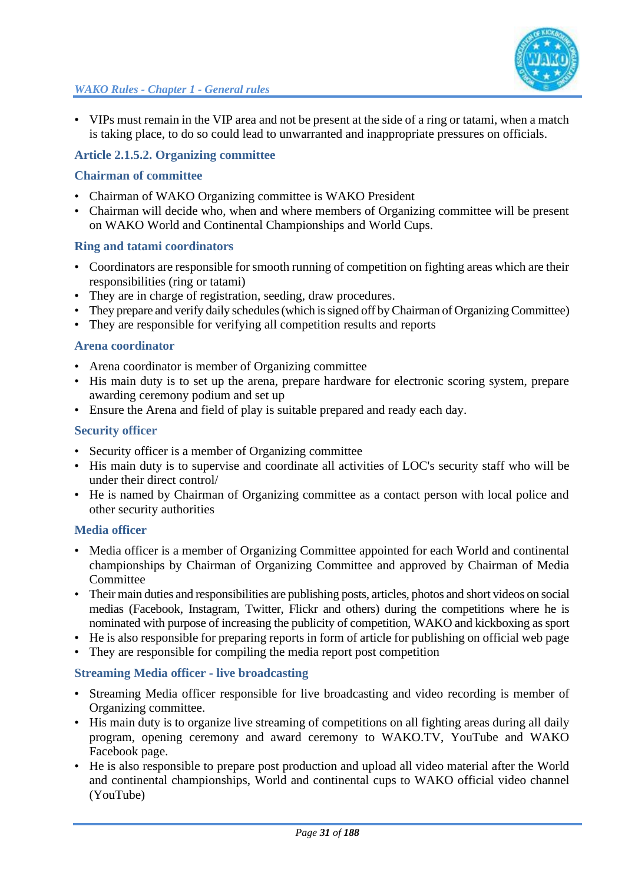- VIPs must remain in the VIP area and not be present at the side of a ring or tatami, when a match is taking place, to do so could lead to unwarranted and inappropriate pressures on officials.

### Article 2.1.5.2. Organizing committee

#### Chairman of committee

- Chairman of WAKO Organizing committee is WAKO President
- Chairman will decide who, when and where members of Organizing committee will be present on WAKO World and Continental Championships and World Cups.

#### Ring and tatami coordinators

- Coordinators are responsible for smooth running of competition on fighting areas which are their responsibilities (ring or tatami)
- They are in charge of registration, seeding, draw procedures.
- They prepare and verify daily schedules (which is signed off by Chairman of Organizing Committee)
- They are responsible for verifying all competition results and reports

#### Arena coordinator

- Arena coordinator is member of Organizing committee
- His main duty is to set up the arena, prepare hardware for electronic scoring system, prepare awarding ceremony podium and set up
- Ensure the Arena and field of play is suitable prepared and ready each day.

#### Security officer

- Security officer is a member of Organizing committee
- His main duty is to supervise and coordinate all activities of LOC's security staff who will be under their direct control/
- He is named by Chairman of Organizing committee as a contact person with local police and other security authorities

#### Media officer

- Media officer is a member of Organizing Committee appointed for each World and continental championships by Chairman of Organizing Committee and approved by Chairman of Media Committee
- Their main duties and responsibilities are publishing posts, articles, photos and short videos on social medias (Facebook, Instagram, Twitter, Flickr and others) during the competitions where he is nominated with purpose of increasing the publicity of competition, WAKO and kickboxing as sport
- He is also responsible for preparing reports in form of article for publishing on official web page
- They are responsible for compiling the media report post competition

#### Streaming Media officer - live broadcasting

- Streaming Media officer responsible for live broadcasting and video recording is member of Organizing committee.
- His main duty is to organize live streaming of competitions on all fighting areas during all daily program, opening ceremony and award ceremony to WAKO.TV, YouTube and WAKO Facebook page.
- He is also responsible to prepare post production and upload all video material after the World and continental championships, World and continental cups to WAKO official video channel (YouTube)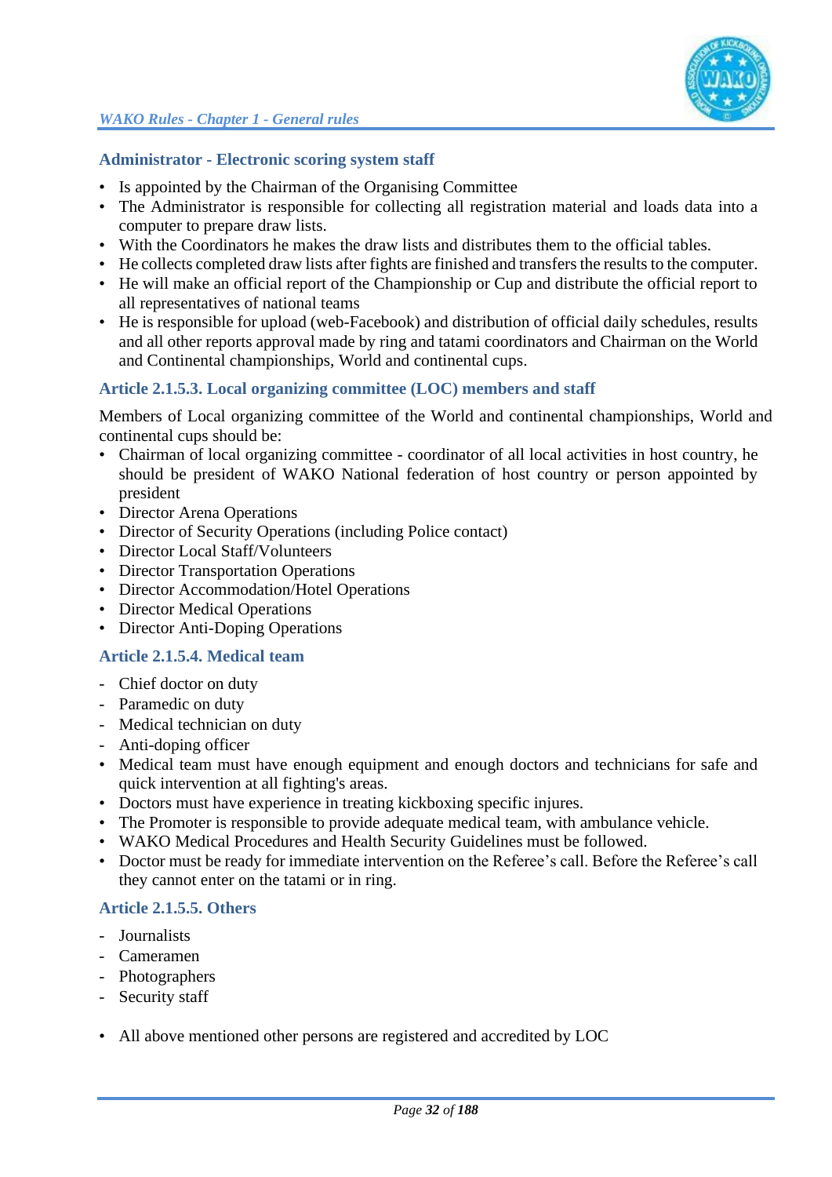### Administrator - Electronic scoring system staff

- Is appointed by the Chairman of the Organising Committee
- The Administrator is responsible for collecting all registration material and loads data into a computer to prepare draw lists.
- With the Coordinators he makes the draw lists and distributes them to the official tables.
- He collects completed draw lists after fights are finished and transfers the results to the computer.
- He will make an official report of the Championship or Cup and distribute the official report to all representatives of national teams
- He is responsible for upload (web-Facebook) and distribution of official daily schedules, results and all other reports approval made by ring and tatami coordinators and Chairman on the World and Continental championships, World and continental cups.

### Article 2.1.5.3. Local organizing committee (LOC) members and staff

Members of Local organizing committee of the World and continental championships, World and continental cups should be:

- Chairman of local organizing committee - coordinator of all local activities in host country, he should be president of WAKO National federation of host country or person appointed by president
- Director Arena Operations
- Director of Security Operations (including Police contact)
- Director Local Staff/Volunteers
- Director Transportation Operations
- Director Accommodation/Hotel Operations
- Director Medical Operations
- Director Anti-Doping Operations

### Article 2.1.5.4. Medical team

- Chief doctor on duty
- Paramedic on duty
- Medical technician on duty
- Anti-doping officer

- Medical team must have enough equipment and enough doctors and technicians for safe and quick intervention at all fighting's areas.
- Doctors must have experience in treating kickboxing specific injures.
- The Promoter is responsible to provide adequate medical team, with ambulance vehicle.
- WAKO Medical Procedures and Health Security Guidelines must be followed.
- Doctor must be ready for immediate intervention on the Referee's call. Before the Referee's call they cannot enter on the tatami or in ring.

### Article 2.1.5.5. Others

- Journalists
- Cameramen
- Photographers
- Security staff

- All above mentioned other persons are registered and accredited by LOC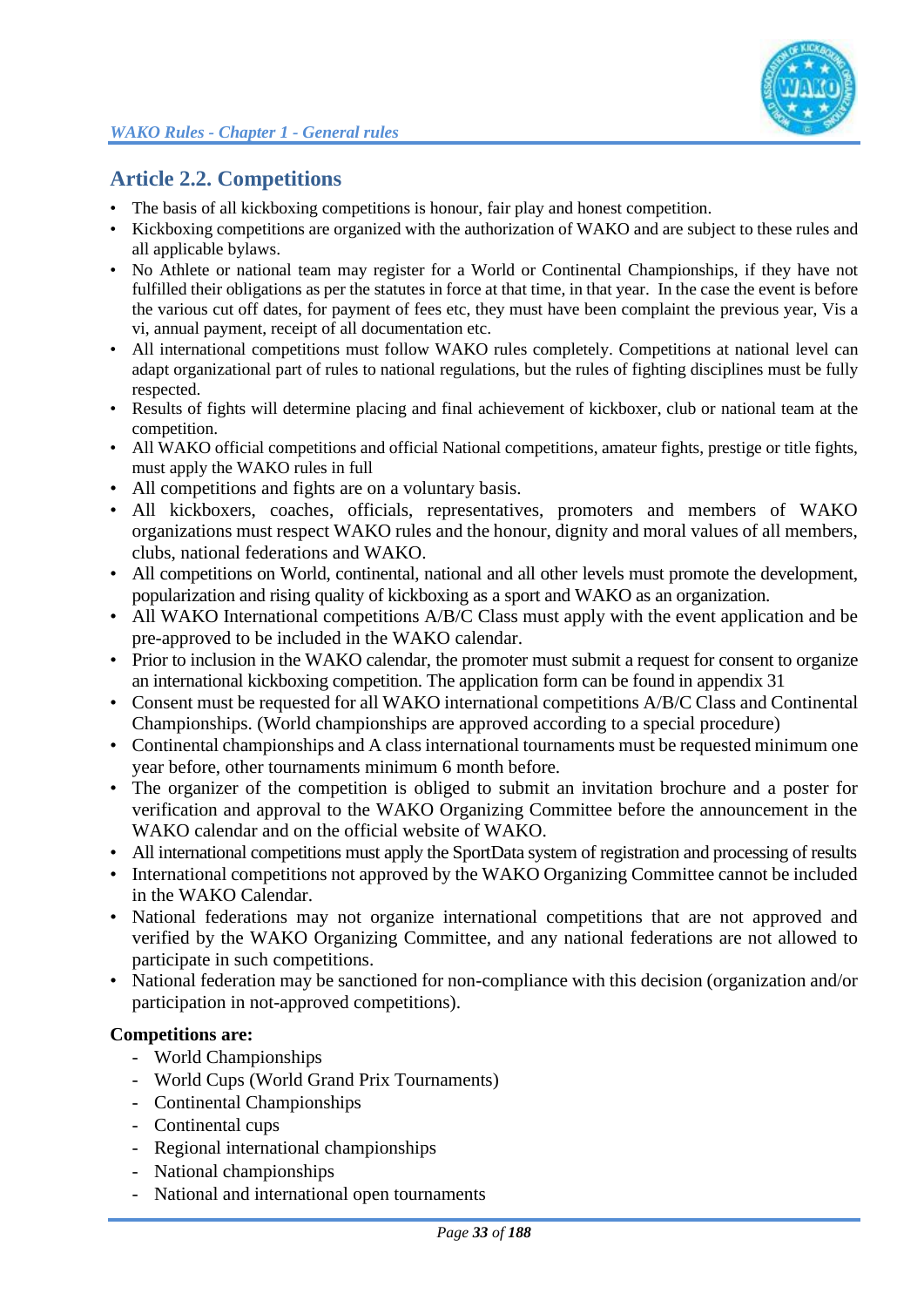## Article 2.2. Competitions

- The basis of all kickboxing competitions is honour, fair play and honest competition.
- Kickboxing competitions are organized with the authorization of WAKO and are subject to these rules and all applicable bylaws.
- No Athlete or national team may register for a World or Continental Championships, if they have not fulfilled their obligations as per the statutes in force at that time, in that year. In the case the event is before the various cut off dates, for payment of fees etc, they must have been complaint the previous year, Vis a vi, annual payment, receipt of all documentation etc.
- All international competitions must follow WAKO rules completely. Competitions at national level can adapt organizational part of rules to national regulations, but the rules of fighting disciplines must be fully respected.
- Results of fights will determine placing and final achievement of kickboxer, club or national team at the competition.
- All WAKO official competitions and official National competitions, amateur fights, prestige or title fights, must apply the WAKO rules in full
- All competitions and fights are on a voluntary basis.
- All kickboxers, coaches, officials, representatives, promoters and members of WAKO organizations must respect WAKO rules and the honour, dignity and moral values of all members, clubs, national federations and WAKO.
- All competitions on World, continental, national and all other levels must promote the development, popularization and rising quality of kickboxing as a sport and WAKO as an organization.
- All WAKO International competitions A/B/C Class must apply with the event application and be pre-approved to be included in the WAKO calendar.
- Prior to inclusion in the WAKO calendar, the promoter must submit a request for consent to organize an international kickboxing competition. The application form can be found in appendix 31
- Consent must be requested for all WAKO international competitions A/B/C Class and Continental Championships. (World championships are approved according to a special procedure)
- Continental championships and A class international tournaments must be requested minimum one year before, other tournaments minimum 6 month before.
- The organizer of the competition is obliged to submit an invitation brochure and a poster for verification and approval to the WAKO Organizing Committee before the announcement in the WAKO calendar and on the official website of WAKO.
- All international competitions must apply the SportData system of registration and processing of results
- International competitions not approved by the WAKO Organizing Committee cannot be included in the WAKO Calendar.
- National federations may not organize international competitions that are not approved and verified by the WAKO Organizing Committee, and any national federations are not allowed to participate in such competitions.
- National federation may be sanctioned for non-compliance with this decision (organization and/or participation in not-approved competitions).

**Competitions are:**

- World Championships
- World Cups (World Grand Prix Tournaments)
- Continental Championships
- Continental cups
- Regional international championships
- National championships
- National and international open tournaments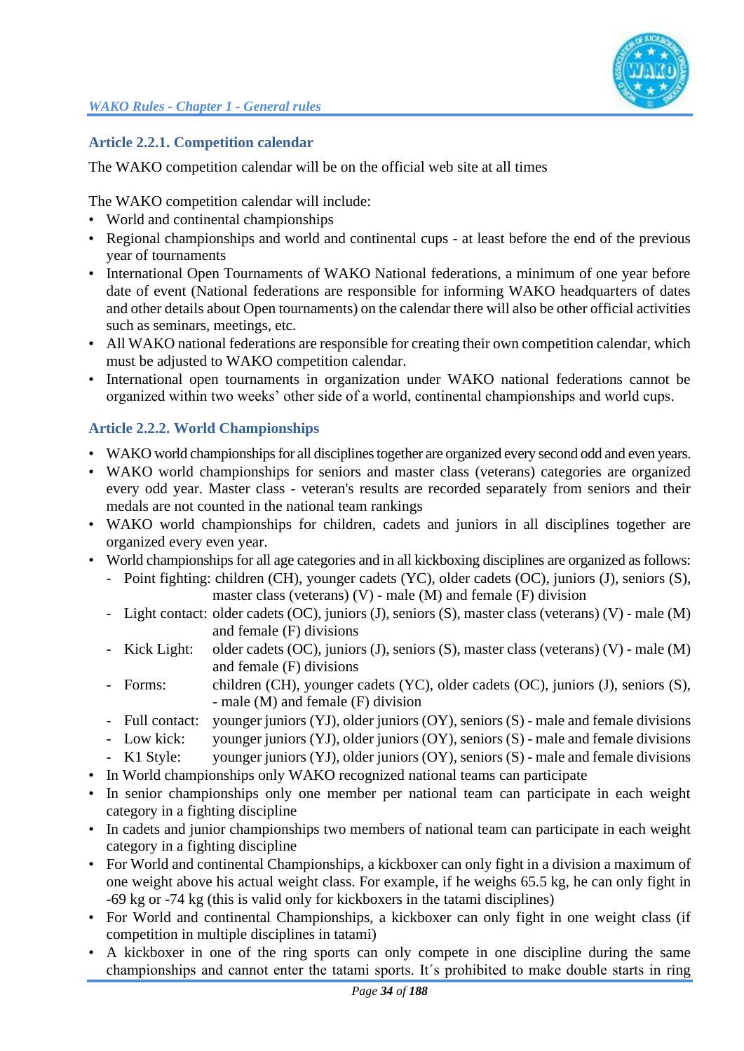### Article 2.2.1. Competition calendar

The WAKO competition calendar will be on the official web site at all times

The WAKO competition calendar will include:

- World and continental championships
- Regional championships and world and continental cups - at least before the end of the previous year of tournaments
- International Open Tournaments of WAKO National federations, a minimum of one year before date of event (National federations are responsible for informing WAKO headquarters of dates and other details about Open tournaments) on the calendar there will also be other official activities such as seminars, meetings, etc.
- All WAKO national federations are responsible for creating their own competition calendar, which must be adjusted to WAKO competition calendar.
- International open tournaments in organization under WAKO national federations cannot be organized within two weeks' other side of a world, continental championships and world cups.

### Article 2.2.2. World Championships

- WAKO world championships for all disciplines together are organized every second odd and even years.
- WAKO world championships for seniors and master class (veterans) categories are organized every odd year. Master class - veteran's results are recorded separately from seniors and their medals are not counted in the national team rankings
- WAKO world championships for children, cadets and juniors in all disciplines together are organized every even year.
- World championships for all age categories and in all kickboxing disciplines are organized as follows:
  - Point fighting: children (CH), younger cadets (YC), older cadets (OC), juniors (J), seniors (S), master class (veterans) (V) - male (M) and female (F) division
  - Light contact: older cadets (OC), juniors (J), seniors (S), master class (veterans) (V) - male (M) and female (F) divisions
  - Kick Light: older cadets (OC), juniors (J), seniors (S), master class (veterans) (V) - male (M) and female (F) divisions
  - Forms: children (CH), younger cadets (YC), older cadets (OC), juniors (J), seniors (S), - male (M) and female (F) division
  - Full contact: younger juniors (YJ), older juniors (OY), seniors (S) - male and female divisions
  - Low kick: younger juniors (YJ), older juniors (OY), seniors (S) - male and female divisions
  - K1 Style: younger juniors (YJ), older juniors (OY), seniors (S) - male and female divisions
- In World championships only WAKO recognized national teams can participate
- In senior championships only one member per national team can participate in each weight category in a fighting discipline
- In cadets and junior championships two members of national team can participate in each weight category in a fighting discipline
- For World and continental Championships, a kickboxer can only fight in a division a maximum of one weight above his actual weight class. For example, if he weighs 65.5 kg, he can only fight in -69 kg or -74 kg (this is valid only for kickboxers in the tatami disciplines)
- For World and continental Championships, a kickboxer can only fight in one weight class (if competition in multiple disciplines in tatami)
- A kickboxer in one of the ring sports can only compete in one discipline during the same championships and cannot enter the tatami sports. It´s prohibited to make double starts in ring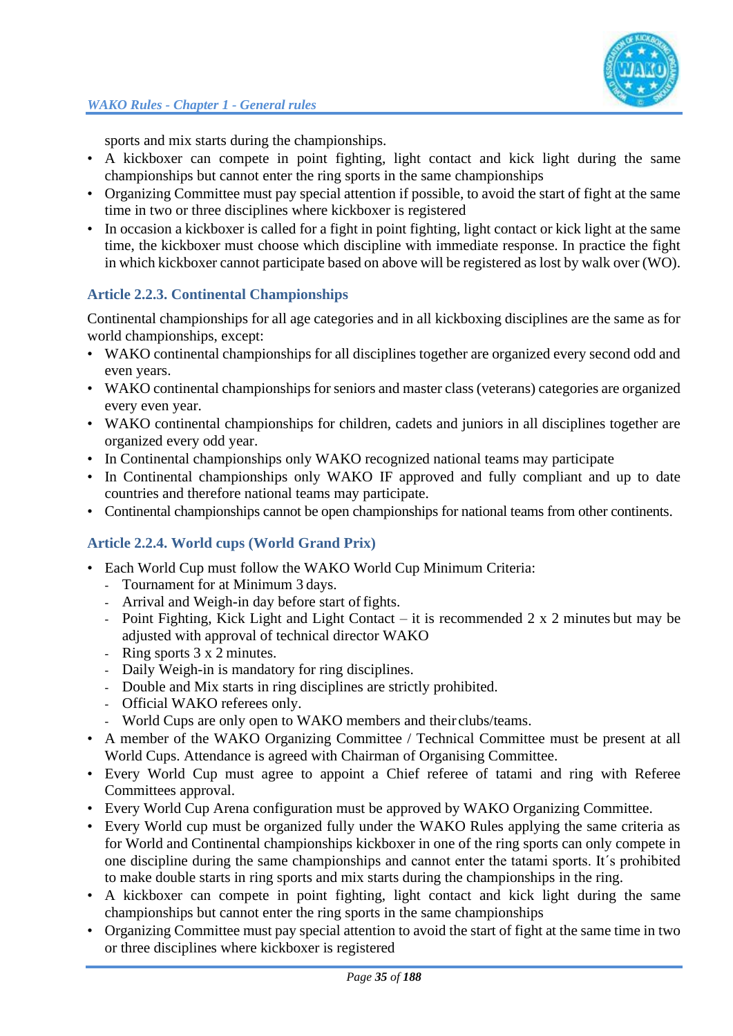sports and mix starts during the championships.

- A kickboxer can compete in point fighting, light contact and kick light during the same championships but cannot enter the ring sports in the same championships
- Organizing Committee must pay special attention if possible, to avoid the start of fight at the same time in two or three disciplines where kickboxer is registered
- In occasion a kickboxer is called for a fight in point fighting, light contact or kick light at the same time, the kickboxer must choose which discipline with immediate response. In practice the fight in which kickboxer cannot participate based on above will be registered as lost by walk over (WO).

### Article 2.2.3. Continental Championships

Continental championships for all age categories and in all kickboxing disciplines are the same as for world championships, except:

- WAKO continental championships for all disciplines together are organized every second odd and even years.
- WAKO continental championships for seniors and master class (veterans) categories are organized every even year.
- WAKO continental championships for children, cadets and juniors in all disciplines together are organized every odd year.
- In Continental championships only WAKO recognized national teams may participate
- In Continental championships only WAKO IF approved and fully compliant and up to date countries and therefore national teams may participate.
- Continental championships cannot be open championships for national teams from other continents.

### Article 2.2.4. World cups (World Grand Prix)

- Each World Cup must follow the WAKO World Cup Minimum Criteria:
  - Tournament for at Minimum 3 days.
  - Arrival and Weigh-in day before start of fights.
  - Point Fighting, Kick Light and Light Contact – it is recommended 2 x 2 minutes but may be adjusted with approval of technical director WAKO
  - Ring sports 3 x 2 minutes.
  - Daily Weigh-in is mandatory for ring disciplines.
  - Double and Mix starts in ring disciplines are strictly prohibited.
  - Official WAKO referees only.
  - World Cups are only open to WAKO members and their clubs/teams.
- A member of the WAKO Organizing Committee / Technical Committee must be present at all World Cups. Attendance is agreed with Chairman of Organising Committee.
- Every World Cup must agree to appoint a Chief referee of tatami and ring with Referee Committees approval.
- Every World Cup Arena configuration must be approved by WAKO Organizing Committee.
- Every World cup must be organized fully under the WAKO Rules applying the same criteria as for World and Continental championships kickboxer in one of the ring sports can only compete in one discipline during the same championships and cannot enter the tatami sports. It´s prohibited to make double starts in ring sports and mix starts during the championships in the ring.
- A kickboxer can compete in point fighting, light contact and kick light during the same championships but cannot enter the ring sports in the same championships
- Organizing Committee must pay special attention to avoid the start of fight at the same time in two or three disciplines where kickboxer is registered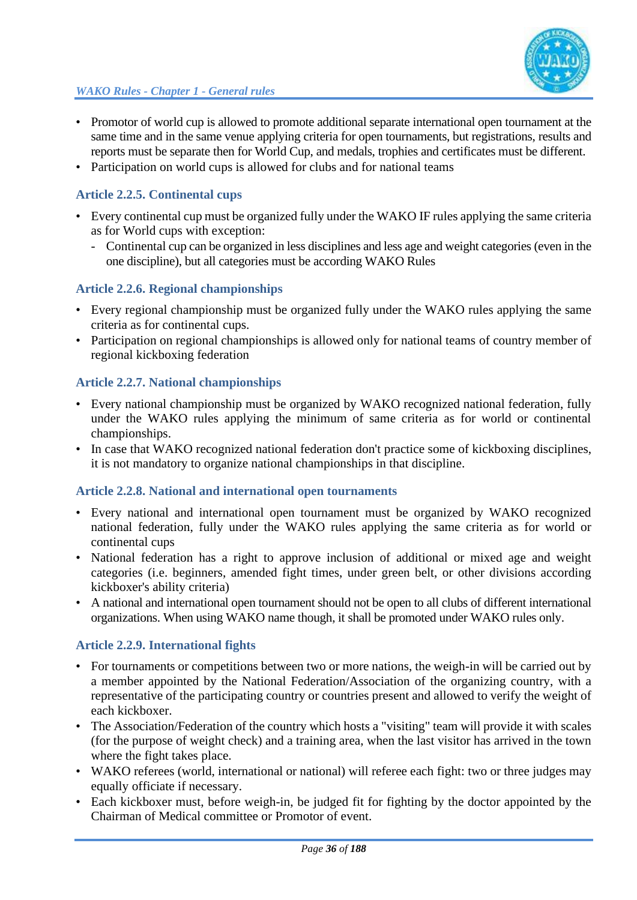- Promotor of world cup is allowed to promote additional separate international open tournament at the same time and in the same venue applying criteria for open tournaments, but registrations, results and reports must be separate then for World Cup, and medals, trophies and certificates must be different.
- Participation on world cups is allowed for clubs and for national teams

### Article 2.2.5. Continental cups

- Every continental cup must be organized fully under the WAKO IF rules applying the same criteria as for World cups with exception:
  - Continental cup can be organized in less disciplines and less age and weight categories (even in the one discipline), but all categories must be according WAKO Rules

### Article 2.2.6. Regional championships

- Every regional championship must be organized fully under the WAKO rules applying the same criteria as for continental cups.
- Participation on regional championships is allowed only for national teams of country member of regional kickboxing federation

### Article 2.2.7. National championships

- Every national championship must be organized by WAKO recognized national federation, fully under the WAKO rules applying the minimum of same criteria as for world or continental championships.
- In case that WAKO recognized national federation don't practice some of kickboxing disciplines, it is not mandatory to organize national championships in that discipline.

### Article 2.2.8. National and international open tournaments

- Every national and international open tournament must be organized by WAKO recognized national federation, fully under the WAKO rules applying the same criteria as for world or continental cups
- National federation has a right to approve inclusion of additional or mixed age and weight categories (i.e. beginners, amended fight times, under green belt, or other divisions according kickboxer's ability criteria)
- A national and international open tournament should not be open to all clubs of different international organizations. When using WAKO name though, it shall be promoted under WAKO rules only.

### Article 2.2.9. International fights

- For tournaments or competitions between two or more nations, the weigh-in will be carried out by a member appointed by the National Federation/Association of the organizing country, with a representative of the participating country or countries present and allowed to verify the weight of each kickboxer.
- The Association/Federation of the country which hosts a "visiting" team will provide it with scales (for the purpose of weight check) and a training area, when the last visitor has arrived in the town where the fight takes place.
- WAKO referees (world, international or national) will referee each fight: two or three judges may equally officiate if necessary.
- Each kickboxer must, before weigh-in, be judged fit for fighting by the doctor appointed by the Chairman of Medical committee or Promotor of event.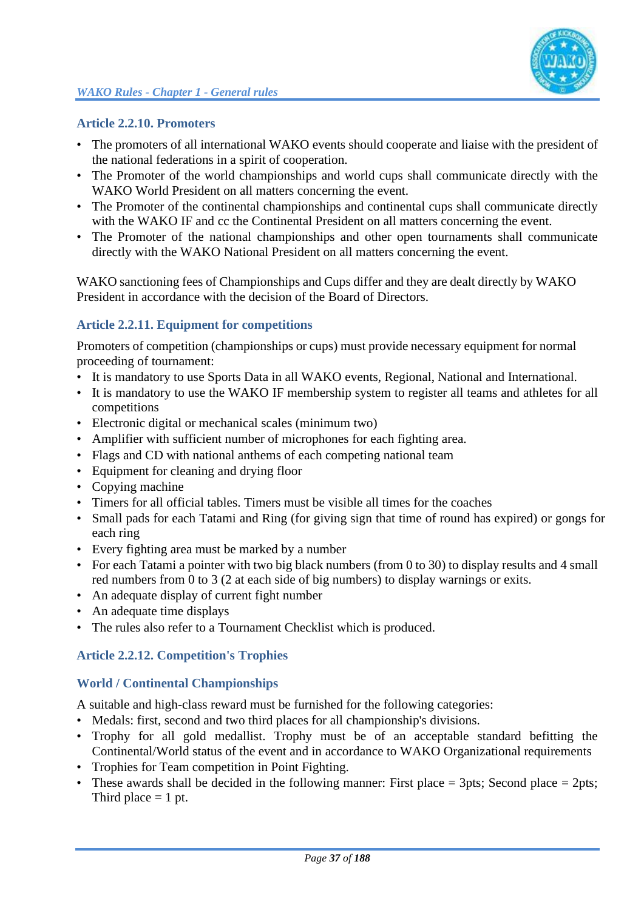### Article 2.2.10. Promoters

- The promoters of all international WAKO events should cooperate and liaise with the president of the national federations in a spirit of cooperation.
- The Promoter of the world championships and world cups shall communicate directly with the WAKO World President on all matters concerning the event.
- The Promoter of the continental championships and continental cups shall communicate directly with the WAKO IF and cc the Continental President on all matters concerning the event.
- The Promoter of the national championships and other open tournaments shall communicate directly with the WAKO National President on all matters concerning the event.

WAKO sanctioning fees of Championships and Cups differ and they are dealt directly by WAKO President in accordance with the decision of the Board of Directors.

### Article 2.2.11. Equipment for competitions

Promoters of competition (championships or cups) must provide necessary equipment for normal proceeding of tournament:

- It is mandatory to use Sports Data in all WAKO events, Regional, National and International.
- It is mandatory to use the WAKO IF membership system to register all teams and athletes for all competitions
- Electronic digital or mechanical scales (minimum two)
- Amplifier with sufficient number of microphones for each fighting area.
- Flags and CD with national anthems of each competing national team
- Equipment for cleaning and drying floor
- Copying machine
- Timers for all official tables. Timers must be visible all times for the coaches
- Small pads for each Tatami and Ring (for giving sign that time of round has expired) or gongs for each ring
- Every fighting area must be marked by a number
- For each Tatami a pointer with two big black numbers (from 0 to 30) to display results and 4 small red numbers from 0 to 3 (2 at each side of big numbers) to display warnings or exits.
- An adequate display of current fight number
- An adequate time displays
- The rules also refer to a Tournament Checklist which is produced.

### Article 2.2.12. Competition's Trophies

### World / Continental Championships

A suitable and high-class reward must be furnished for the following categories:

- Medals: first, second and two third places for all championship's divisions.
- Trophy for all gold medallist. Trophy must be of an acceptable standard befitting the Continental/World status of the event and in accordance to WAKO Organizational requirements
- Trophies for Team competition in Point Fighting.
- These awards shall be decided in the following manner: First place = 3pts; Second place = 2pts; Third place = 1 pt.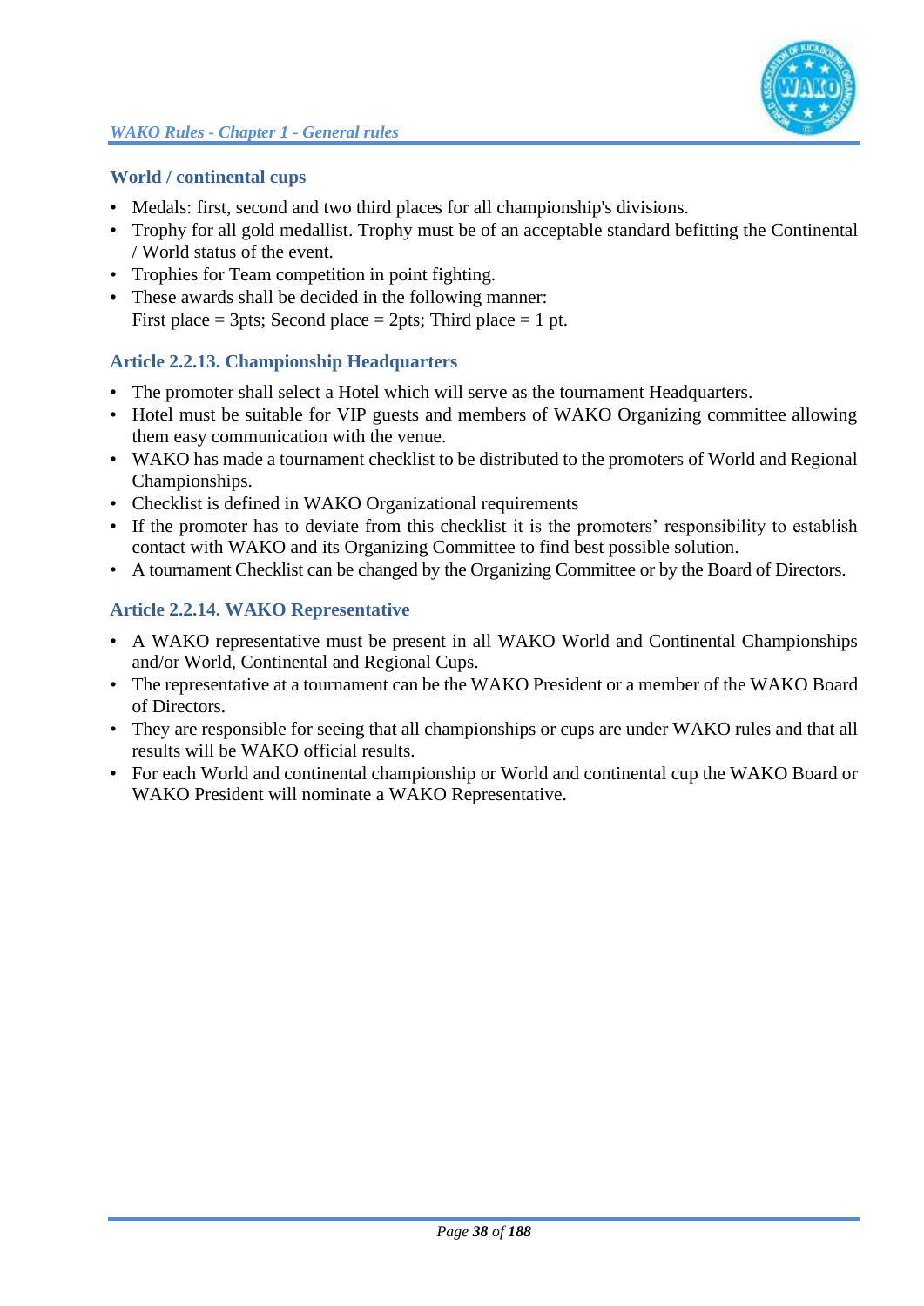### World / continental cups

- Medals: first, second and two third places for all championship's divisions.
- Trophy for all gold medallist. Trophy must be of an acceptable standard befitting the Continental / World status of the event.
- Trophies for Team competition in point fighting.
- These awards shall be decided in the following manner:
  First place = 3pts; Second place = 2pts; Third place = 1 pt.

### Article 2.2.13. Championship Headquarters

- The promoter shall select a Hotel which will serve as the tournament Headquarters.
- Hotel must be suitable for VIP guests and members of WAKO Organizing committee allowing them easy communication with the venue.
- WAKO has made a tournament checklist to be distributed to the promoters of World and Regional Championships.
- Checklist is defined in WAKO Organizational requirements
- If the promoter has to deviate from this checklist it is the promoters' responsibility to establish contact with WAKO and its Organizing Committee to find best possible solution.
- A tournament Checklist can be changed by the Organizing Committee or by the Board of Directors.

### Article 2.2.14. WAKO Representative

- A WAKO representative must be present in all WAKO World and Continental Championships and/or World, Continental and Regional Cups.
- The representative at a tournament can be the WAKO President or a member of the WAKO Board of Directors.
- They are responsible for seeing that all championships or cups are under WAKO rules and that all results will be WAKO official results.
- For each World and continental championship or World and continental cup the WAKO Board or WAKO President will nominate a WAKO Representative.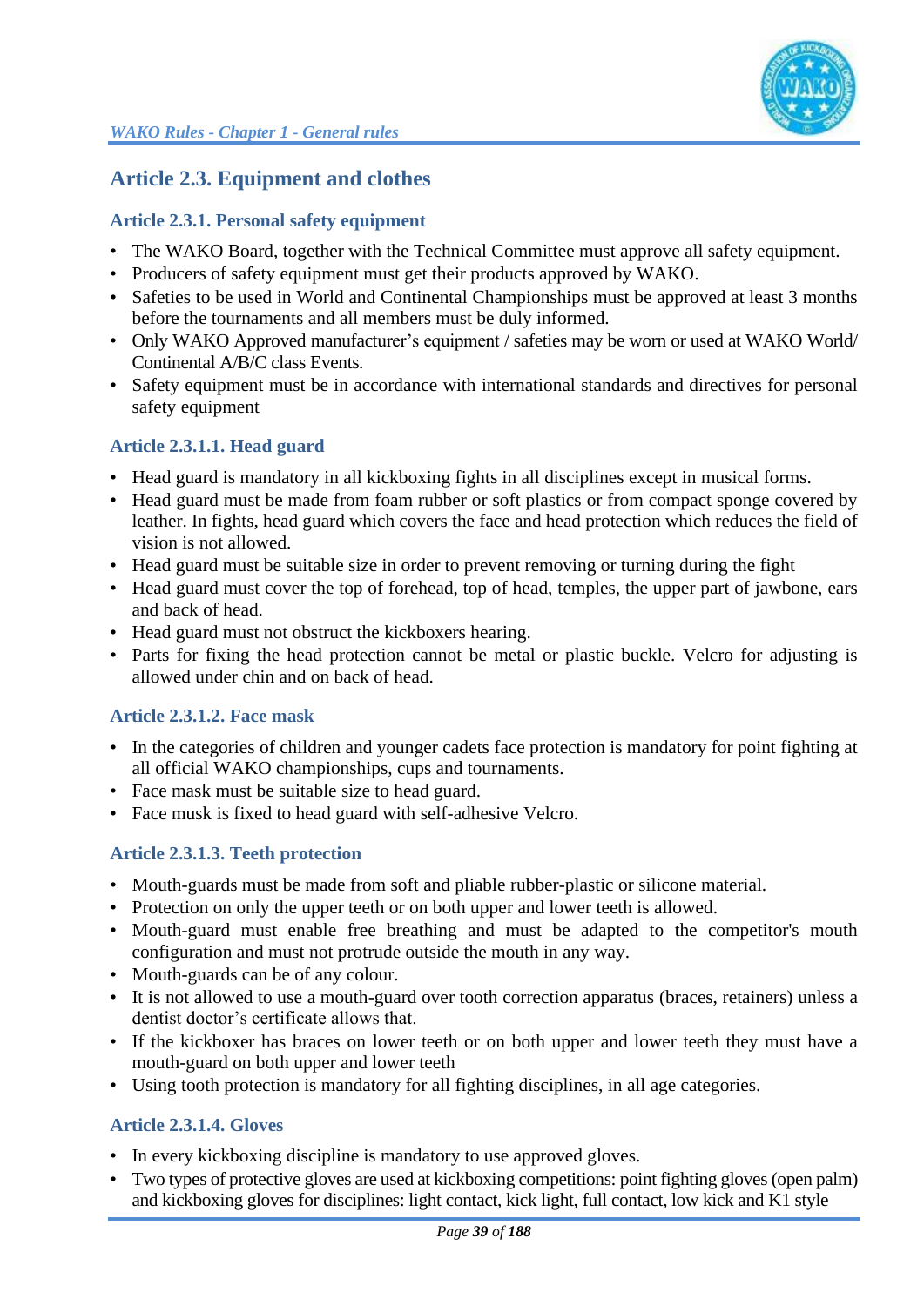## Article 2.3. Equipment and clothes

### Article 2.3.1. Personal safety equipment

- The WAKO Board, together with the Technical Committee must approve all safety equipment.
- Producers of safety equipment must get their products approved by WAKO.
- Safeties to be used in World and Continental Championships must be approved at least 3 months before the tournaments and all members must be duly informed.
- Only WAKO Approved manufacturer's equipment / safeties may be worn or used at WAKO World/ Continental A/B/C class Events.
- Safety equipment must be in accordance with international standards and directives for personal safety equipment

#### Article 2.3.1.1. Head guard

- Head guard is mandatory in all kickboxing fights in all disciplines except in musical forms.
- Head guard must be made from foam rubber or soft plastics or from compact sponge covered by leather. In fights, head guard which covers the face and head protection which reduces the field of vision is not allowed.
- Head guard must be suitable size in order to prevent removing or turning during the fight
- Head guard must cover the top of forehead, top of head, temples, the upper part of jawbone, ears and back of head.
- Head guard must not obstruct the kickboxers hearing.
- Parts for fixing the head protection cannot be metal or plastic buckle. Velcro for adjusting is allowed under chin and on back of head.

#### Article 2.3.1.2. Face mask

- In the categories of children and younger cadets face protection is mandatory for point fighting at all official WAKO championships, cups and tournaments.
- Face mask must be suitable size to head guard.
- Face musk is fixed to head guard with self-adhesive Velcro.

#### Article 2.3.1.3. Teeth protection

- Mouth-guards must be made from soft and pliable rubber-plastic or silicone material.
- Protection on only the upper teeth or on both upper and lower teeth is allowed.
- Mouth-guard must enable free breathing and must be adapted to the competitor's mouth configuration and must not protrude outside the mouth in any way.
- Mouth-guards can be of any colour.
- It is not allowed to use a mouth-guard over tooth correction apparatus (braces, retainers) unless a dentist doctor's certificate allows that.
- If the kickboxer has braces on lower teeth or on both upper and lower teeth they must have a mouth-guard on both upper and lower teeth
- Using tooth protection is mandatory for all fighting disciplines, in all age categories.

#### Article 2.3.1.4. Gloves

- In every kickboxing discipline is mandatory to use approved gloves.
- Two types of protective gloves are used at kickboxing competitions: point fighting gloves (open palm) and kickboxing gloves for disciplines: light contact, kick light, full contact, low kick and K1 style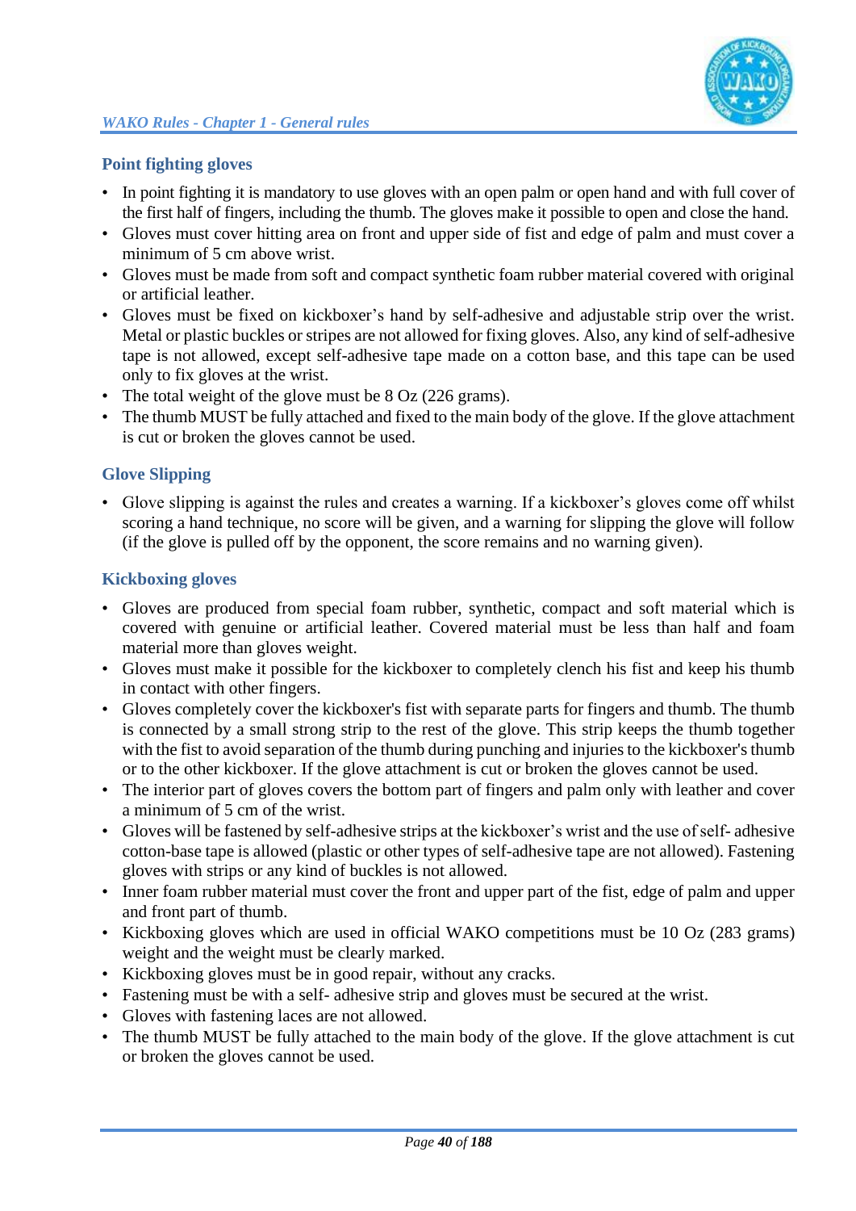### Point fighting gloves

- In point fighting it is mandatory to use gloves with an open palm or open hand and with full cover of the first half of fingers, including the thumb. The gloves make it possible to open and close the hand.
- Gloves must cover hitting area on front and upper side of fist and edge of palm and must cover a minimum of 5 cm above wrist.
- Gloves must be made from soft and compact synthetic foam rubber material covered with original or artificial leather.
- Gloves must be fixed on kickboxer's hand by self-adhesive and adjustable strip over the wrist. Metal or plastic buckles or stripes are not allowed for fixing gloves. Also, any kind of self-adhesive tape is not allowed, except self-adhesive tape made on a cotton base, and this tape can be used only to fix gloves at the wrist.
- The total weight of the glove must be 8 Oz (226 grams).
- The thumb MUST be fully attached and fixed to the main body of the glove. If the glove attachment is cut or broken the gloves cannot be used.

### Glove Slipping

- Glove slipping is against the rules and creates a warning. If a kickboxer's gloves come off whilst scoring a hand technique, no score will be given, and a warning for slipping the glove will follow (if the glove is pulled off by the opponent, the score remains and no warning given).

### Kickboxing gloves

- Gloves are produced from special foam rubber, synthetic, compact and soft material which is covered with genuine or artificial leather. Covered material must be less than half and foam material more than gloves weight.
- Gloves must make it possible for the kickboxer to completely clench his fist and keep his thumb in contact with other fingers.
- Gloves completely cover the kickboxer's fist with separate parts for fingers and thumb. The thumb is connected by a small strong strip to the rest of the glove. This strip keeps the thumb together with the fist to avoid separation of the thumb during punching and injuries to the kickboxer's thumb or to the other kickboxer. If the glove attachment is cut or broken the gloves cannot be used.
- The interior part of gloves covers the bottom part of fingers and palm only with leather and cover a minimum of 5 cm of the wrist.
- Gloves will be fastened by self-adhesive strips at the kickboxer's wrist and the use of self- adhesive cotton-base tape is allowed (plastic or other types of self-adhesive tape are not allowed). Fastening gloves with strips or any kind of buckles is not allowed.
- Inner foam rubber material must cover the front and upper part of the fist, edge of palm and upper and front part of thumb.
- Kickboxing gloves which are used in official WAKO competitions must be 10 Oz (283 grams) weight and the weight must be clearly marked.
- Kickboxing gloves must be in good repair, without any cracks.
- Fastening must be with a self- adhesive strip and gloves must be secured at the wrist.
- Gloves with fastening laces are not allowed.
- The thumb MUST be fully attached to the main body of the glove. If the glove attachment is cut or broken the gloves cannot be used.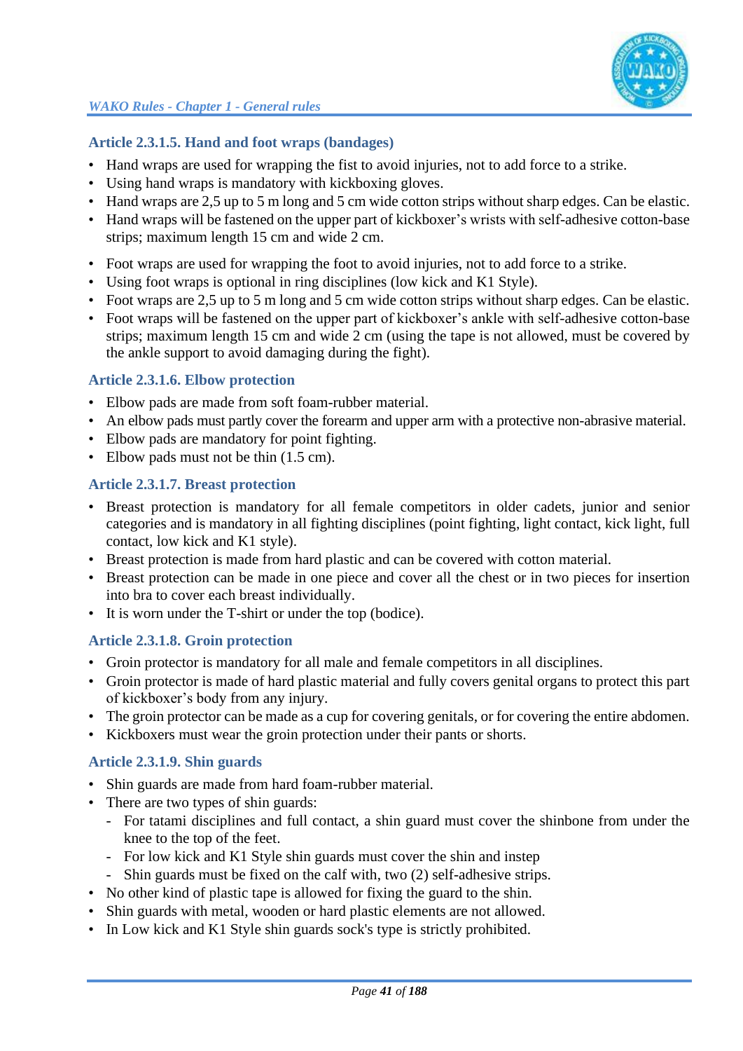### Article 2.3.1.5. Hand and foot wraps (bandages)

- Hand wraps are used for wrapping the fist to avoid injuries, not to add force to a strike.
- Using hand wraps is mandatory with kickboxing gloves.
- Hand wraps are 2,5 up to 5 m long and 5 cm wide cotton strips without sharp edges. Can be elastic.
- Hand wraps will be fastened on the upper part of kickboxer's wrists with self-adhesive cotton-base strips; maximum length 15 cm and wide 2 cm.

- Foot wraps are used for wrapping the foot to avoid injuries, not to add force to a strike.
- Using foot wraps is optional in ring disciplines (low kick and K1 Style).
- Foot wraps are 2,5 up to 5 m long and 5 cm wide cotton strips without sharp edges. Can be elastic.
- Foot wraps will be fastened on the upper part of kickboxer's ankle with self-adhesive cotton-base strips; maximum length 15 cm and wide 2 cm (using the tape is not allowed, must be covered by the ankle support to avoid damaging during the fight).

### Article 2.3.1.6. Elbow protection

- Elbow pads are made from soft foam-rubber material.
- An elbow pads must partly cover the forearm and upper arm with a protective non-abrasive material.
- Elbow pads are mandatory for point fighting.
- Elbow pads must not be thin (1.5 cm).

### Article 2.3.1.7. Breast protection

- Breast protection is mandatory for all female competitors in older cadets, junior and senior categories and is mandatory in all fighting disciplines (point fighting, light contact, kick light, full contact, low kick and K1 style).
- Breast protection is made from hard plastic and can be covered with cotton material.
- Breast protection can be made in one piece and cover all the chest or in two pieces for insertion into bra to cover each breast individually.
- It is worn under the T-shirt or under the top (bodice).

### Article 2.3.1.8. Groin protection

- Groin protector is mandatory for all male and female competitors in all disciplines.
- Groin protector is made of hard plastic material and fully covers genital organs to protect this part of kickboxer's body from any injury.
- The groin protector can be made as a cup for covering genitals, or for covering the entire abdomen.
- Kickboxers must wear the groin protection under their pants or shorts.

### Article 2.3.1.9. Shin guards

- Shin guards are made from hard foam-rubber material.
- There are two types of shin guards:
  - For tatami disciplines and full contact, a shin guard must cover the shinbone from under the knee to the top of the feet.
  - For low kick and K1 Style shin guards must cover the shin and instep
  - Shin guards must be fixed on the calf with, two (2) self-adhesive strips.
- No other kind of plastic tape is allowed for fixing the guard to the shin.
- Shin guards with metal, wooden or hard plastic elements are not allowed.
- In Low kick and K1 Style shin guards sock's type is strictly prohibited.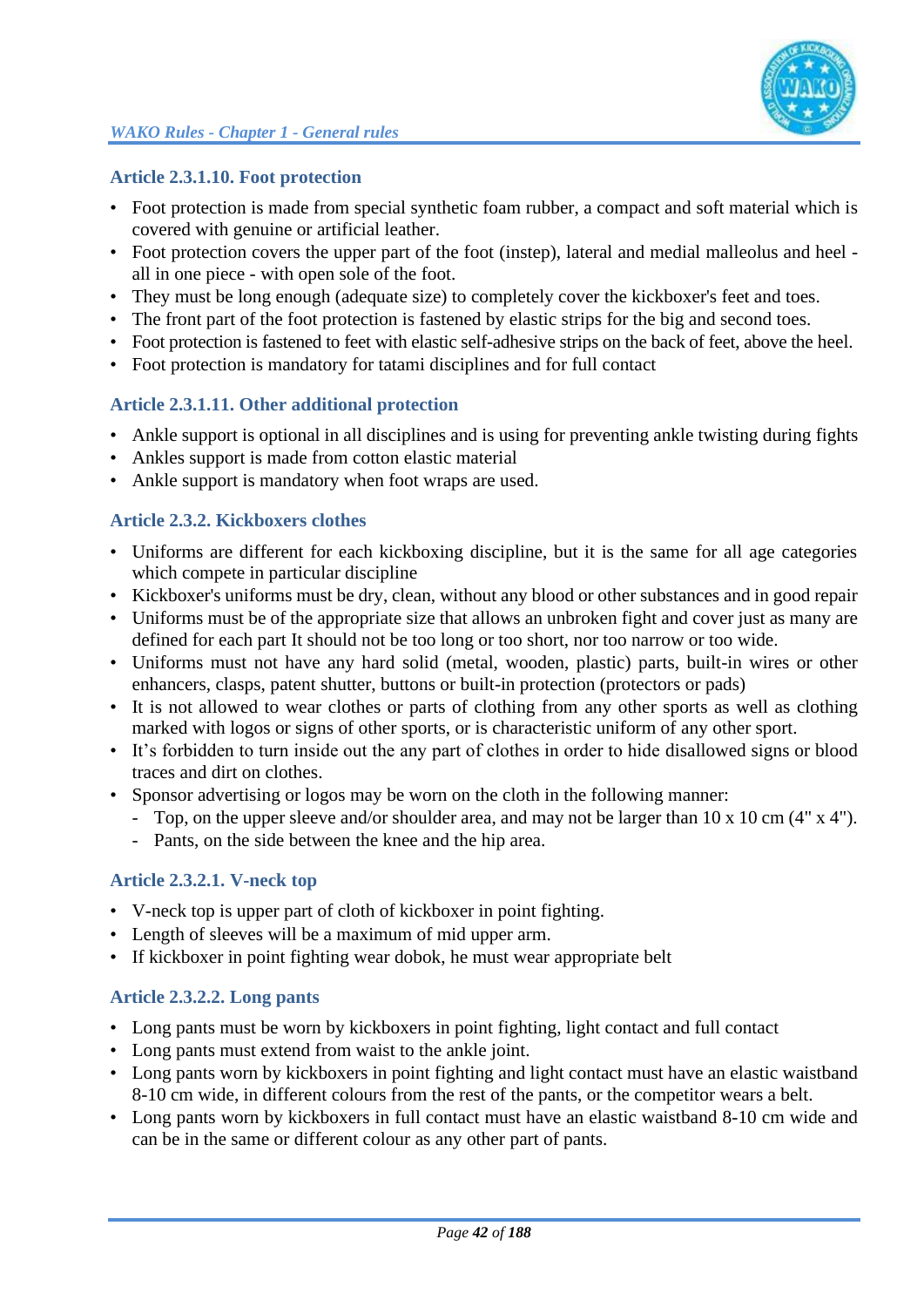### Article 2.3.1.10. Foot protection

- Foot protection is made from special synthetic foam rubber, a compact and soft material which is covered with genuine or artificial leather.
- Foot protection covers the upper part of the foot (instep), lateral and medial malleolus and heel - all in one piece - with open sole of the foot.
- They must be long enough (adequate size) to completely cover the kickboxer's feet and toes.
- The front part of the foot protection is fastened by elastic strips for the big and second toes.
- Foot protection is fastened to feet with elastic self-adhesive strips on the back of feet, above the heel.
- Foot protection is mandatory for tatami disciplines and for full contact

### Article 2.3.1.11. Other additional protection

- Ankle support is optional in all disciplines and is using for preventing ankle twisting during fights
- Ankles support is made from cotton elastic material
- Ankle support is mandatory when foot wraps are used.

### Article 2.3.2. Kickboxers clothes

- Uniforms are different for each kickboxing discipline, but it is the same for all age categories which compete in particular discipline
- Kickboxer's uniforms must be dry, clean, without any blood or other substances and in good repair
- Uniforms must be of the appropriate size that allows an unbroken fight and cover just as many are defined for each part It should not be too long or too short, nor too narrow or too wide.
- Uniforms must not have any hard solid (metal, wooden, plastic) parts, built-in wires or other enhancers, clasps, patent shutter, buttons or built-in protection (protectors or pads)
- It is not allowed to wear clothes or parts of clothing from any other sports as well as clothing marked with logos or signs of other sports, or is characteristic uniform of any other sport.
- It's forbidden to turn inside out the any part of clothes in order to hide disallowed signs or blood traces and dirt on clothes.
- Sponsor advertising or logos may be worn on the cloth in the following manner:
  - Top, on the upper sleeve and/or shoulder area, and may not be larger than 10 x 10 cm (4" x 4").
  - Pants, on the side between the knee and the hip area.

### Article 2.3.2.1. V-neck top

- V-neck top is upper part of cloth of kickboxer in point fighting.
- Length of sleeves will be a maximum of mid upper arm.
- If kickboxer in point fighting wear dobok, he must wear appropriate belt

### Article 2.3.2.2. Long pants

- Long pants must be worn by kickboxers in point fighting, light contact and full contact
- Long pants must extend from waist to the ankle joint.
- Long pants worn by kickboxers in point fighting and light contact must have an elastic waistband 8-10 cm wide, in different colours from the rest of the pants, or the competitor wears a belt.
- Long pants worn by kickboxers in full contact must have an elastic waistband 8-10 cm wide and can be in the same or different colour as any other part of pants.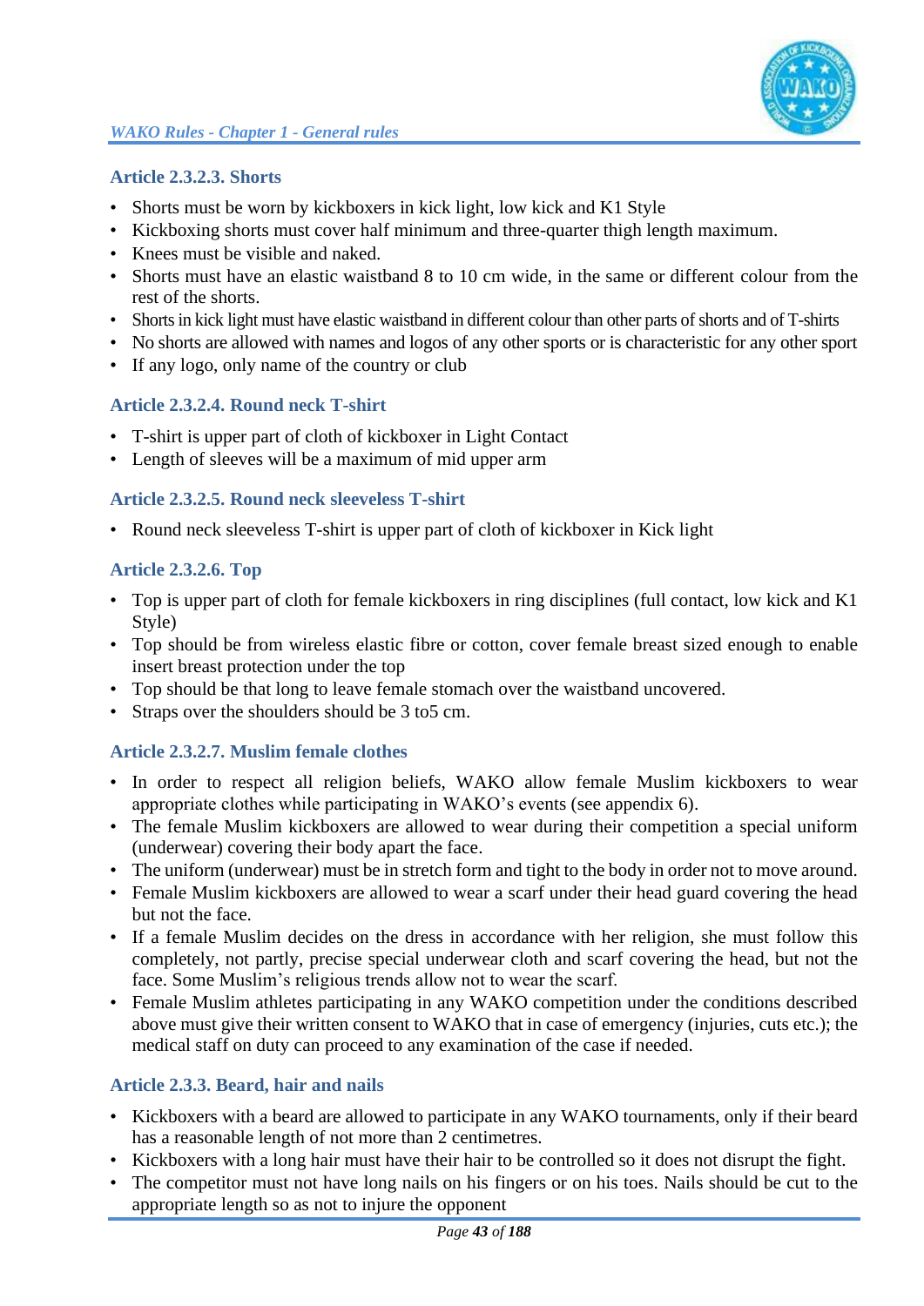### Article 2.3.2.3. Shorts

- Shorts must be worn by kickboxers in kick light, low kick and K1 Style
- Kickboxing shorts must cover half minimum and three-quarter thigh length maximum.
- Knees must be visible and naked.
- Shorts must have an elastic waistband 8 to 10 cm wide, in the same or different colour from the rest of the shorts.
- Shorts in kick light must have elastic waistband in different colour than other parts of shorts and of T-shirts
- No shorts are allowed with names and logos of any other sports or is characteristic for any other sport
- If any logo, only name of the country or club

### Article 2.3.2.4. Round neck T-shirt

- T-shirt is upper part of cloth of kickboxer in Light Contact
- Length of sleeves will be a maximum of mid upper arm

### Article 2.3.2.5. Round neck sleeveless T-shirt

- Round neck sleeveless T-shirt is upper part of cloth of kickboxer in Kick light

### Article 2.3.2.6. Top

- Top is upper part of cloth for female kickboxers in ring disciplines (full contact, low kick and K1 Style)
- Top should be from wireless elastic fibre or cotton, cover female breast sized enough to enable insert breast protection under the top
- Top should be that long to leave female stomach over the waistband uncovered.
- Straps over the shoulders should be 3 to5 cm.

### Article 2.3.2.7. Muslim female clothes

- In order to respect all religion beliefs, WAKO allow female Muslim kickboxers to wear appropriate clothes while participating in WAKO's events (see appendix 6).
- The female Muslim kickboxers are allowed to wear during their competition a special uniform (underwear) covering their body apart the face.
- The uniform (underwear) must be in stretch form and tight to the body in order not to move around.
- Female Muslim kickboxers are allowed to wear a scarf under their head guard covering the head but not the face.
- If a female Muslim decides on the dress in accordance with her religion, she must follow this completely, not partly, precise special underwear cloth and scarf covering the head, but not the face. Some Muslim's religious trends allow not to wear the scarf.
- Female Muslim athletes participating in any WAKO competition under the conditions described above must give their written consent to WAKO that in case of emergency (injuries, cuts etc.); the medical staff on duty can proceed to any examination of the case if needed.

### Article 2.3.3. Beard, hair and nails

- Kickboxers with a beard are allowed to participate in any WAKO tournaments, only if their beard has a reasonable length of not more than 2 centimetres.
- Kickboxers with a long hair must have their hair to be controlled so it does not disrupt the fight.
- The competitor must not have long nails on his fingers or on his toes. Nails should be cut to the appropriate length so as not to injure the opponent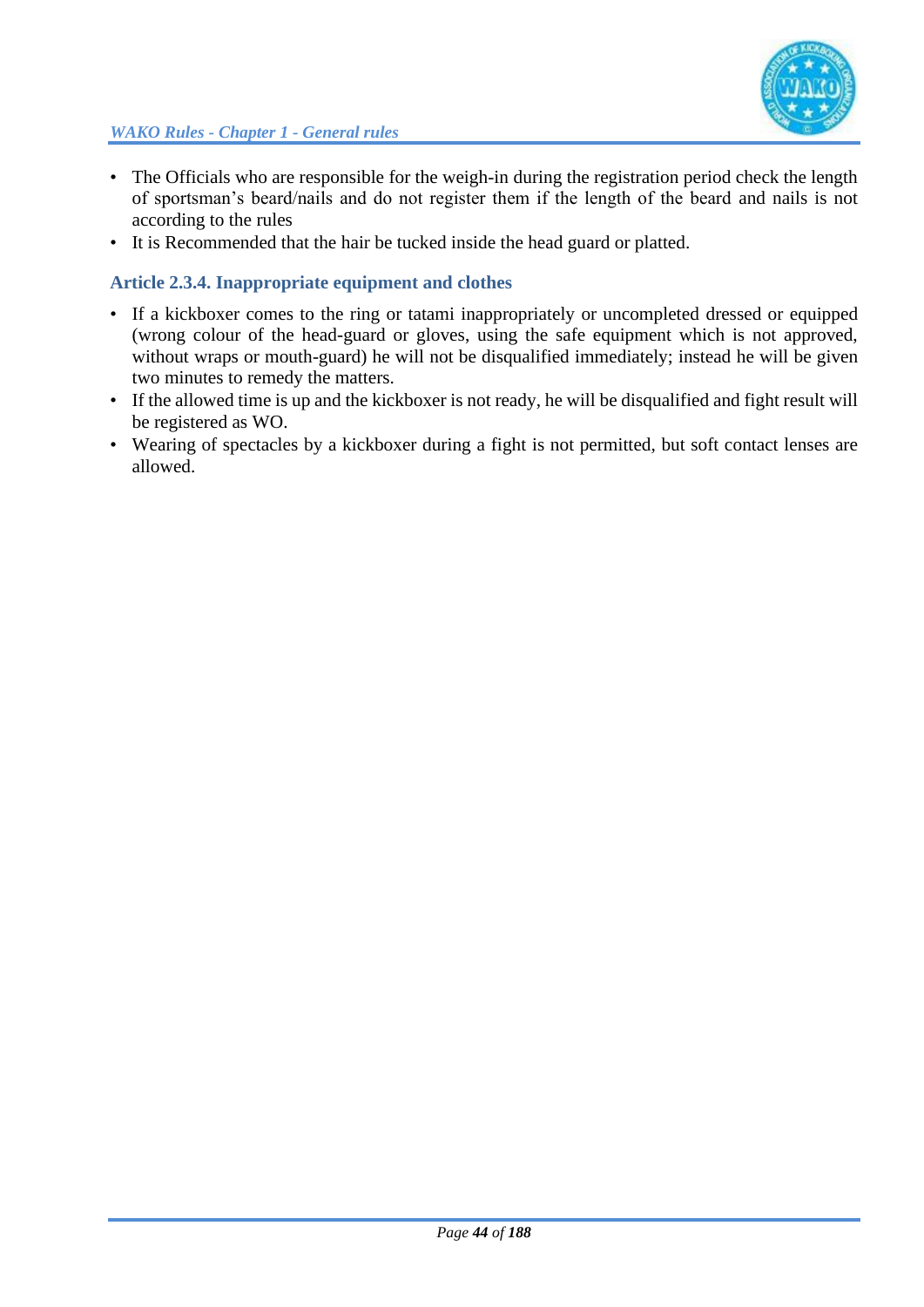- The Officials who are responsible for the weigh-in during the registration period check the length of sportsman's beard/nails and do not register them if the length of the beard and nails is not according to the rules
- It is Recommended that the hair be tucked inside the head guard or platted.

### Article 2.3.4. Inappropriate equipment and clothes

- If a kickboxer comes to the ring or tatami inappropriately or uncompleted dressed or equipped (wrong colour of the head-guard or gloves, using the safe equipment which is not approved, without wraps or mouth-guard) he will not be disqualified immediately; instead he will be given two minutes to remedy the matters.
- If the allowed time is up and the kickboxer is not ready, he will be disqualified and fight result will be registered as WO.
- Wearing of spectacles by a kickboxer during a fight is not permitted, but soft contact lenses are allowed.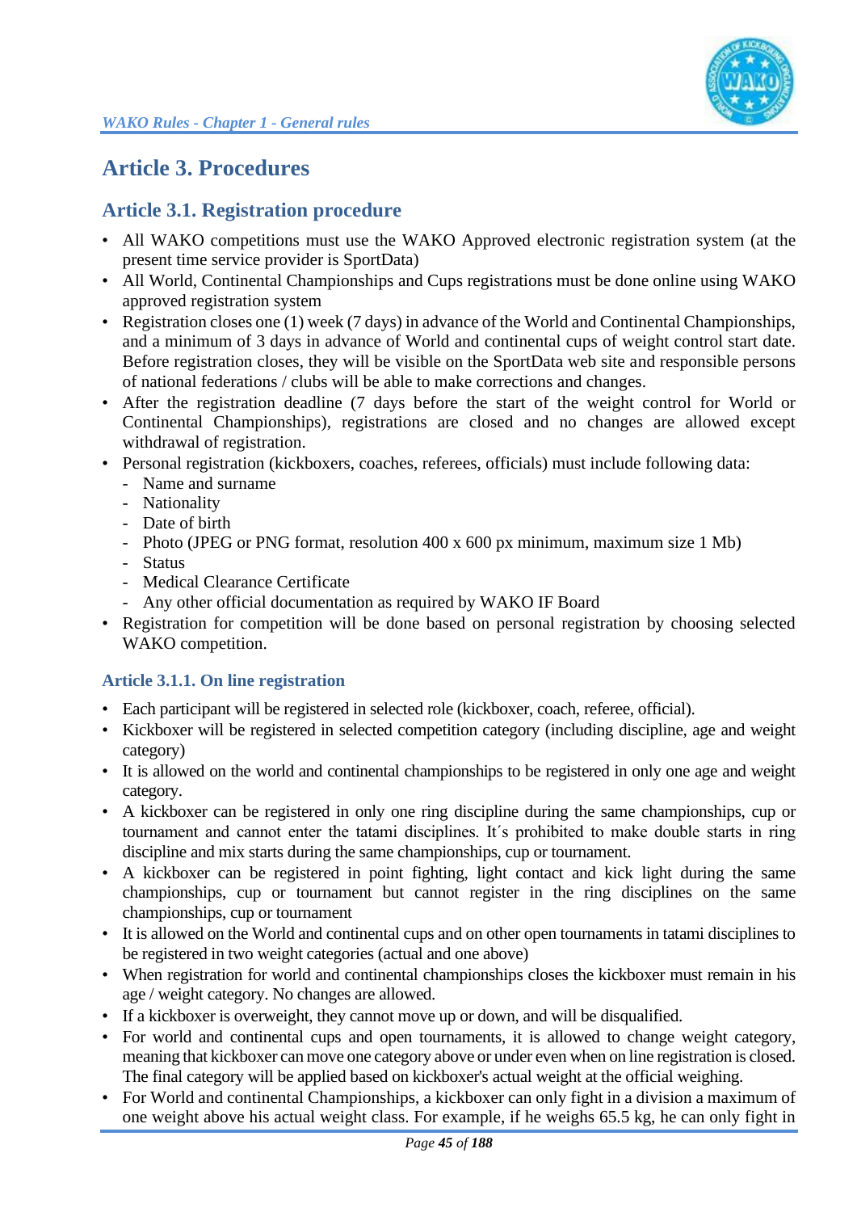# Article 3. Procedures

## Article 3.1. Registration procedure

- All WAKO competitions must use the WAKO Approved electronic registration system (at the present time service provider is SportData)
- All World, Continental Championships and Cups registrations must be done online using WAKO approved registration system
- Registration closes one (1) week (7 days) in advance of the World and Continental Championships, and a minimum of 3 days in advance of World and continental cups of weight control start date. Before registration closes, they will be visible on the SportData web site and responsible persons of national federations / clubs will be able to make corrections and changes.
- After the registration deadline (7 days before the start of the weight control for World or Continental Championships), registrations are closed and no changes are allowed except withdrawal of registration.
- Personal registration (kickboxers, coaches, referees, officials) must include following data:
  - Name and surname
  - Nationality
  - Date of birth
  - Photo (JPEG or PNG format, resolution 400 x 600 px minimum, maximum size 1 Mb)
  - Status
  - Medical Clearance Certificate
  - Any other official documentation as required by WAKO IF Board
- Registration for competition will be done based on personal registration by choosing selected WAKO competition.

### Article 3.1.1. On line registration

- Each participant will be registered in selected role (kickboxer, coach, referee, official).
- Kickboxer will be registered in selected competition category (including discipline, age and weight category)
- It is allowed on the world and continental championships to be registered in only one age and weight category.
- A kickboxer can be registered in only one ring discipline during the same championships, cup or tournament and cannot enter the tatami disciplines. It´s prohibited to make double starts in ring discipline and mix starts during the same championships, cup or tournament.
- A kickboxer can be registered in point fighting, light contact and kick light during the same championships, cup or tournament but cannot register in the ring disciplines on the same championships, cup or tournament
- It is allowed on the World and continental cups and on other open tournaments in tatami disciplines to be registered in two weight categories (actual and one above)
- When registration for world and continental championships closes the kickboxer must remain in his age / weight category. No changes are allowed.
- If a kickboxer is overweight, they cannot move up or down, and will be disqualified.
- For world and continental cups and open tournaments, it is allowed to change weight category, meaning that kickboxer can move one category above or under even when on line registration is closed. The final category will be applied based on kickboxer's actual weight at the official weighing.
- For World and continental Championships, a kickboxer can only fight in a division a maximum of one weight above his actual weight class. For example, if he weighs 65.5 kg, he can only fight in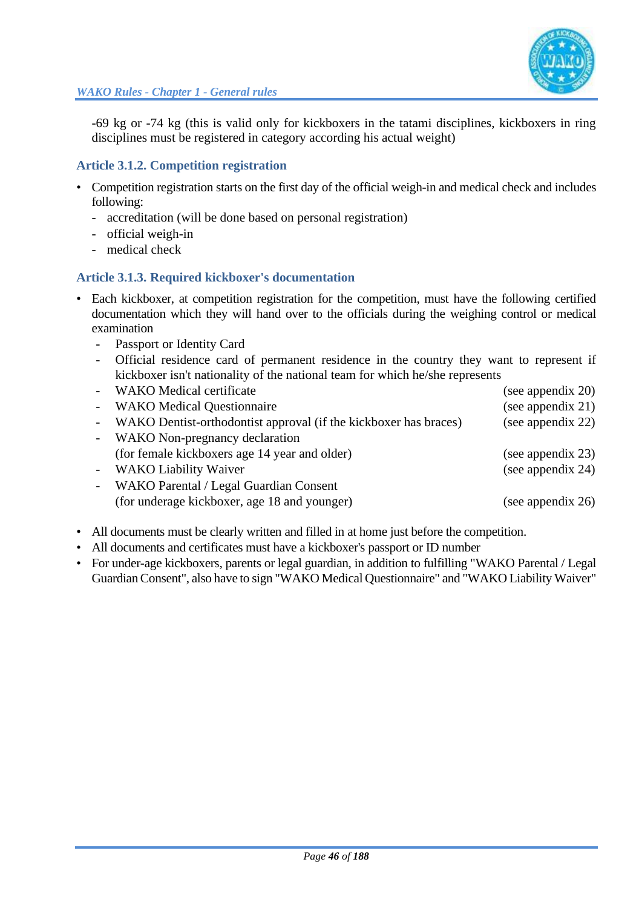-69 kg or -74 kg (this is valid only for kickboxers in the tatami disciplines, kickboxers in ring disciplines must be registered in category according his actual weight)

### Article 3.1.2. Competition registration

- Competition registration starts on the first day of the official weigh-in and medical check and includes following:
  - accreditation (will be done based on personal registration)
  - official weigh-in
  - medical check

### Article 3.1.3. Required kickboxer's documentation

- Each kickboxer, at competition registration for the competition, must have the following certified documentation which they will hand over to the officials during the weighing control or medical examination
  - Passport or Identity Card
  - Official residence card of permanent residence in the country they want to represent if kickboxer isn't nationality of the national team for which he/she represents
  - WAKO Medical certificate (see appendix 20)
  - WAKO Medical Questionnaire (see appendix 21)
  - WAKO Dentist-orthodontist approval (if the kickboxer has braces) (see appendix 22)
  - WAKO Non-pregnancy declaration (for female kickboxers age 14 year and older) (see appendix 23)
  - WAKO Liability Waiver (see appendix 24)
  - WAKO Parental / Legal Guardian Consent (for underage kickboxer, age 18 and younger) (see appendix 26)
- All documents must be clearly written and filled in at home just before the competition.
- All documents and certificates must have a kickboxer's passport or ID number
- For under-age kickboxers, parents or legal guardian, in addition to fulfilling "WAKO Parental / Legal Guardian Consent", also have to sign "WAKO Medical Questionnaire" and "WAKO Liability Waiver"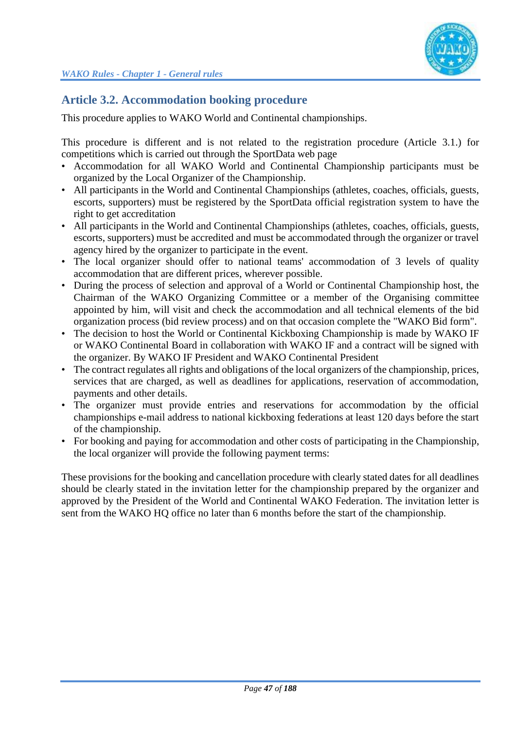## Article 3.2. Accommodation booking procedure

This procedure applies to WAKO World and Continental championships.

This procedure is different and is not related to the registration procedure (Article 3.1.) for competitions which is carried out through the SportData web page

- Accommodation for all WAKO World and Continental Championship participants must be organized by the Local Organizer of the Championship.
- All participants in the World and Continental Championships (athletes, coaches, officials, guests, escorts, supporters) must be registered by the SportData official registration system to have the right to get accreditation
- All participants in the World and Continental Championships (athletes, coaches, officials, guests, escorts, supporters) must be accredited and must be accommodated through the organizer or travel agency hired by the organizer to participate in the event.
- The local organizer should offer to national teams' accommodation of 3 levels of quality accommodation that are different prices, wherever possible.
- During the process of selection and approval of a World or Continental Championship host, the Chairman of the WAKO Organizing Committee or a member of the Organising committee appointed by him, will visit and check the accommodation and all technical elements of the bid organization process (bid review process) and on that occasion complete the "WAKO Bid form".
- The decision to host the World or Continental Kickboxing Championship is made by WAKO IF or WAKO Continental Board in collaboration with WAKO IF and a contract will be signed with the organizer. By WAKO IF President and WAKO Continental President
- The contract regulates all rights and obligations of the local organizers of the championship, prices, services that are charged, as well as deadlines for applications, reservation of accommodation, payments and other details.
- The organizer must provide entries and reservations for accommodation by the official championships e-mail address to national kickboxing federations at least 120 days before the start of the championship.
- For booking and paying for accommodation and other costs of participating in the Championship, the local organizer will provide the following payment terms:

These provisions for the booking and cancellation procedure with clearly stated dates for all deadlines should be clearly stated in the invitation letter for the championship prepared by the organizer and approved by the President of the World and Continental WAKO Federation. The invitation letter is sent from the WAKO HQ office no later than 6 months before the start of the championship.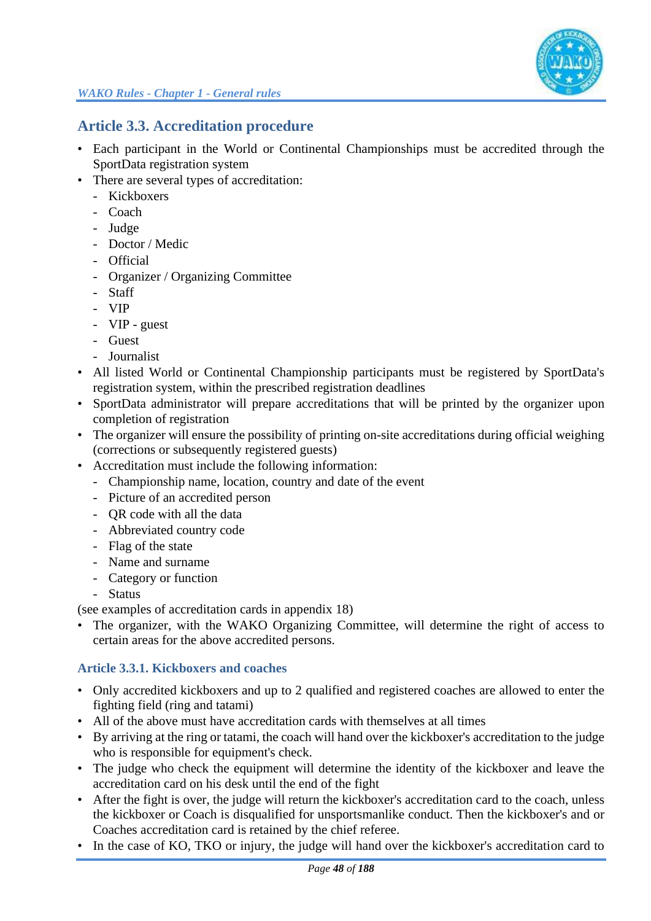## Article 3.3. Accreditation procedure

- Each participant in the World or Continental Championships must be accredited through the SportData registration system
- There are several types of accreditation:
  - Kickboxers
  - Coach
  - Judge
  - Doctor / Medic
  - Official
  - Organizer / Organizing Committee
  - Staff
  - VIP
  - VIP - guest
  - Guest
  - Journalist
- All listed World or Continental Championship participants must be registered by SportData's registration system, within the prescribed registration deadlines
- SportData administrator will prepare accreditations that will be printed by the organizer upon completion of registration
- The organizer will ensure the possibility of printing on-site accreditations during official weighing (corrections or subsequently registered guests)
- Accreditation must include the following information:
  - Championship name, location, country and date of the event
  - Picture of an accredited person
  - QR code with all the data
  - Abbreviated country code
  - Flag of the state
  - Name and surname
  - Category or function
  - Status

(see examples of accreditation cards in appendix 18)

- The organizer, with the WAKO Organizing Committee, will determine the right of access to certain areas for the above accredited persons.

### Article 3.3.1. Kickboxers and coaches

- Only accredited kickboxers and up to 2 qualified and registered coaches are allowed to enter the fighting field (ring and tatami)
- All of the above must have accreditation cards with themselves at all times
- By arriving at the ring or tatami, the coach will hand over the kickboxer's accreditation to the judge who is responsible for equipment's check.
- The judge who check the equipment will determine the identity of the kickboxer and leave the accreditation card on his desk until the end of the fight
- After the fight is over, the judge will return the kickboxer's accreditation card to the coach, unless the kickboxer or Coach is disqualified for unsportsmanlike conduct. Then the kickboxer's and or Coaches accreditation card is retained by the chief referee.
- In the case of KO, TKO or injury, the judge will hand over the kickboxer's accreditation card to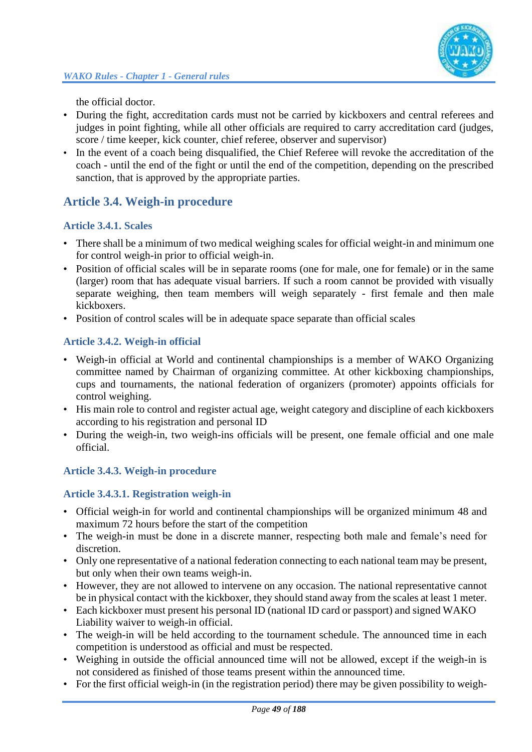the official doctor.

- During the fight, accreditation cards must not be carried by kickboxers and central referees and judges in point fighting, while all other officials are required to carry accreditation card (judges, score / time keeper, kick counter, chief referee, observer and supervisor)
- In the event of a coach being disqualified, the Chief Referee will revoke the accreditation of the coach - until the end of the fight or until the end of the competition, depending on the prescribed sanction, that is approved by the appropriate parties.

## Article 3.4. Weigh-in procedure

### Article 3.4.1. Scales

- There shall be a minimum of two medical weighing scales for official weight-in and minimum one for control weigh-in prior to official weigh-in.
- Position of official scales will be in separate rooms (one for male, one for female) or in the same (larger) room that has adequate visual barriers. If such a room cannot be provided with visually separate weighing, then team members will weigh separately - first female and then male kickboxers.
- Position of control scales will be in adequate space separate than official scales

### Article 3.4.2. Weigh-in official

- Weigh-in official at World and continental championships is a member of WAKO Organizing committee named by Chairman of organizing committee. At other kickboxing championships, cups and tournaments, the national federation of organizers (promoter) appoints officials for control weighing.
- His main role to control and register actual age, weight category and discipline of each kickboxers according to his registration and personal ID
- During the weigh-in, two weigh-ins officials will be present, one female official and one male official.

### Article 3.4.3. Weigh-in procedure

#### Article 3.4.3.1. Registration weigh-in

- Official weigh-in for world and continental championships will be organized minimum 48 and maximum 72 hours before the start of the competition
- The weigh-in must be done in a discrete manner, respecting both male and female's need for discretion.
- Only one representative of a national federation connecting to each national team may be present, but only when their own teams weigh-in.
- However, they are not allowed to intervene on any occasion. The national representative cannot be in physical contact with the kickboxer, they should stand away from the scales at least 1 meter.
- Each kickboxer must present his personal ID (national ID card or passport) and signed WAKO Liability waiver to weigh-in official.
- The weigh-in will be held according to the tournament schedule. The announced time in each competition is understood as official and must be respected.
- Weighing in outside the official announced time will not be allowed, except if the weigh-in is not considered as finished of those teams present within the announced time.
- For the first official weigh-in (in the registration period) there may be given possibility to weigh-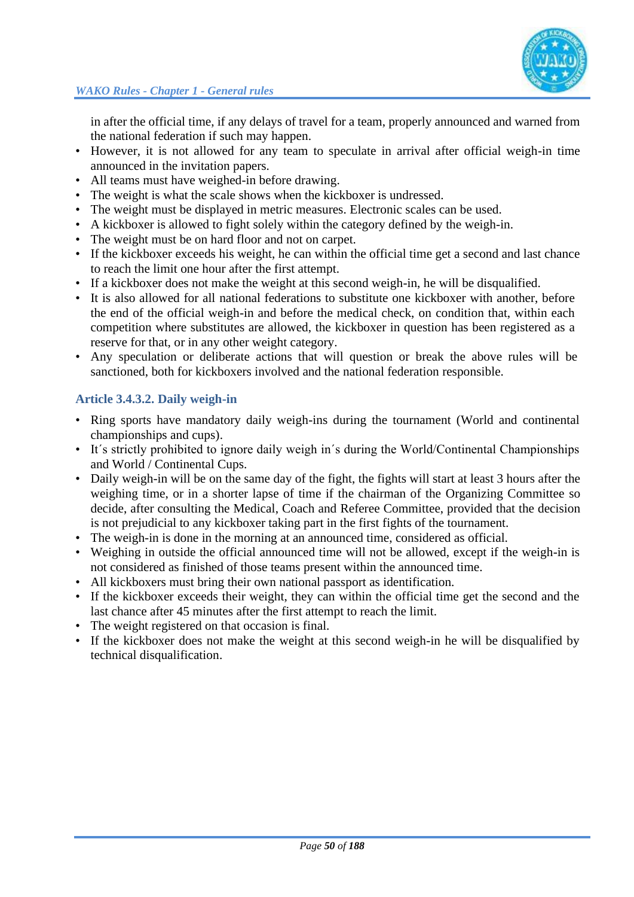in after the official time, if any delays of travel for a team, properly announced and warned from the national federation if such may happen.

- However, it is not allowed for any team to speculate in arrival after official weigh-in time announced in the invitation papers.
- All teams must have weighed-in before drawing.
- The weight is what the scale shows when the kickboxer is undressed.
- The weight must be displayed in metric measures. Electronic scales can be used.
- A kickboxer is allowed to fight solely within the category defined by the weigh-in.
- The weight must be on hard floor and not on carpet.
- If the kickboxer exceeds his weight, he can within the official time get a second and last chance to reach the limit one hour after the first attempt.
- If a kickboxer does not make the weight at this second weigh-in, he will be disqualified.
- It is also allowed for all national federations to substitute one kickboxer with another, before the end of the official weigh-in and before the medical check, on condition that, within each competition where substitutes are allowed, the kickboxer in question has been registered as a reserve for that, or in any other weight category.
- Any speculation or deliberate actions that will question or break the above rules will be sanctioned, both for kickboxers involved and the national federation responsible.

### Article 3.4.3.2. Daily weigh-in

- Ring sports have mandatory daily weigh-ins during the tournament (World and continental championships and cups).
- It´s strictly prohibited to ignore daily weigh in´s during the World/Continental Championships and World / Continental Cups.
- Daily weigh-in will be on the same day of the fight, the fights will start at least 3 hours after the weighing time, or in a shorter lapse of time if the chairman of the Organizing Committee so decide, after consulting the Medical, Coach and Referee Committee, provided that the decision is not prejudicial to any kickboxer taking part in the first fights of the tournament.
- The weigh-in is done in the morning at an announced time, considered as official.
- Weighing in outside the official announced time will not be allowed, except if the weigh-in is not considered as finished of those teams present within the announced time.
- All kickboxers must bring their own national passport as identification.
- If the kickboxer exceeds their weight, they can within the official time get the second and the last chance after 45 minutes after the first attempt to reach the limit.
- The weight registered on that occasion is final.
- If the kickboxer does not make the weight at this second weigh-in he will be disqualified by technical disqualification.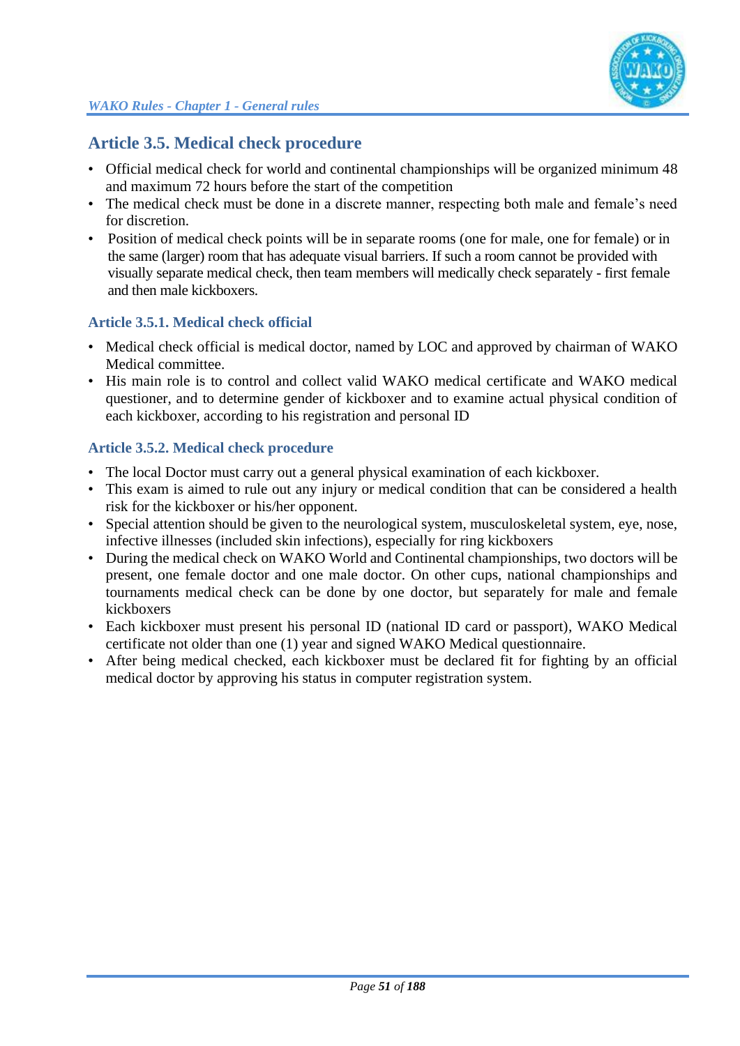## Article 3.5. Medical check procedure

- Official medical check for world and continental championships will be organized minimum 48 and maximum 72 hours before the start of the competition
- The medical check must be done in a discrete manner, respecting both male and female's need for discretion.
- Position of medical check points will be in separate rooms (one for male, one for female) or in the same (larger) room that has adequate visual barriers. If such a room cannot be provided with visually separate medical check, then team members will medically check separately - first female and then male kickboxers.

### Article 3.5.1. Medical check official

- Medical check official is medical doctor, named by LOC and approved by chairman of WAKO Medical committee.
- His main role is to control and collect valid WAKO medical certificate and WAKO medical questioner, and to determine gender of kickboxer and to examine actual physical condition of each kickboxer, according to his registration and personal ID

### Article 3.5.2. Medical check procedure

- The local Doctor must carry out a general physical examination of each kickboxer.
- This exam is aimed to rule out any injury or medical condition that can be considered a health risk for the kickboxer or his/her opponent.
- Special attention should be given to the neurological system, musculoskeletal system, eye, nose, infective illnesses (included skin infections), especially for ring kickboxers
- During the medical check on WAKO World and Continental championships, two doctors will be present, one female doctor and one male doctor. On other cups, national championships and tournaments medical check can be done by one doctor, but separately for male and female kickboxers
- Each kickboxer must present his personal ID (national ID card or passport), WAKO Medical certificate not older than one (1) year and signed WAKO Medical questionnaire.
- After being medical checked, each kickboxer must be declared fit for fighting by an official medical doctor by approving his status in computer registration system.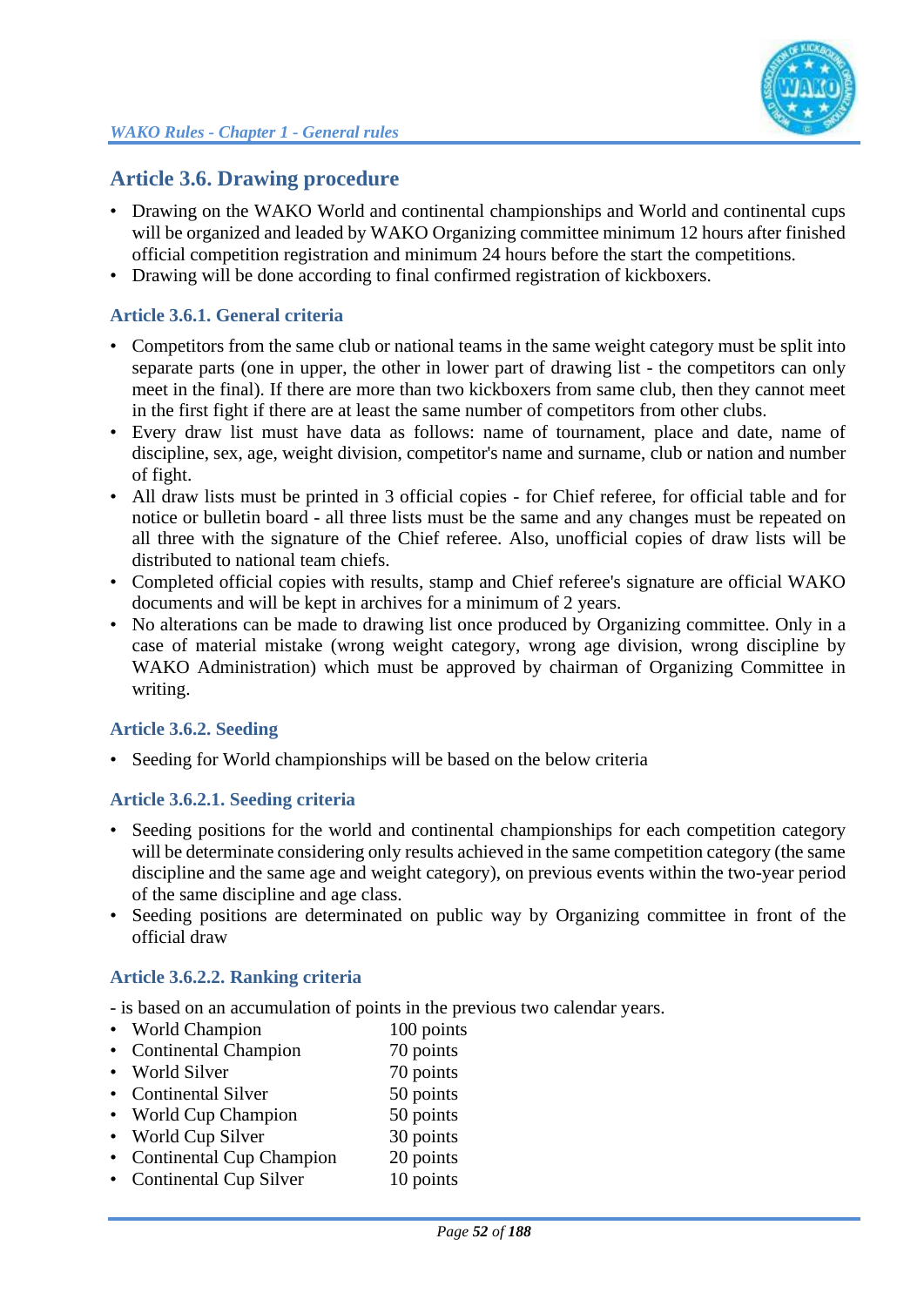## Article 3.6. Drawing procedure

- Drawing on the WAKO World and continental championships and World and continental cups will be organized and leaded by WAKO Organizing committee minimum 12 hours after finished official competition registration and minimum 24 hours before the start the competitions.
- Drawing will be done according to final confirmed registration of kickboxers.

### Article 3.6.1. General criteria

- Competitors from the same club or national teams in the same weight category must be split into separate parts (one in upper, the other in lower part of drawing list - the competitors can only meet in the final). If there are more than two kickboxers from same club, then they cannot meet in the first fight if there are at least the same number of competitors from other clubs.
- Every draw list must have data as follows: name of tournament, place and date, name of discipline, sex, age, weight division, competitor's name and surname, club or nation and number of fight.
- All draw lists must be printed in 3 official copies - for Chief referee, for official table and for notice or bulletin board - all three lists must be the same and any changes must be repeated on all three with the signature of the Chief referee. Also, unofficial copies of draw lists will be distributed to national team chiefs.
- Completed official copies with results, stamp and Chief referee's signature are official WAKO documents and will be kept in archives for a minimum of 2 years.
- No alterations can be made to drawing list once produced by Organizing committee. Only in a case of material mistake (wrong weight category, wrong age division, wrong discipline by WAKO Administration) which must be approved by chairman of Organizing Committee in writing.

### Article 3.6.2. Seeding

- Seeding for World championships will be based on the below criteria

### Article 3.6.2.1. Seeding criteria

- Seeding positions for the world and continental championships for each competition category will be determinate considering only results achieved in the same competition category (the same discipline and the same age and weight category), on previous events within the two-year period of the same discipline and age class.
- Seeding positions are determinated on public way by Organizing committee in front of the official draw

### Article 3.6.2.2. Ranking criteria

- is based on an accumulation of points in the previous two calendar years.

- World Champion — 100 points
- Continental Champion — 70 points
- World Silver — 70 points
- Continental Silver — 50 points
- World Cup Champion — 50 points
- World Cup Silver — 30 points
- Continental Cup Champion — 20 points
- Continental Cup Silver — 10 points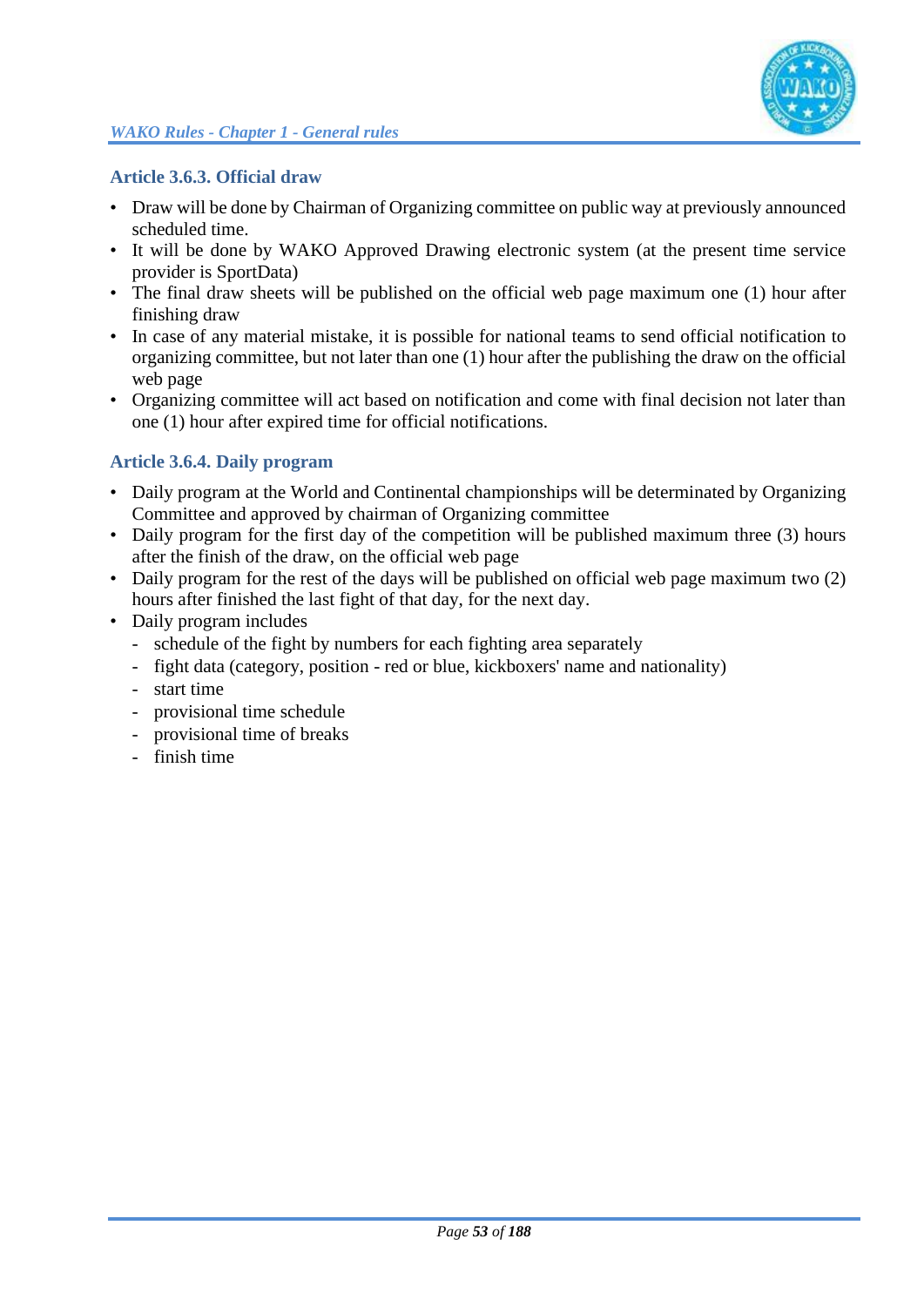### Article 3.6.3. Official draw

- Draw will be done by Chairman of Organizing committee on public way at previously announced scheduled time.
- It will be done by WAKO Approved Drawing electronic system (at the present time service provider is SportData)
- The final draw sheets will be published on the official web page maximum one (1) hour after finishing draw
- In case of any material mistake, it is possible for national teams to send official notification to organizing committee, but not later than one (1) hour after the publishing the draw on the official web page
- Organizing committee will act based on notification and come with final decision not later than one (1) hour after expired time for official notifications.

### Article 3.6.4. Daily program

- Daily program at the World and Continental championships will be determinated by Organizing Committee and approved by chairman of Organizing committee
- Daily program for the first day of the competition will be published maximum three (3) hours after the finish of the draw, on the official web page
- Daily program for the rest of the days will be published on official web page maximum two (2) hours after finished the last fight of that day, for the next day.
- Daily program includes
  - schedule of the fight by numbers for each fighting area separately
  - fight data (category, position - red or blue, kickboxers' name and nationality)
  - start time
  - provisional time schedule
  - provisional time of breaks
  - finish time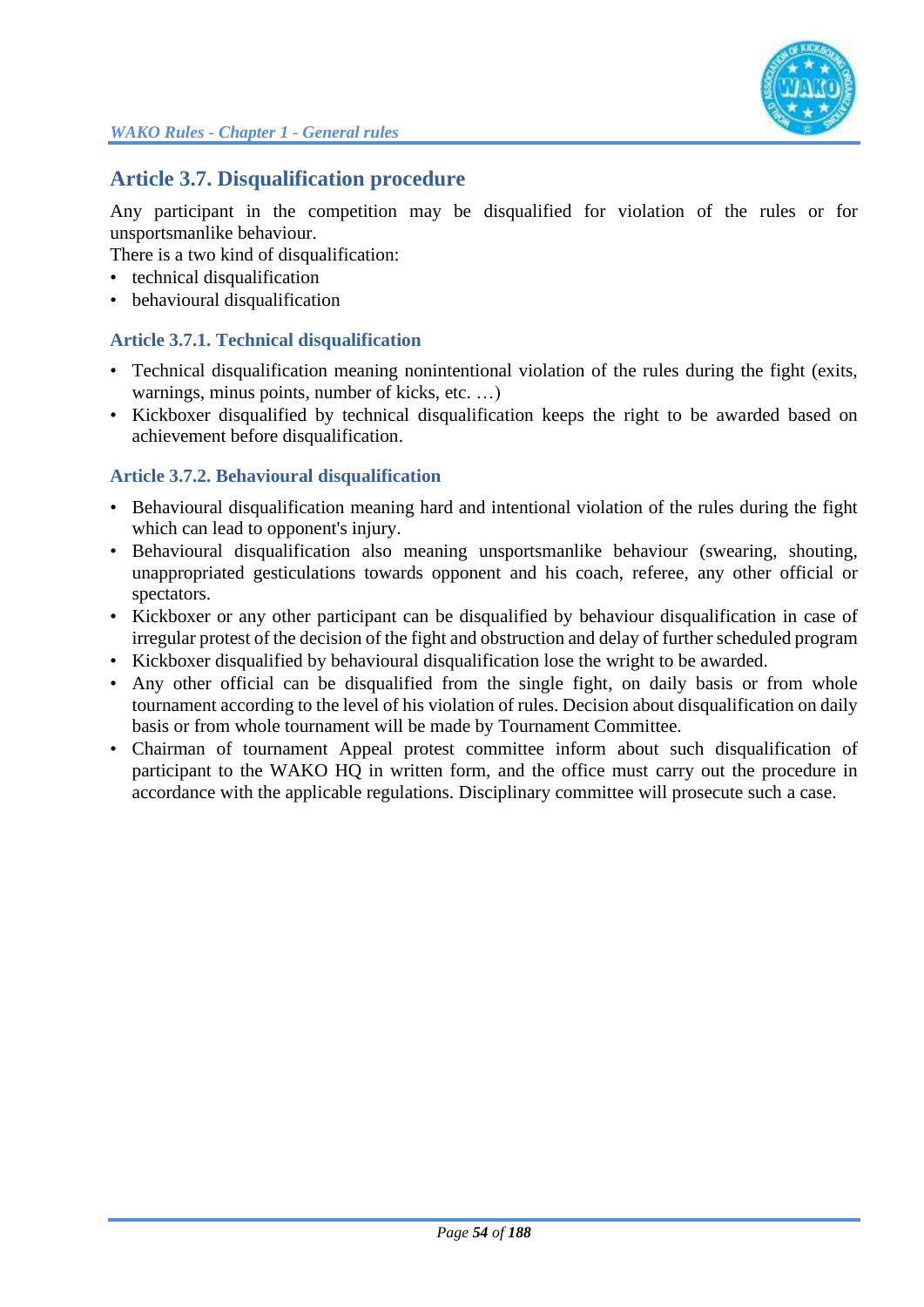## Article 3.7. Disqualification procedure

Any participant in the competition may be disqualified for violation of the rules or for unsportsmanlike behaviour.

There is a two kind of disqualification:

- technical disqualification
- behavioural disqualification

### Article 3.7.1. Technical disqualification

- Technical disqualification meaning nonintentional violation of the rules during the fight (exits, warnings, minus points, number of kicks, etc. …)
- Kickboxer disqualified by technical disqualification keeps the right to be awarded based on achievement before disqualification.

### Article 3.7.2. Behavioural disqualification

- Behavioural disqualification meaning hard and intentional violation of the rules during the fight which can lead to opponent's injury.
- Behavioural disqualification also meaning unsportsmanlike behaviour (swearing, shouting, unappropriated gesticulations towards opponent and his coach, referee, any other official or spectators.
- Kickboxer or any other participant can be disqualified by behaviour disqualification in case of irregular protest of the decision of the fight and obstruction and delay of further scheduled program
- Kickboxer disqualified by behavioural disqualification lose the wright to be awarded.
- Any other official can be disqualified from the single fight, on daily basis or from whole tournament according to the level of his violation of rules. Decision about disqualification on daily basis or from whole tournament will be made by Tournament Committee.
- Chairman of tournament Appeal protest committee inform about such disqualification of participant to the WAKO HQ in written form, and the office must carry out the procedure in accordance with the applicable regulations. Disciplinary committee will prosecute such a case.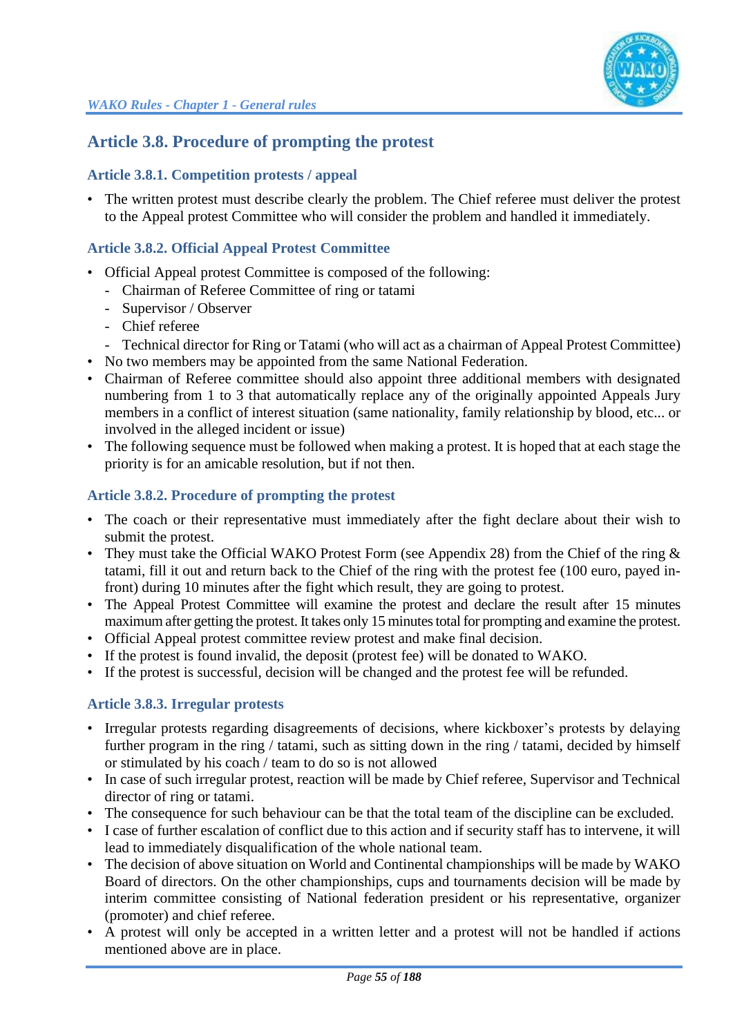## Article 3.8. Procedure of prompting the protest

### Article 3.8.1. Competition protests / appeal

- The written protest must describe clearly the problem. The Chief referee must deliver the protest to the Appeal protest Committee who will consider the problem and handled it immediately.

### Article 3.8.2. Official Appeal Protest Committee

- Official Appeal protest Committee is composed of the following:
  - Chairman of Referee Committee of ring or tatami
  - Supervisor / Observer
  - Chief referee
  - Technical director for Ring or Tatami (who will act as a chairman of Appeal Protest Committee)
- No two members may be appointed from the same National Federation.
- Chairman of Referee committee should also appoint three additional members with designated numbering from 1 to 3 that automatically replace any of the originally appointed Appeals Jury members in a conflict of interest situation (same nationality, family relationship by blood, etc... or involved in the alleged incident or issue)
- The following sequence must be followed when making a protest. It is hoped that at each stage the priority is for an amicable resolution, but if not then.

### Article 3.8.2. Procedure of prompting the protest

- The coach or their representative must immediately after the fight declare about their wish to submit the protest.
- They must take the Official WAKO Protest Form (see Appendix 28) from the Chief of the ring & tatami, fill it out and return back to the Chief of the ring with the protest fee (100 euro, payed in-front) during 10 minutes after the fight which result, they are going to protest.
- The Appeal Protest Committee will examine the protest and declare the result after 15 minutes maximum after getting the protest. It takes only 15 minutes total for prompting and examine the protest.
- Official Appeal protest committee review protest and make final decision.
- If the protest is found invalid, the deposit (protest fee) will be donated to WAKO.
- If the protest is successful, decision will be changed and the protest fee will be refunded.

### Article 3.8.3. Irregular protests

- Irregular protests regarding disagreements of decisions, where kickboxer's protests by delaying further program in the ring / tatami, such as sitting down in the ring / tatami, decided by himself or stimulated by his coach / team to do so is not allowed
- In case of such irregular protest, reaction will be made by Chief referee, Supervisor and Technical director of ring or tatami.
- The consequence for such behaviour can be that the total team of the discipline can be excluded.
- I case of further escalation of conflict due to this action and if security staff has to intervene, it will lead to immediately disqualification of the whole national team.
- The decision of above situation on World and Continental championships will be made by WAKO Board of directors. On the other championships, cups and tournaments decision will be made by interim committee consisting of National federation president or his representative, organizer (promoter) and chief referee.
- A protest will only be accepted in a written letter and a protest will not be handled if actions mentioned above are in place.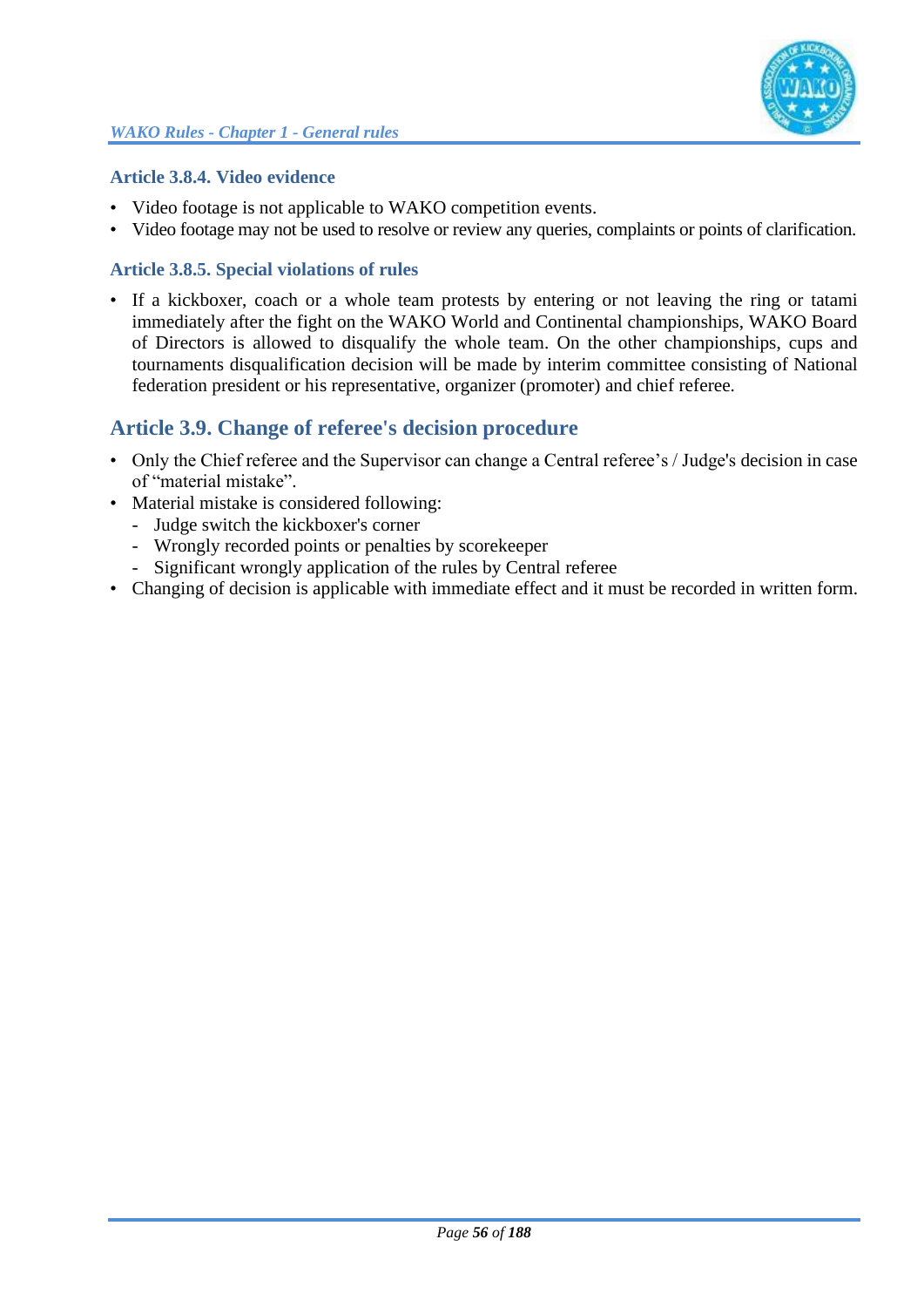### Article 3.8.4. Video evidence

- Video footage is not applicable to WAKO competition events.
- Video footage may not be used to resolve or review any queries, complaints or points of clarification.

### Article 3.8.5. Special violations of rules

- If a kickboxer, coach or a whole team protests by entering or not leaving the ring or tatami immediately after the fight on the WAKO World and Continental championships, WAKO Board of Directors is allowed to disqualify the whole team. On the other championships, cups and tournaments disqualification decision will be made by interim committee consisting of National federation president or his representative, organizer (promoter) and chief referee.

## Article 3.9. Change of referee's decision procedure

- Only the Chief referee and the Supervisor can change a Central referee's / Judge's decision in case of "material mistake".
- Material mistake is considered following:
  - Judge switch the kickboxer's corner
  - Wrongly recorded points or penalties by scorekeeper
  - Significant wrongly application of the rules by Central referee
- Changing of decision is applicable with immediate effect and it must be recorded in written form.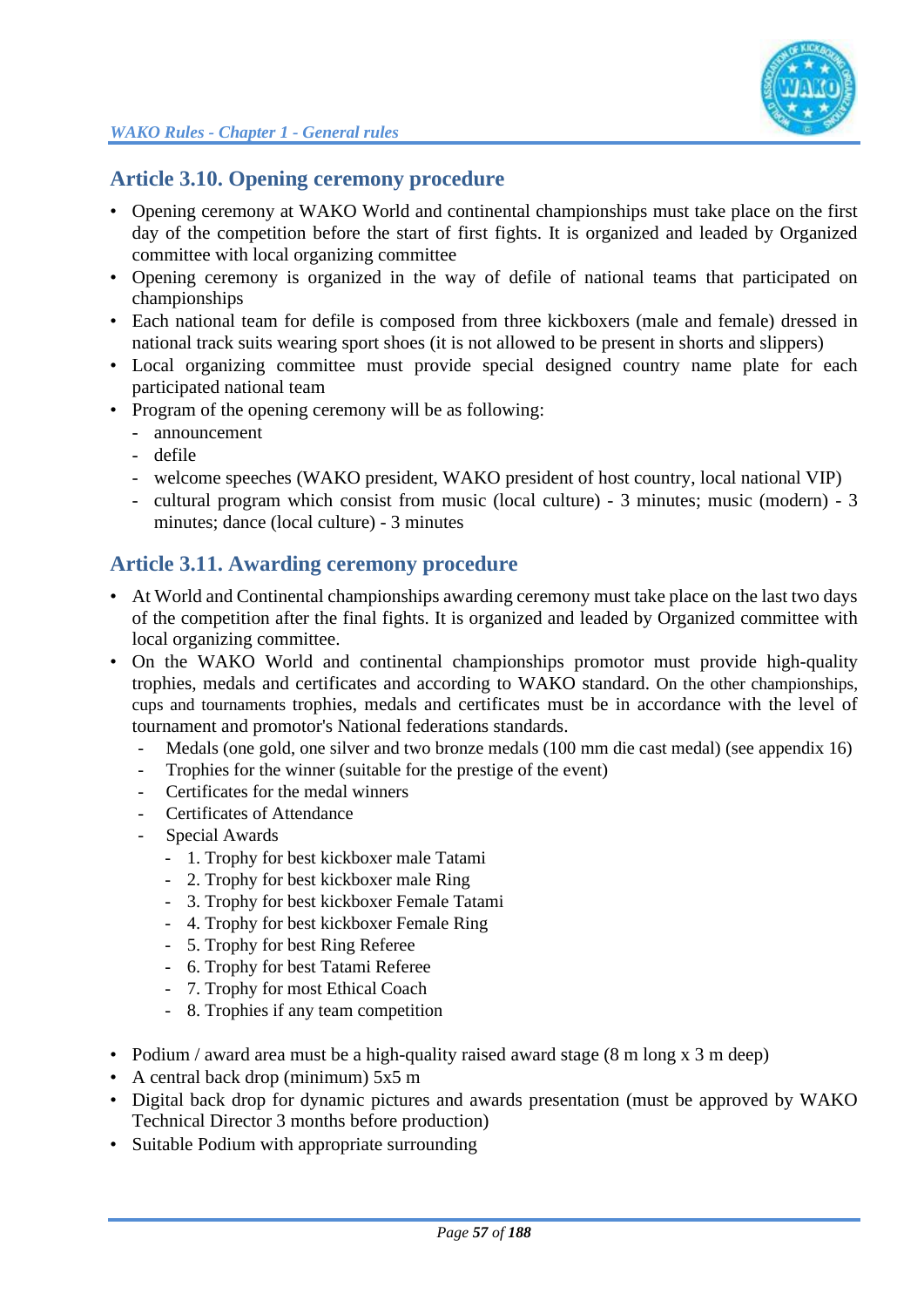## Article 3.10. Opening ceremony procedure

- Opening ceremony at WAKO World and continental championships must take place on the first day of the competition before the start of first fights. It is organized and leaded by Organized committee with local organizing committee
- Opening ceremony is organized in the way of defile of national teams that participated on championships
- Each national team for defile is composed from three kickboxers (male and female) dressed in national track suits wearing sport shoes (it is not allowed to be present in shorts and slippers)
- Local organizing committee must provide special designed country name plate for each participated national team
- Program of the opening ceremony will be as following:
  - announcement
  - defile
  - welcome speeches (WAKO president, WAKO president of host country, local national VIP)
  - cultural program which consist from music (local culture) - 3 minutes; music (modern) - 3 minutes; dance (local culture) - 3 minutes

## Article 3.11. Awarding ceremony procedure

- At World and Continental championships awarding ceremony must take place on the last two days of the competition after the final fights. It is organized and leaded by Organized committee with local organizing committee.
- On the WAKO World and continental championships promotor must provide high-quality trophies, medals and certificates and according to WAKO standard. On the other championships, cups and tournaments trophies, medals and certificates must be in accordance with the level of tournament and promotor's National federations standards.
  - Medals (one gold, one silver and two bronze medals (100 mm die cast medal) (see appendix 16)
  - Trophies for the winner (suitable for the prestige of the event)
  - Certificates for the medal winners
  - Certificates of Attendance
  - Special Awards
    - 1. Trophy for best kickboxer male Tatami
    - 2. Trophy for best kickboxer male Ring
    - 3. Trophy for best kickboxer Female Tatami
    - 4. Trophy for best kickboxer Female Ring
    - 5. Trophy for best Ring Referee
    - 6. Trophy for best Tatami Referee
    - 7. Trophy for most Ethical Coach
    - 8. Trophies if any team competition

- Podium / award area must be a high-quality raised award stage (8 m long x 3 m deep)
- A central back drop (minimum) 5x5 m
- Digital back drop for dynamic pictures and awards presentation (must be approved by WAKO Technical Director 3 months before production)
- Suitable Podium with appropriate surrounding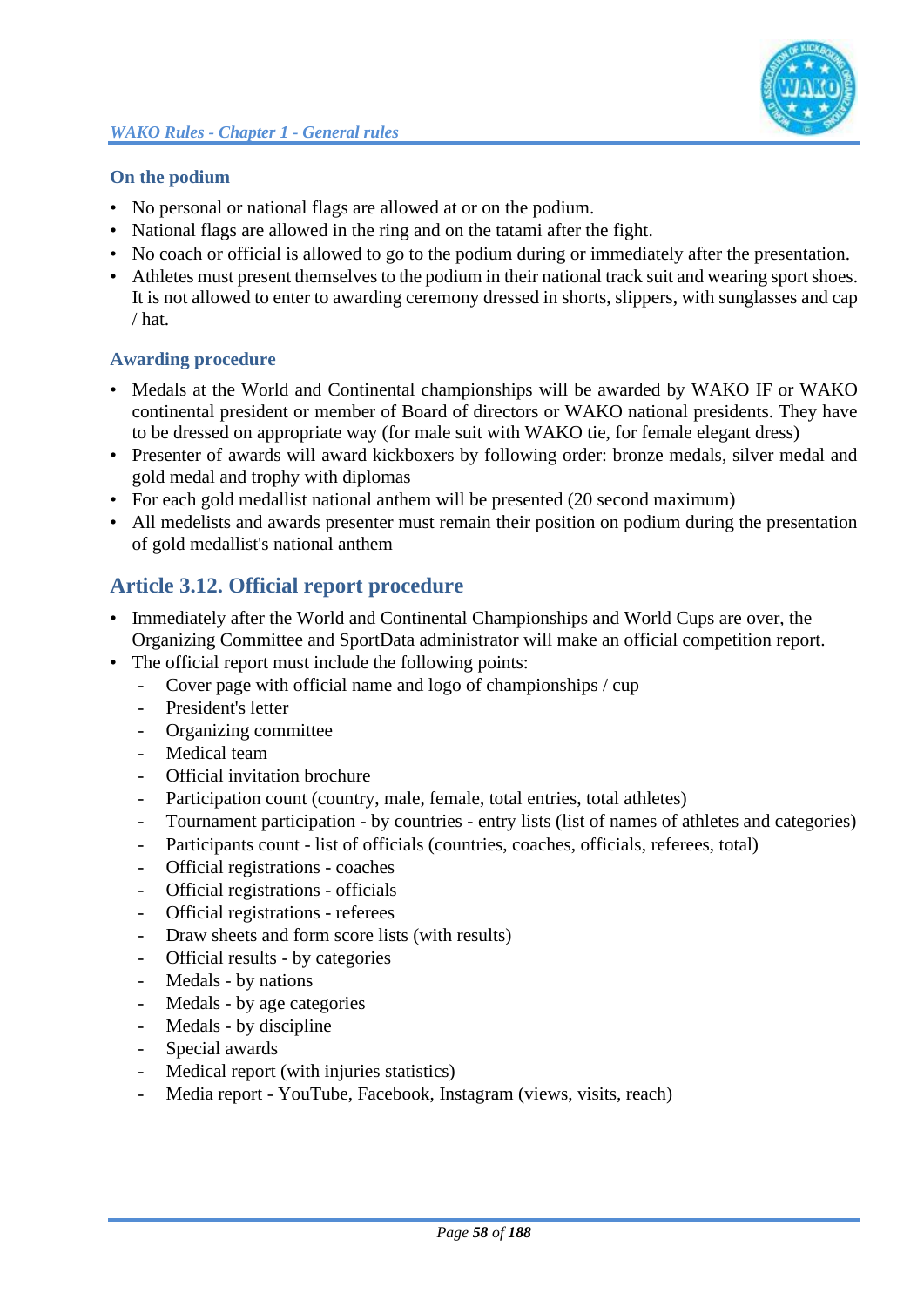### On the podium

- No personal or national flags are allowed at or on the podium.
- National flags are allowed in the ring and on the tatami after the fight.
- No coach or official is allowed to go to the podium during or immediately after the presentation.
- Athletes must present themselves to the podium in their national track suit and wearing sport shoes. It is not allowed to enter to awarding ceremony dressed in shorts, slippers, with sunglasses and cap / hat.

### Awarding procedure

- Medals at the World and Continental championships will be awarded by WAKO IF or WAKO continental president or member of Board of directors or WAKO national presidents. They have to be dressed on appropriate way (for male suit with WAKO tie, for female elegant dress)
- Presenter of awards will award kickboxers by following order: bronze medals, silver medal and gold medal and trophy with diplomas
- For each gold medallist national anthem will be presented (20 second maximum)
- All medelists and awards presenter must remain their position on podium during the presentation of gold medallist's national anthem

## Article 3.12. Official report procedure

- Immediately after the World and Continental Championships and World Cups are over, the Organizing Committee and SportData administrator will make an official competition report.
- The official report must include the following points:
  - Cover page with official name and logo of championships / cup
  - President's letter
  - Organizing committee
  - Medical team
  - Official invitation brochure
  - Participation count (country, male, female, total entries, total athletes)
  - Tournament participation - by countries - entry lists (list of names of athletes and categories)
  - Participants count - list of officials (countries, coaches, officials, referees, total)
  - Official registrations - coaches
  - Official registrations - officials
  - Official registrations - referees
  - Draw sheets and form score lists (with results)
  - Official results - by categories
  - Medals - by nations
  - Medals - by age categories
  - Medals - by discipline
  - Special awards
  - Medical report (with injuries statistics)
  - Media report - YouTube, Facebook, Instagram (views, visits, reach)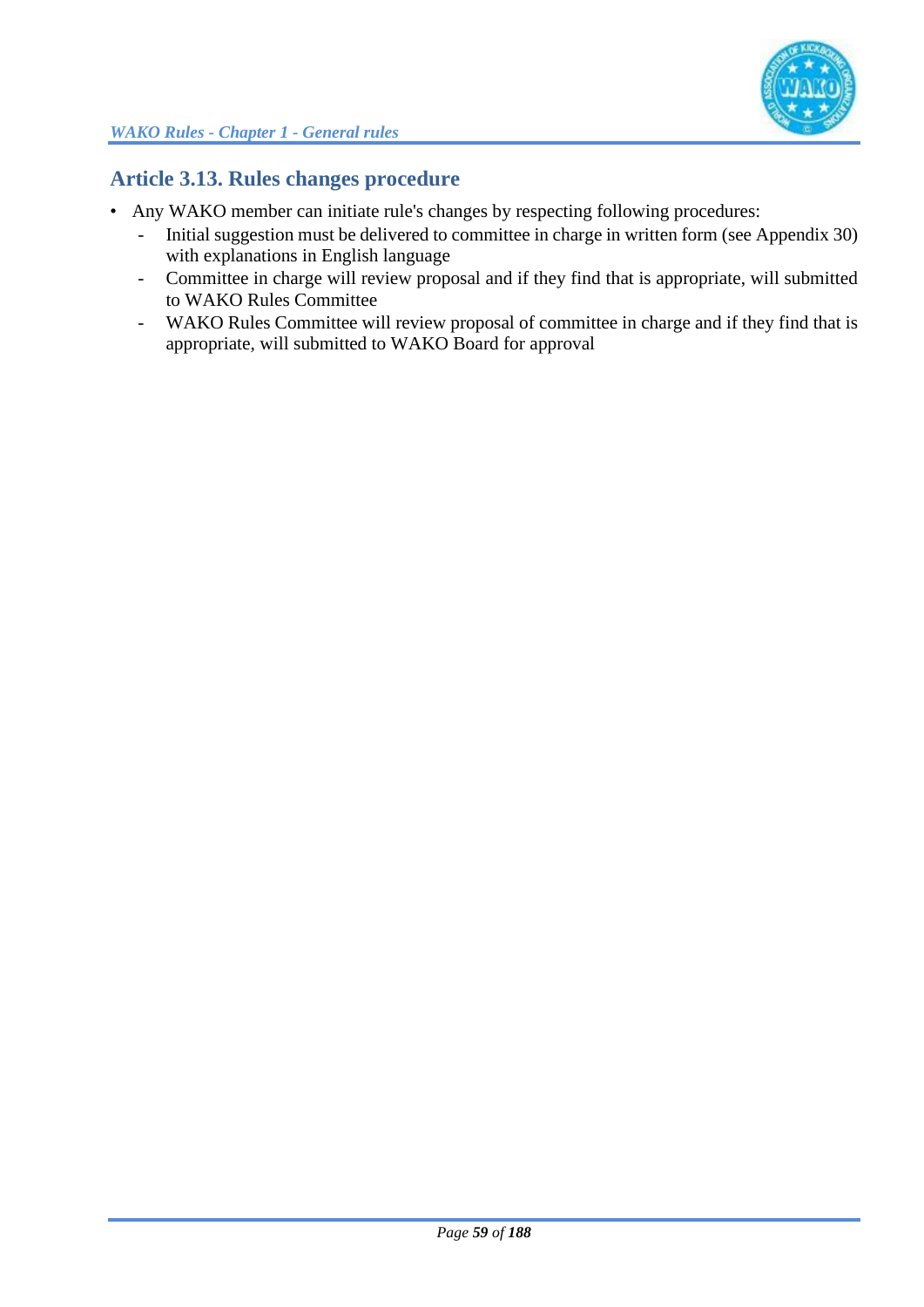## Article 3.13. Rules changes procedure

- Any WAKO member can initiate rule's changes by respecting following procedures:
  - Initial suggestion must be delivered to committee in charge in written form (see Appendix 30) with explanations in English language
  - Committee in charge will review proposal and if they find that is appropriate, will submitted to WAKO Rules Committee
  - WAKO Rules Committee will review proposal of committee in charge and if they find that is appropriate, will submitted to WAKO Board for approval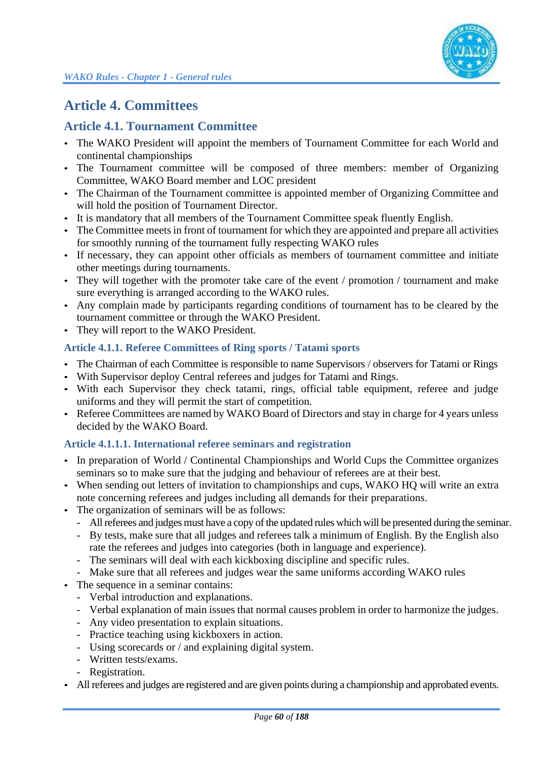# Article 4. Committees

## Article 4.1. Tournament Committee

- The WAKO President will appoint the members of Tournament Committee for each World and continental championships
- The Tournament committee will be composed of three members: member of Organizing Committee, WAKO Board member and LOC president
- The Chairman of the Tournament committee is appointed member of Organizing Committee and will hold the position of Tournament Director.
- It is mandatory that all members of the Tournament Committee speak fluently English.
- The Committee meets in front of tournament for which they are appointed and prepare all activities for smoothly running of the tournament fully respecting WAKO rules
- If necessary, they can appoint other officials as members of tournament committee and initiate other meetings during tournaments.
- They will together with the promoter take care of the event / promotion / tournament and make sure everything is arranged according to the WAKO rules.
- Any complain made by participants regarding conditions of tournament has to be cleared by the tournament committee or through the WAKO President.
- They will report to the WAKO President.

### Article 4.1.1. Referee Committees of Ring sports / Tatami sports

- The Chairman of each Committee is responsible to name Supervisors / observers for Tatami or Rings
- With Supervisor deploy Central referees and judges for Tatami and Rings.
- With each Supervisor they check tatami, rings, official table equipment, referee and judge uniforms and they will permit the start of competition.
- Referee Committees are named by WAKO Board of Directors and stay in charge for 4 years unless decided by the WAKO Board.

#### Article 4.1.1.1. International referee seminars and registration

- In preparation of World / Continental Championships and World Cups the Committee organizes seminars so to make sure that the judging and behaviour of referees are at their best.
- When sending out letters of invitation to championships and cups, WAKO HQ will write an extra note concerning referees and judges including all demands for their preparations.
- The organization of seminars will be as follows:
  - All referees and judges must have a copy of the updated rules which will be presented during the seminar.
  - By tests, make sure that all judges and referees talk a minimum of English. By the English also rate the referees and judges into categories (both in language and experience).
  - The seminars will deal with each kickboxing discipline and specific rules.
  - Make sure that all referees and judges wear the same uniforms according WAKO rules
- The sequence in a seminar contains:
  - Verbal introduction and explanations.
  - Verbal explanation of main issues that normal causes problem in order to harmonize the judges.
  - Any video presentation to explain situations.
  - Practice teaching using kickboxers in action.
  - Using scorecards or / and explaining digital system.
  - Written tests/exams.
  - Registration.
- All referees and judges are registered and are given points during a championship and approbated events.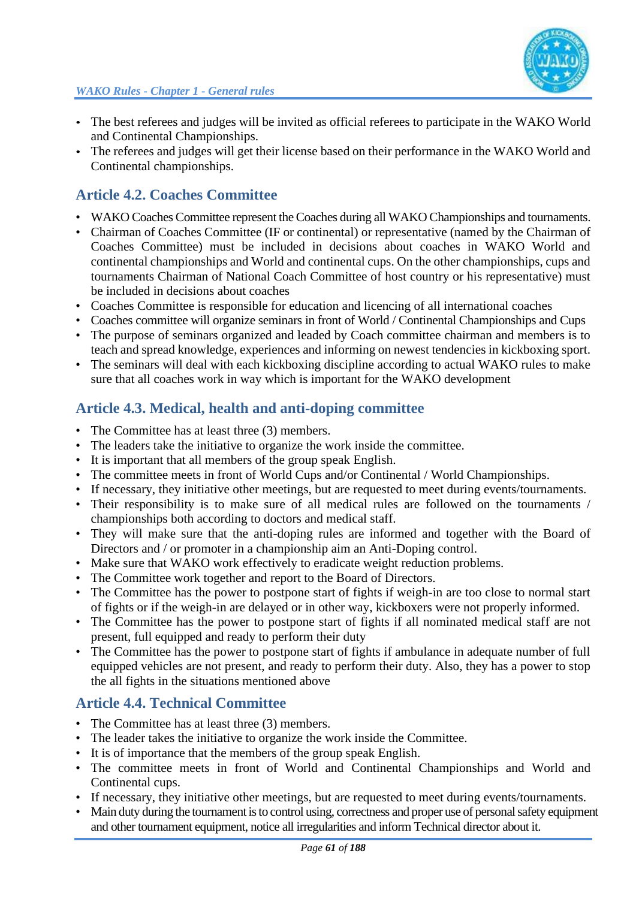- The best referees and judges will be invited as official referees to participate in the WAKO World and Continental Championships.
- The referees and judges will get their license based on their performance in the WAKO World and Continental championships.

## Article 4.2. Coaches Committee

- WAKO Coaches Committee represent the Coaches during all WAKO Championships and tournaments.
- Chairman of Coaches Committee (IF or continental) or representative (named by the Chairman of Coaches Committee) must be included in decisions about coaches in WAKO World and continental championships and World and continental cups. On the other championships, cups and tournaments Chairman of National Coach Committee of host country or his representative) must be included in decisions about coaches
- Coaches Committee is responsible for education and licencing of all international coaches
- Coaches committee will organize seminars in front of World / Continental Championships and Cups
- The purpose of seminars organized and leaded by Coach committee chairman and members is to teach and spread knowledge, experiences and informing on newest tendencies in kickboxing sport.
- The seminars will deal with each kickboxing discipline according to actual WAKO rules to make sure that all coaches work in way which is important for the WAKO development

## Article 4.3. Medical, health and anti-doping committee

- The Committee has at least three (3) members.
- The leaders take the initiative to organize the work inside the committee.
- It is important that all members of the group speak English.
- The committee meets in front of World Cups and/or Continental / World Championships.
- If necessary, they initiative other meetings, but are requested to meet during events/tournaments.
- Their responsibility is to make sure of all medical rules are followed on the tournaments / championships both according to doctors and medical staff.
- They will make sure that the anti-doping rules are informed and together with the Board of Directors and / or promoter in a championship aim an Anti-Doping control.
- Make sure that WAKO work effectively to eradicate weight reduction problems.
- The Committee work together and report to the Board of Directors.
- The Committee has the power to postpone start of fights if weigh-in are too close to normal start of fights or if the weigh-in are delayed or in other way, kickboxers were not properly informed.
- The Committee has the power to postpone start of fights if all nominated medical staff are not present, full equipped and ready to perform their duty
- The Committee has the power to postpone start of fights if ambulance in adequate number of full equipped vehicles are not present, and ready to perform their duty. Also, they has a power to stop the all fights in the situations mentioned above

## Article 4.4. Technical Committee

- The Committee has at least three (3) members.
- The leader takes the initiative to organize the work inside the Committee.
- It is of importance that the members of the group speak English.
- The committee meets in front of World and Continental Championships and World and Continental cups.
- If necessary, they initiative other meetings, but are requested to meet during events/tournaments.
- Main duty during the tournament is to control using, correctness and proper use of personal safety equipment and other tournament equipment, notice all irregularities and inform Technical director about it.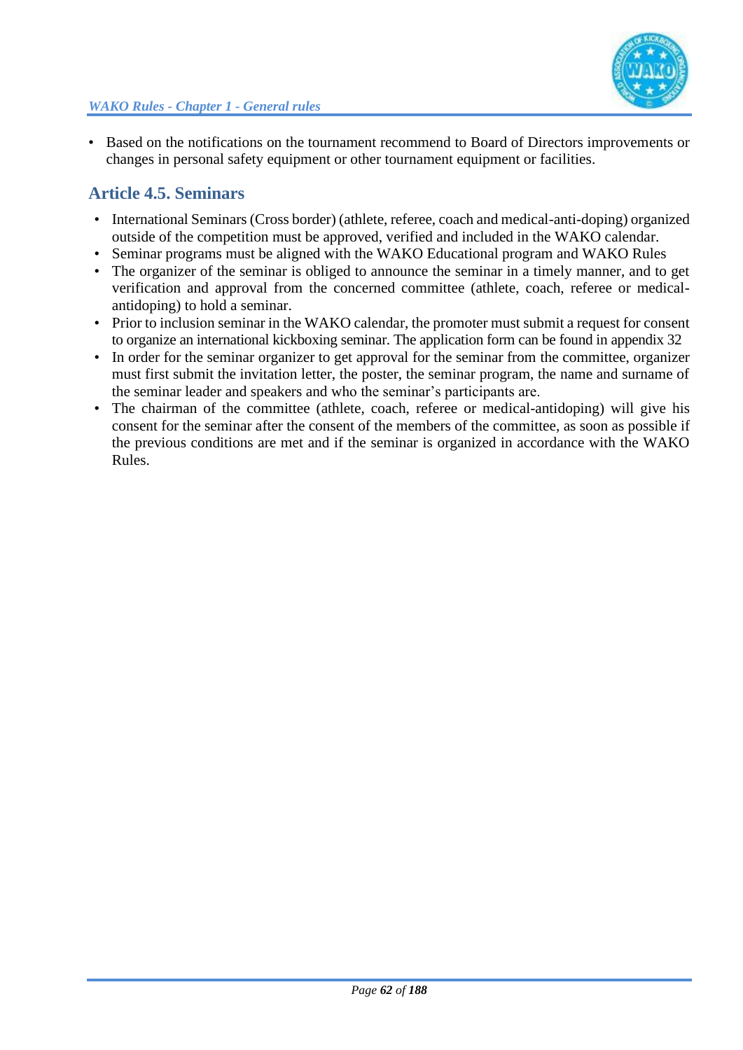- Based on the notifications on the tournament recommend to Board of Directors improvements or changes in personal safety equipment or other tournament equipment or facilities.

## Article 4.5. Seminars

- International Seminars (Cross border) (athlete, referee, coach and medical-anti-doping) organized outside of the competition must be approved, verified and included in the WAKO calendar.
- Seminar programs must be aligned with the WAKO Educational program and WAKO Rules
- The organizer of the seminar is obliged to announce the seminar in a timely manner, and to get verification and approval from the concerned committee (athlete, coach, referee or medical-antidoping) to hold a seminar.
- Prior to inclusion seminar in the WAKO calendar, the promoter must submit a request for consent to organize an international kickboxing seminar. The application form can be found in appendix 32
- In order for the seminar organizer to get approval for the seminar from the committee, organizer must first submit the invitation letter, the poster, the seminar program, the name and surname of the seminar leader and speakers and who the seminar's participants are.
- The chairman of the committee (athlete, coach, referee or medical-antidoping) will give his consent for the seminar after the consent of the members of the committee, as soon as possible if the previous conditions are met and if the seminar is organized in accordance with the WAKO Rules.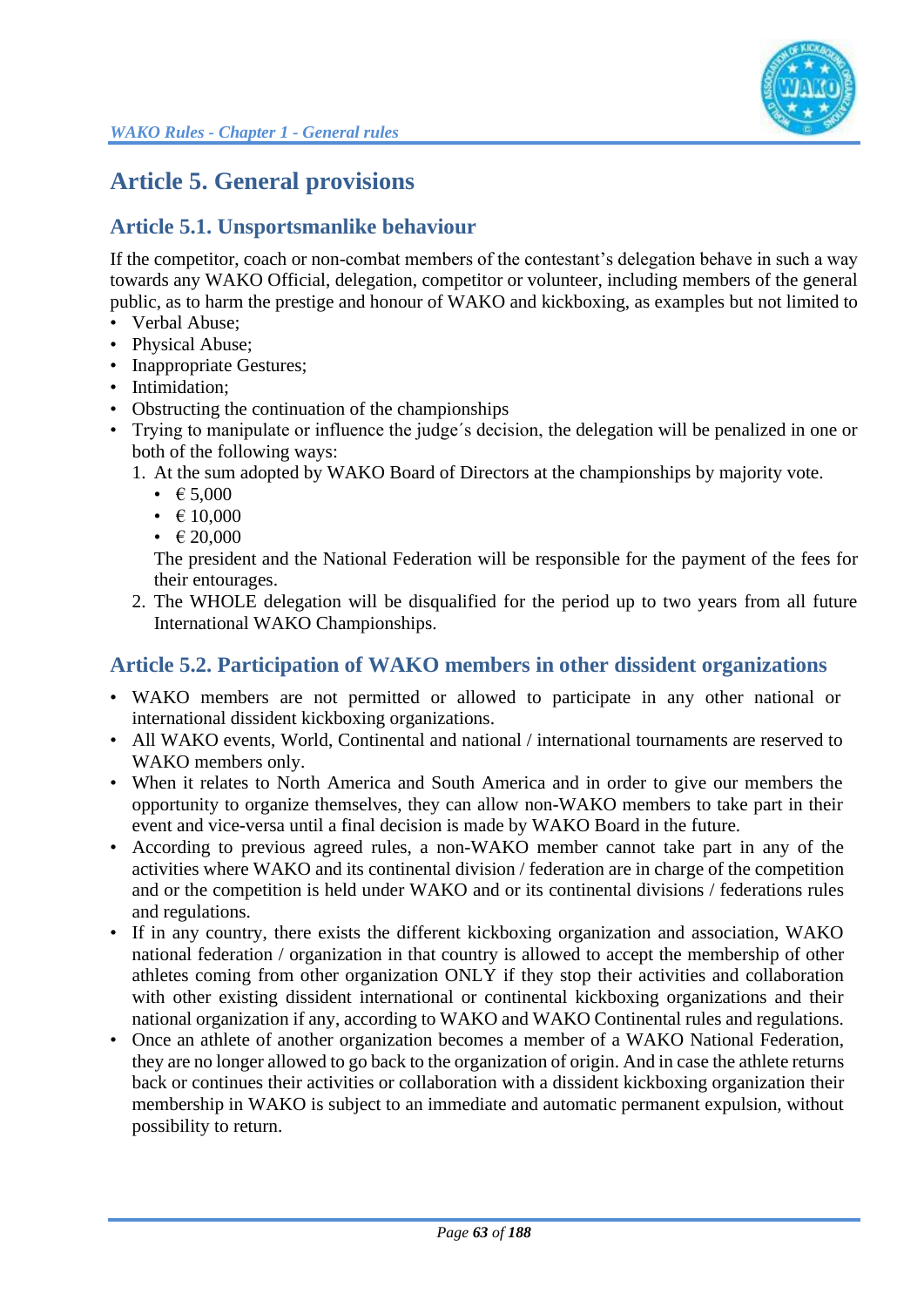# Article 5. General provisions

## Article 5.1. Unsportsmanlike behaviour

If the competitor, coach or non-combat members of the contestant's delegation behave in such a way towards any WAKO Official, delegation, competitor or volunteer, including members of the general public, as to harm the prestige and honour of WAKO and kickboxing, as examples but not limited to

- Verbal Abuse;
- Physical Abuse;
- Inappropriate Gestures;
- Intimidation;
- Obstructing the continuation of the championships
- Trying to manipulate or influence the judge´s decision, the delegation will be penalized in one or both of the following ways:
  1. At the sum adopted by WAKO Board of Directors at the championships by majority vote.
     - € 5,000
     - € 10,000
     - € 20,000

     The president and the National Federation will be responsible for the payment of the fees for their entourages.
  2. The WHOLE delegation will be disqualified for the period up to two years from all future International WAKO Championships.

## Article 5.2. Participation of WAKO members in other dissident organizations

- WAKO members are not permitted or allowed to participate in any other national or international dissident kickboxing organizations.
- All WAKO events, World, Continental and national / international tournaments are reserved to WAKO members only.
- When it relates to North America and South America and in order to give our members the opportunity to organize themselves, they can allow non-WAKO members to take part in their event and vice-versa until a final decision is made by WAKO Board in the future.
- According to previous agreed rules, a non-WAKO member cannot take part in any of the activities where WAKO and its continental division / federation are in charge of the competition and or the competition is held under WAKO and or its continental divisions / federations rules and regulations.
- If in any country, there exists the different kickboxing organization and association, WAKO national federation / organization in that country is allowed to accept the membership of other athletes coming from other organization ONLY if they stop their activities and collaboration with other existing dissident international or continental kickboxing organizations and their national organization if any, according to WAKO and WAKO Continental rules and regulations.
- Once an athlete of another organization becomes a member of a WAKO National Federation, they are no longer allowed to go back to the organization of origin. And in case the athlete returns back or continues their activities or collaboration with a dissident kickboxing organization their membership in WAKO is subject to an immediate and automatic permanent expulsion, without possibility to return.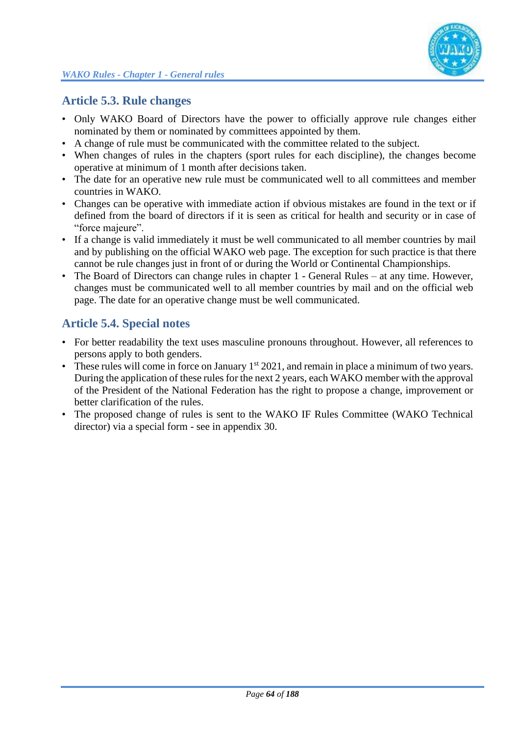## Article 5.3. Rule changes

- Only WAKO Board of Directors have the power to officially approve rule changes either nominated by them or nominated by committees appointed by them.
- A change of rule must be communicated with the committee related to the subject.
- When changes of rules in the chapters (sport rules for each discipline), the changes become operative at minimum of 1 month after decisions taken.
- The date for an operative new rule must be communicated well to all committees and member countries in WAKO.
- Changes can be operative with immediate action if obvious mistakes are found in the text or if defined from the board of directors if it is seen as critical for health and security or in case of "force majeure".
- If a change is valid immediately it must be well communicated to all member countries by mail and by publishing on the official WAKO web page. The exception for such practice is that there cannot be rule changes just in front of or during the World or Continental Championships.
- The Board of Directors can change rules in chapter 1 - General Rules – at any time. However, changes must be communicated well to all member countries by mail and on the official web page. The date for an operative change must be well communicated.

## Article 5.4. Special notes

- For better readability the text uses masculine pronouns throughout. However, all references to persons apply to both genders.
- These rules will come in force on January 1st 2021, and remain in place a minimum of two years. During the application of these rules for the next 2 years, each WAKO member with the approval of the President of the National Federation has the right to propose a change, improvement or better clarification of the rules.
- The proposed change of rules is sent to the WAKO IF Rules Committee (WAKO Technical director) via a special form - see in appendix 30.